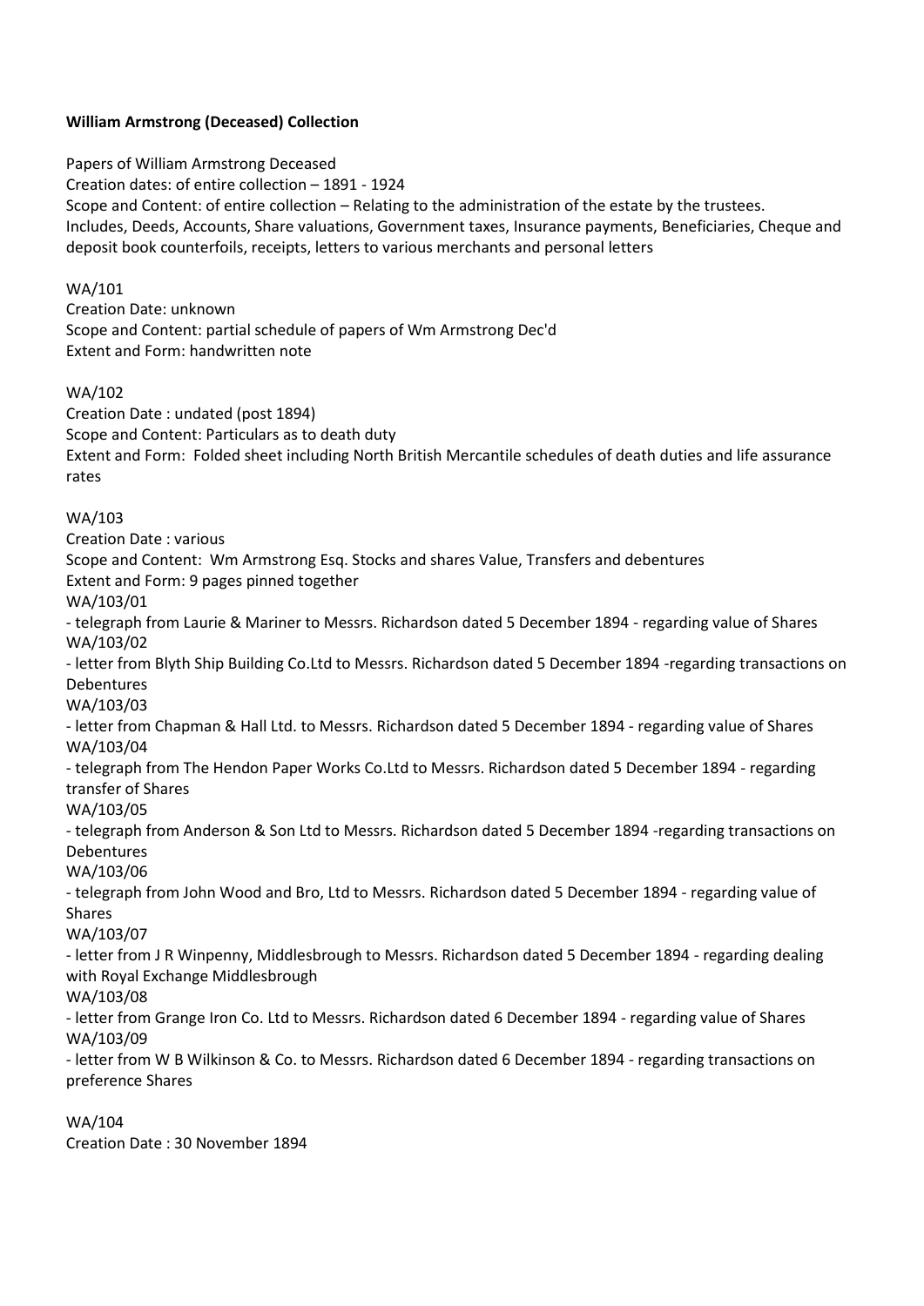**William Armstrong (Deceased) Collection**

Papers of William Armstrong Deceased
Creation dates: of entire collection – 1891 - 1924
Scope and Content: of entire collection – Relating to the administration of the estate by the trustees. Includes, Deeds, Accounts, Share valuations, Government taxes, Insurance payments, Beneficiaries, Cheque and deposit book counterfoils, receipts, letters to various merchants and personal letters

WA/101
Creation Date: unknown
Scope and Content: partial schedule of papers of Wm Armstrong Dec'd
Extent and Form: handwritten note

WA/102
Creation Date : undated (post 1894)
Scope and Content: Particulars as to death duty
Extent and Form: Folded sheet including North British Mercantile schedules of death duties and life assurance rates

WA/103
Creation Date : various
Scope and Content: Wm Armstrong Esq. Stocks and shares Value, Transfers and debentures
Extent and Form: 9 pages pinned together
WA/103/01
- telegraph from Laurie & Mariner to Messrs. Richardson dated 5 December 1894 - regarding value of Shares
WA/103/02
- letter from Blyth Ship Building Co.Ltd to Messrs. Richardson dated 5 December 1894 -regarding transactions on Debentures
WA/103/03
- letter from Chapman & Hall Ltd. to Messrs. Richardson dated 5 December 1894 - regarding value of Shares
WA/103/04
- telegraph from The Hendon Paper Works Co.Ltd to Messrs. Richardson dated 5 December 1894 - regarding transfer of Shares
WA/103/05
- telegraph from Anderson & Son Ltd to Messrs. Richardson dated 5 December 1894 -regarding transactions on Debentures
WA/103/06
- telegraph from John Wood and Bro, Ltd to Messrs. Richardson dated 5 December 1894 - regarding value of Shares
WA/103/07
- letter from J R Winpenny, Middlesbrough to Messrs. Richardson dated 5 December 1894 - regarding dealing with Royal Exchange Middlesbrough
WA/103/08
- letter from Grange Iron Co. Ltd to Messrs. Richardson dated 6 December 1894 - regarding value of Shares
WA/103/09
- letter from W B Wilkinson & Co. to Messrs. Richardson dated 6 December 1894 - regarding transactions on preference Shares

WA/104
Creation Date : 30 November 1894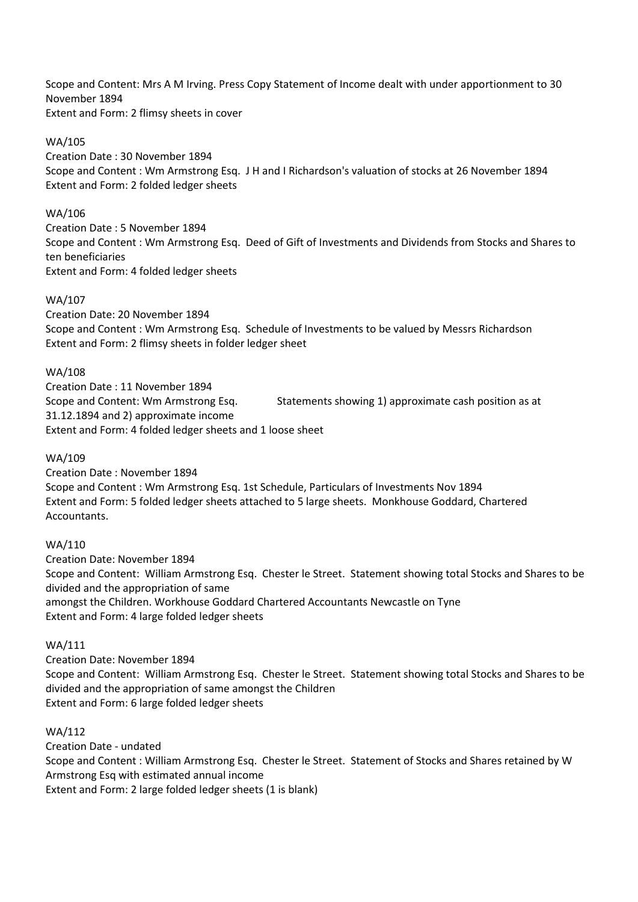Scope and Content: Mrs A M Irving. Press Copy Statement of Income dealt with under apportionment to 30 November 1894
Extent and Form: 2 flimsy sheets in cover

WA/105
Creation Date : 30 November 1894
Scope and Content : Wm Armstrong Esq. J H and I Richardson's valuation of stocks at 26 November 1894
Extent and Form: 2 folded ledger sheets

WA/106
Creation Date : 5 November 1894
Scope and Content : Wm Armstrong Esq. Deed of Gift of Investments and Dividends from Stocks and Shares to ten beneficiaries
Extent and Form: 4 folded ledger sheets

WA/107
Creation Date: 20 November 1894
Scope and Content : Wm Armstrong Esq. Schedule of Investments to be valued by Messrs Richardson
Extent and Form: 2 flimsy sheets in folder ledger sheet

WA/108
Creation Date : 11 November 1894
Scope and Content: Wm Armstrong Esq. Statements showing 1) approximate cash position as at 31.12.1894 and 2) approximate income
Extent and Form: 4 folded ledger sheets and 1 loose sheet

WA/109
Creation Date : November 1894
Scope and Content : Wm Armstrong Esq. 1st Schedule, Particulars of Investments Nov 1894
Extent and Form: 5 folded ledger sheets attached to 5 large sheets. Monkhouse Goddard, Chartered Accountants.

WA/110
Creation Date: November 1894
Scope and Content: William Armstrong Esq. Chester le Street. Statement showing total Stocks and Shares to be divided and the appropriation of same amongst the Children. Workhouse Goddard Chartered Accountants Newcastle on Tyne
Extent and Form: 4 large folded ledger sheets

WA/111
Creation Date: November 1894
Scope and Content: William Armstrong Esq. Chester le Street. Statement showing total Stocks and Shares to be divided and the appropriation of same amongst the Children
Extent and Form: 6 large folded ledger sheets

WA/112
Creation Date - undated
Scope and Content : William Armstrong Esq. Chester le Street. Statement of Stocks and Shares retained by W Armstrong Esq with estimated annual income
Extent and Form: 2 large folded ledger sheets (1 is blank)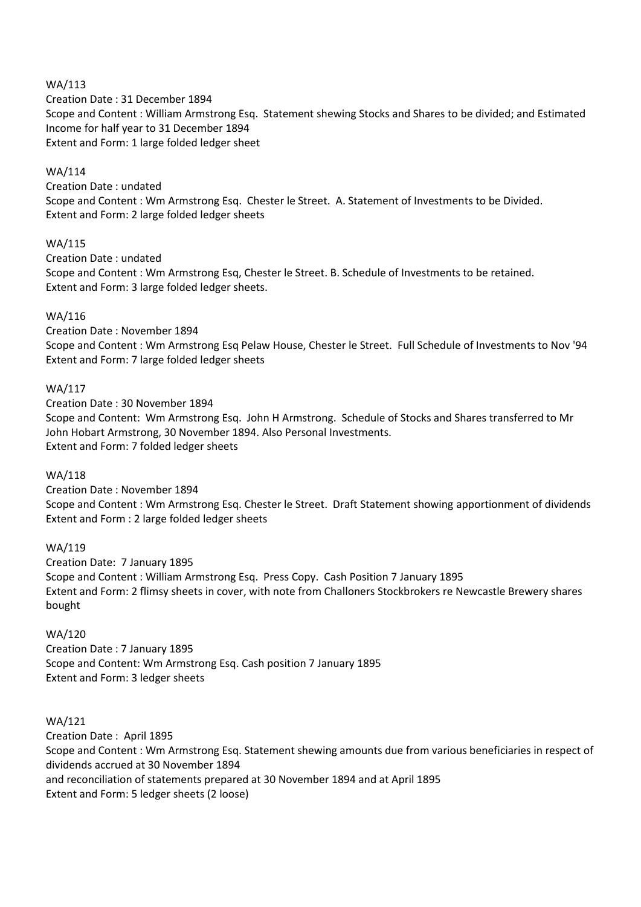WA/113
Creation Date : 31 December 1894
Scope and Content : William Armstrong Esq.  Statement shewing Stocks and Shares to be divided; and Estimated Income for half year to 31 December 1894
Extent and Form: 1 large folded ledger sheet

WA/114
Creation Date : undated
Scope and Content : Wm Armstrong Esq.  Chester le Street.  A. Statement of Investments to be Divided.
Extent and Form: 2 large folded ledger sheets

WA/115
Creation Date : undated
Scope and Content : Wm Armstrong Esq, Chester le Street. B. Schedule of Investments to be retained.
Extent and Form: 3 large folded ledger sheets.

WA/116
Creation Date : November 1894
Scope and Content : Wm Armstrong Esq Pelaw House, Chester le Street.  Full Schedule of Investments to Nov '94
Extent and Form: 7 large folded ledger sheets

WA/117
Creation Date : 30 November 1894
Scope and Content:  Wm Armstrong Esq.  John H Armstrong.  Schedule of Stocks and Shares transferred to Mr John Hobart Armstrong, 30 November 1894. Also Personal Investments.
Extent and Form: 7 folded ledger sheets

WA/118
Creation Date : November 1894
Scope and Content : Wm Armstrong Esq. Chester le Street.  Draft Statement showing apportionment of dividends
Extent and Form : 2 large folded ledger sheets

WA/119
Creation Date:  7 January 1895
Scope and Content : William Armstrong Esq.  Press Copy.  Cash Position 7 January 1895
Extent and Form: 2 flimsy sheets in cover, with note from Challoners Stockbrokers re Newcastle Brewery shares bought

WA/120
Creation Date : 7 January 1895
Scope and Content: Wm Armstrong Esq. Cash position 7 January 1895
Extent and Form: 3 ledger sheets

WA/121
Creation Date :  April 1895
Scope and Content : Wm Armstrong Esq. Statement shewing amounts due from various beneficiaries in respect of dividends accrued at 30 November 1894
and reconciliation of statements prepared at 30 November 1894 and at April 1895
Extent and Form: 5 ledger sheets (2 loose)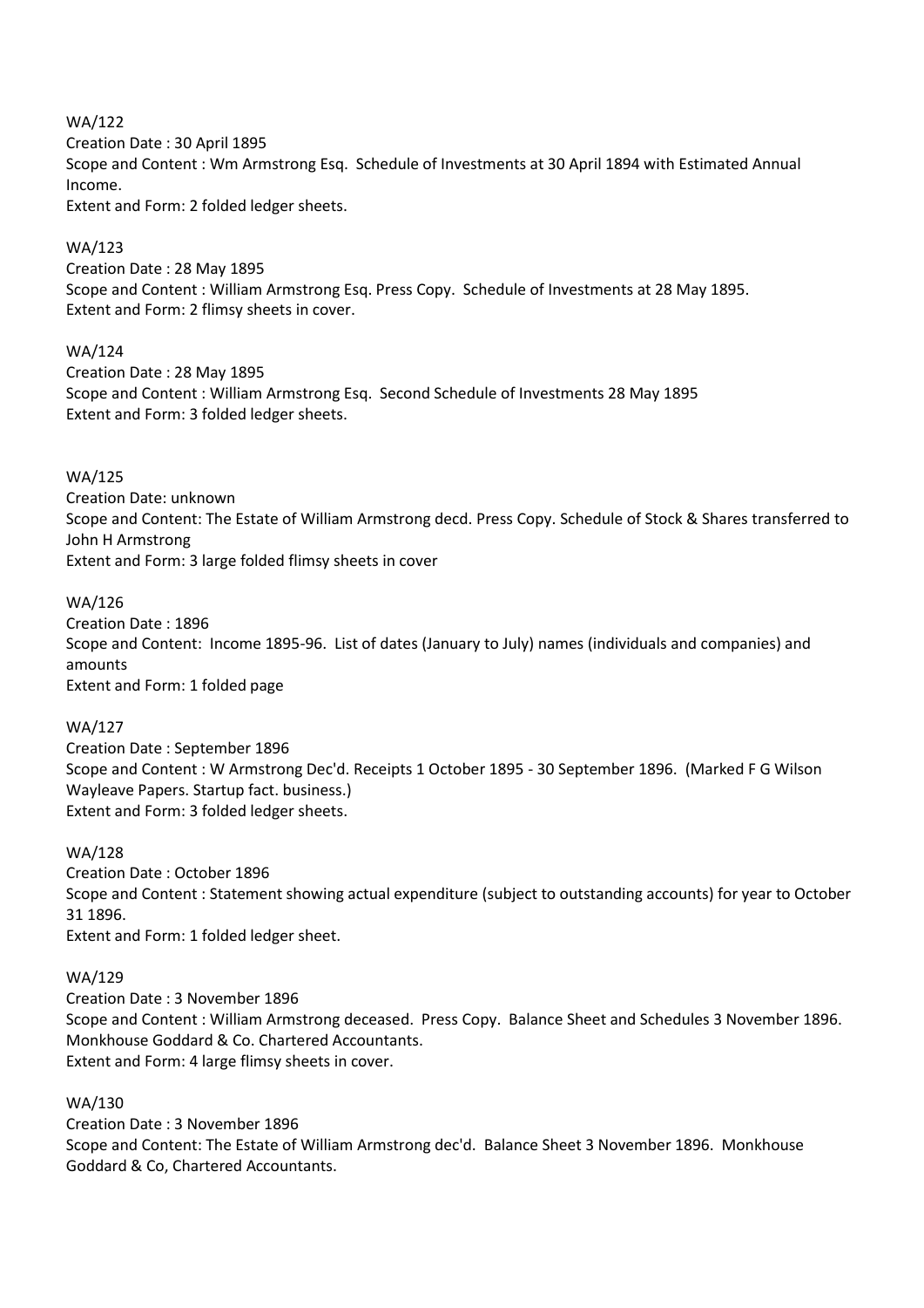WA/122
Creation Date : 30 April 1895
Scope and Content : Wm Armstrong Esq. Schedule of Investments at 30 April 1894 with Estimated Annual Income.
Extent and Form: 2 folded ledger sheets.

WA/123
Creation Date : 28 May 1895
Scope and Content : William Armstrong Esq. Press Copy. Schedule of Investments at 28 May 1895.
Extent and Form: 2 flimsy sheets in cover.

WA/124
Creation Date : 28 May 1895
Scope and Content : William Armstrong Esq. Second Schedule of Investments 28 May 1895
Extent and Form: 3 folded ledger sheets.

WA/125
Creation Date: unknown
Scope and Content: The Estate of William Armstrong decd. Press Copy. Schedule of Stock & Shares transferred to John H Armstrong
Extent and Form: 3 large folded flimsy sheets in cover

WA/126
Creation Date : 1896
Scope and Content: Income 1895-96. List of dates (January to July) names (individuals and companies) and amounts
Extent and Form: 1 folded page

WA/127
Creation Date : September 1896
Scope and Content : W Armstrong Dec'd. Receipts 1 October 1895 - 30 September 1896. (Marked F G Wilson Wayleave Papers. Startup fact. business.)
Extent and Form: 3 folded ledger sheets.

WA/128
Creation Date : October 1896
Scope and Content : Statement showing actual expenditure (subject to outstanding accounts) for year to October 31 1896.
Extent and Form: 1 folded ledger sheet.

WA/129
Creation Date : 3 November 1896
Scope and Content : William Armstrong deceased. Press Copy. Balance Sheet and Schedules 3 November 1896. Monkhouse Goddard & Co. Chartered Accountants.
Extent and Form: 4 large flimsy sheets in cover.

WA/130
Creation Date : 3 November 1896
Scope and Content: The Estate of William Armstrong dec'd. Balance Sheet 3 November 1896. Monkhouse Goddard & Co, Chartered Accountants.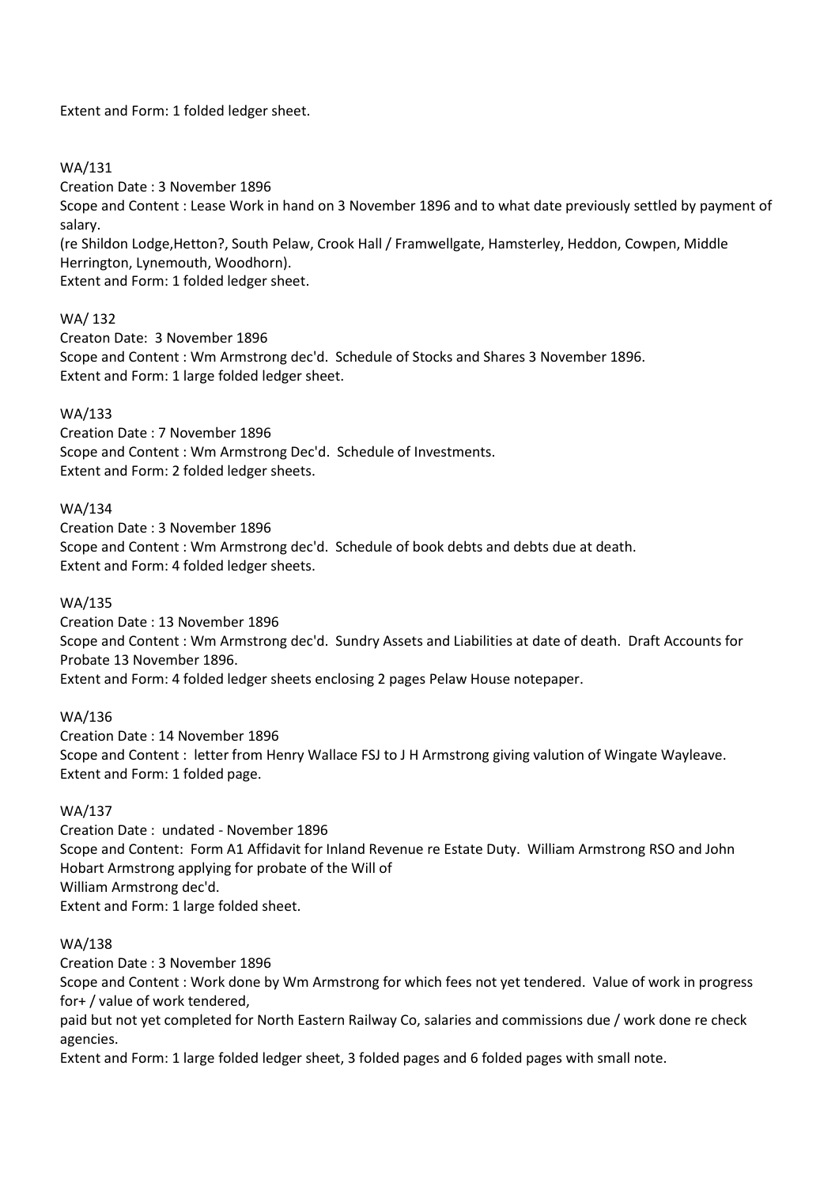Extent and Form: 1 folded ledger sheet.

WA/131
Creation Date : 3 November 1896
Scope and Content : Lease Work in hand on 3 November 1896 and to what date previously settled by payment of salary.
(re Shildon Lodge,Hetton?, South Pelaw, Crook Hall / Framwellgate, Hamsterley, Heddon, Cowpen, Middle Herrington, Lynemouth, Woodhorn).
Extent and Form: 1 folded ledger sheet.

WA/ 132
Creaton Date: 3 November 1896
Scope and Content : Wm Armstrong dec'd. Schedule of Stocks and Shares 3 November 1896.
Extent and Form: 1 large folded ledger sheet.

WA/133
Creation Date : 7 November 1896
Scope and Content : Wm Armstrong Dec'd. Schedule of Investments.
Extent and Form: 2 folded ledger sheets.

WA/134
Creation Date : 3 November 1896
Scope and Content : Wm Armstrong dec'd. Schedule of book debts and debts due at death.
Extent and Form: 4 folded ledger sheets.

WA/135
Creation Date : 13 November 1896
Scope and Content : Wm Armstrong dec'd. Sundry Assets and Liabilities at date of death. Draft Accounts for Probate 13 November 1896.
Extent and Form: 4 folded ledger sheets enclosing 2 pages Pelaw House notepaper.

WA/136
Creation Date : 14 November 1896
Scope and Content : letter from Henry Wallace FSJ to J H Armstrong giving valution of Wingate Wayleave.
Extent and Form: 1 folded page.

WA/137
Creation Date : undated - November 1896
Scope and Content: Form A1 Affidavit for Inland Revenue re Estate Duty. William Armstrong RSO and John Hobart Armstrong applying for probate of the Will of
William Armstrong dec'd.
Extent and Form: 1 large folded sheet.

WA/138
Creation Date : 3 November 1896
Scope and Content : Work done by Wm Armstrong for which fees not yet tendered. Value of work in progress for+ / value of work tendered,
paid but not yet completed for North Eastern Railway Co, salaries and commissions due / work done re check agencies.
Extent and Form: 1 large folded ledger sheet, 3 folded pages and 6 folded pages with small note.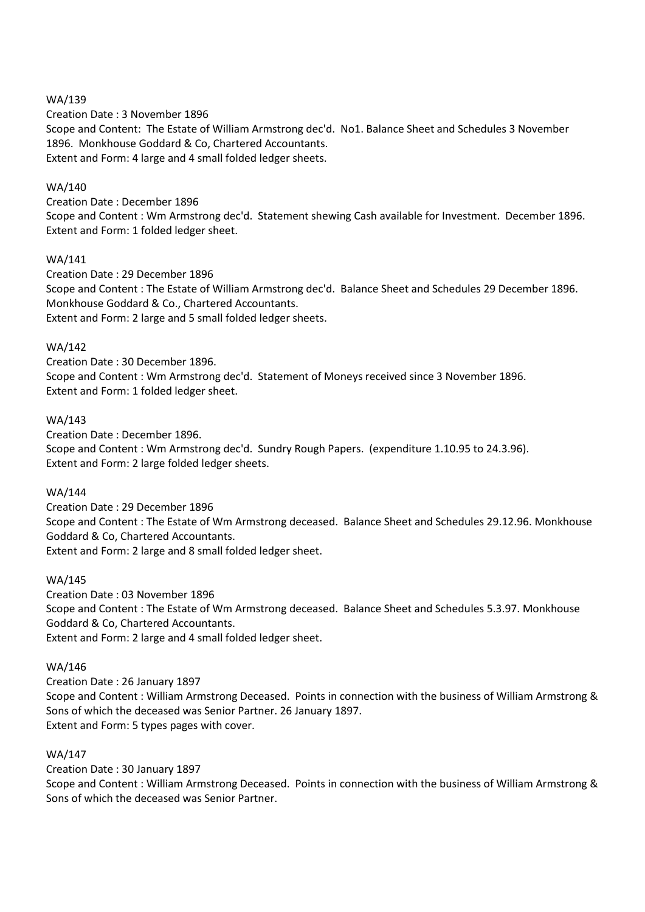WA/139

Creation Date : 3 November 1896

Scope and Content: The Estate of William Armstrong dec'd. No1. Balance Sheet and Schedules 3 November 1896. Monkhouse Goddard & Co, Chartered Accountants.

Extent and Form: 4 large and 4 small folded ledger sheets.

WA/140

Creation Date : December 1896

Scope and Content : Wm Armstrong dec'd. Statement shewing Cash available for Investment. December 1896.

Extent and Form: 1 folded ledger sheet.

WA/141

Creation Date : 29 December 1896

Scope and Content : The Estate of William Armstrong dec'd. Balance Sheet and Schedules 29 December 1896. Monkhouse Goddard & Co., Chartered Accountants.

Extent and Form: 2 large and 5 small folded ledger sheets.

WA/142

Creation Date : 30 December 1896.

Scope and Content : Wm Armstrong dec'd. Statement of Moneys received since 3 November 1896.

Extent and Form: 1 folded ledger sheet.

WA/143

Creation Date : December 1896.

Scope and Content : Wm Armstrong dec'd. Sundry Rough Papers. (expenditure 1.10.95 to 24.3.96).

Extent and Form: 2 large folded ledger sheets.

WA/144

Creation Date : 29 December 1896

Scope and Content : The Estate of Wm Armstrong deceased. Balance Sheet and Schedules 29.12.96. Monkhouse Goddard & Co, Chartered Accountants.

Extent and Form: 2 large and 8 small folded ledger sheet.

WA/145

Creation Date : 03 November 1896

Scope and Content : The Estate of Wm Armstrong deceased. Balance Sheet and Schedules 5.3.97. Monkhouse Goddard & Co, Chartered Accountants.

Extent and Form: 2 large and 4 small folded ledger sheet.

WA/146

Creation Date : 26 January 1897

Scope and Content : William Armstrong Deceased. Points in connection with the business of William Armstrong & Sons of which the deceased was Senior Partner. 26 January 1897.

Extent and Form: 5 types pages with cover.

WA/147

Creation Date : 30 January 1897

Scope and Content : William Armstrong Deceased. Points in connection with the business of William Armstrong & Sons of which the deceased was Senior Partner.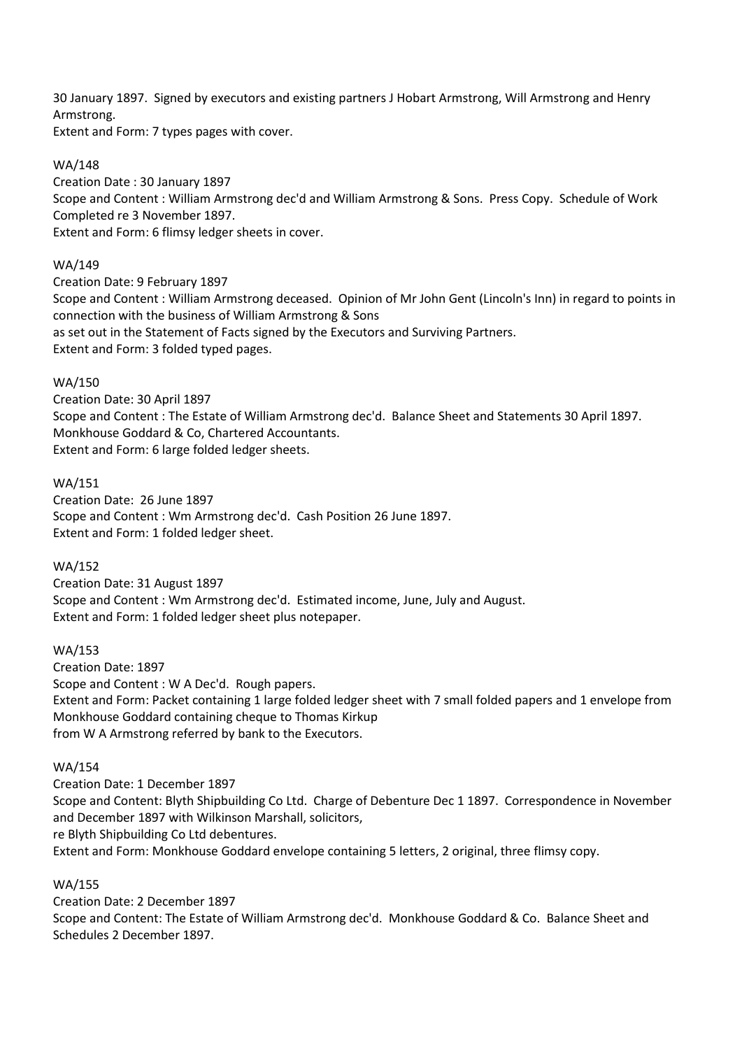30 January 1897. Signed by executors and existing partners J Hobart Armstrong, Will Armstrong and Henry Armstrong.
Extent and Form: 7 types pages with cover.

WA/148
Creation Date : 30 January 1897
Scope and Content : William Armstrong dec'd and William Armstrong & Sons. Press Copy. Schedule of Work Completed re 3 November 1897.
Extent and Form: 6 flimsy ledger sheets in cover.

WA/149
Creation Date: 9 February 1897
Scope and Content : William Armstrong deceased. Opinion of Mr John Gent (Lincoln's Inn) in regard to points in connection with the business of William Armstrong & Sons
as set out in the Statement of Facts signed by the Executors and Surviving Partners.
Extent and Form: 3 folded typed pages.

WA/150
Creation Date: 30 April 1897
Scope and Content : The Estate of William Armstrong dec'd. Balance Sheet and Statements 30 April 1897. Monkhouse Goddard & Co, Chartered Accountants.
Extent and Form: 6 large folded ledger sheets.

WA/151
Creation Date: 26 June 1897
Scope and Content : Wm Armstrong dec'd. Cash Position 26 June 1897.
Extent and Form: 1 folded ledger sheet.

WA/152
Creation Date: 31 August 1897
Scope and Content : Wm Armstrong dec'd. Estimated income, June, July and August.
Extent and Form: 1 folded ledger sheet plus notepaper.

WA/153
Creation Date: 1897
Scope and Content : W A Dec'd. Rough papers.
Extent and Form: Packet containing 1 large folded ledger sheet with 7 small folded papers and 1 envelope from Monkhouse Goddard containing cheque to Thomas Kirkup
from W A Armstrong referred by bank to the Executors.

WA/154
Creation Date: 1 December 1897
Scope and Content: Blyth Shipbuilding Co Ltd. Charge of Debenture Dec 1 1897. Correspondence in November and December 1897 with Wilkinson Marshall, solicitors,
re Blyth Shipbuilding Co Ltd debentures.
Extent and Form: Monkhouse Goddard envelope containing 5 letters, 2 original, three flimsy copy.

WA/155
Creation Date: 2 December 1897
Scope and Content: The Estate of William Armstrong dec'd. Monkhouse Goddard & Co. Balance Sheet and Schedules 2 December 1897.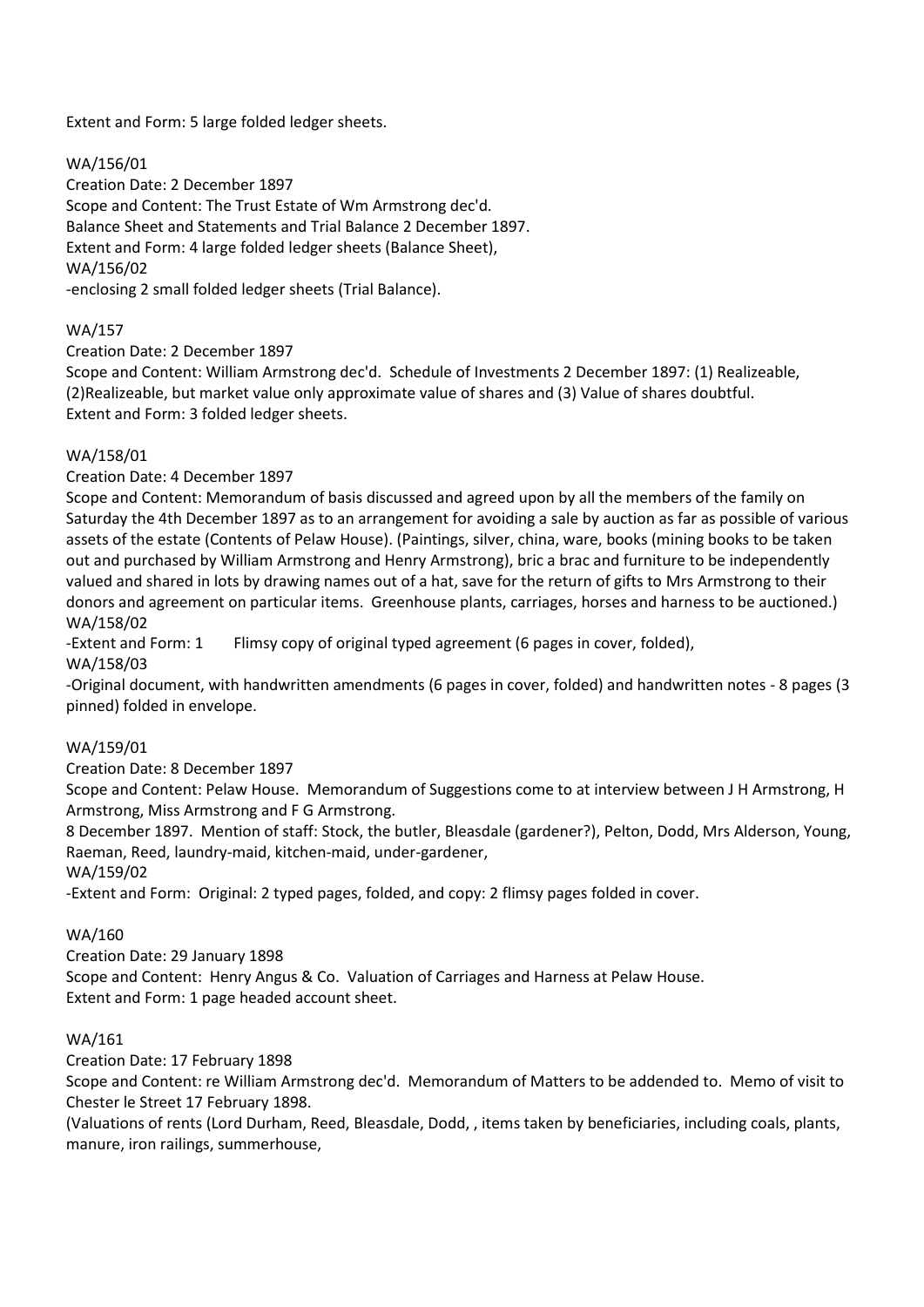Extent and Form: 5 large folded ledger sheets.

WA/156/01
Creation Date: 2 December 1897
Scope and Content: The Trust Estate of Wm Armstrong dec'd.
Balance Sheet and Statements and Trial Balance 2 December 1897.
Extent and Form: 4 large folded ledger sheets (Balance Sheet),
WA/156/02
-enclosing 2 small folded ledger sheets (Trial Balance).

WA/157
Creation Date: 2 December 1897
Scope and Content: William Armstrong dec'd. Schedule of Investments 2 December 1897: (1) Realizeable, (2)Realizeable, but market value only approximate value of shares and (3) Value of shares doubtful.
Extent and Form: 3 folded ledger sheets.

WA/158/01
Creation Date: 4 December 1897
Scope and Content: Memorandum of basis discussed and agreed upon by all the members of the family on Saturday the 4th December 1897 as to an arrangement for avoiding a sale by auction as far as possible of various assets of the estate (Contents of Pelaw House). (Paintings, silver, china, ware, books (mining books to be taken out and purchased by William Armstrong and Henry Armstrong), bric a brac and furniture to be independently valued and shared in lots by drawing names out of a hat, save for the return of gifts to Mrs Armstrong to their donors and agreement on particular items. Greenhouse plants, carriages, horses and harness to be auctioned.)
WA/158/02
-Extent and Form: 1 Flimsy copy of original typed agreement (6 pages in cover, folded),
WA/158/03
-Original document, with handwritten amendments (6 pages in cover, folded) and handwritten notes - 8 pages (3 pinned) folded in envelope.

WA/159/01
Creation Date: 8 December 1897
Scope and Content: Pelaw House. Memorandum of Suggestions come to at interview between J H Armstrong, H Armstrong, Miss Armstrong and F G Armstrong.
8 December 1897. Mention of staff: Stock, the butler, Bleasdale (gardener?), Pelton, Dodd, Mrs Alderson, Young, Raeman, Reed, laundry-maid, kitchen-maid, under-gardener,
WA/159/02
-Extent and Form: Original: 2 typed pages, folded, and copy: 2 flimsy pages folded in cover.

WA/160
Creation Date: 29 January 1898
Scope and Content: Henry Angus & Co. Valuation of Carriages and Harness at Pelaw House.
Extent and Form: 1 page headed account sheet.

WA/161
Creation Date: 17 February 1898
Scope and Content: re William Armstrong dec'd. Memorandum of Matters to be addended to. Memo of visit to Chester le Street 17 February 1898.
(Valuations of rents (Lord Durham, Reed, Bleasdale, Dodd, , items taken by beneficiaries, including coals, plants, manure, iron railings, summerhouse,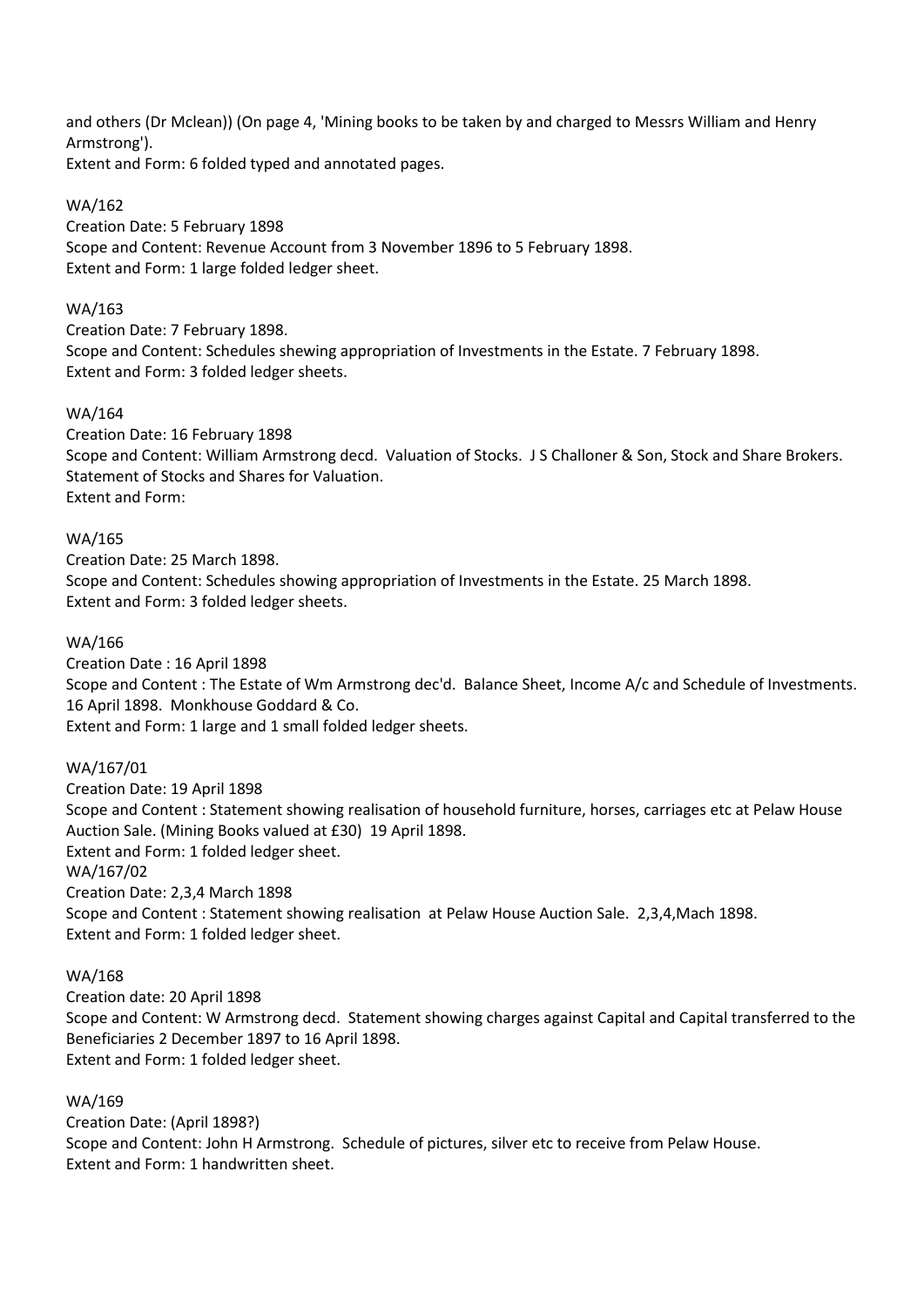and others (Dr Mclean)) (On page 4, 'Mining books to be taken by and charged to Messrs William and Henry Armstrong').
Extent and Form: 6 folded typed and annotated pages.

WA/162
Creation Date: 5 February 1898
Scope and Content: Revenue Account from 3 November 1896 to 5 February 1898.
Extent and Form: 1 large folded ledger sheet.

WA/163
Creation Date: 7 February 1898.
Scope and Content: Schedules shewing appropriation of Investments in the Estate. 7 February 1898.
Extent and Form: 3 folded ledger sheets.

WA/164
Creation Date: 16 February 1898
Scope and Content: William Armstrong decd. Valuation of Stocks. J S Challoner & Son, Stock and Share Brokers. Statement of Stocks and Shares for Valuation.
Extent and Form:

WA/165
Creation Date: 25 March 1898.
Scope and Content: Schedules showing appropriation of Investments in the Estate. 25 March 1898.
Extent and Form: 3 folded ledger sheets.

WA/166
Creation Date : 16 April 1898
Scope and Content : The Estate of Wm Armstrong dec'd. Balance Sheet, Income A/c and Schedule of Investments. 16 April 1898. Monkhouse Goddard & Co.
Extent and Form: 1 large and 1 small folded ledger sheets.

WA/167/01
Creation Date: 19 April 1898
Scope and Content : Statement showing realisation of household furniture, horses, carriages etc at Pelaw House Auction Sale. (Mining Books valued at £30) 19 April 1898.
Extent and Form: 1 folded ledger sheet.
WA/167/02
Creation Date: 2,3,4 March 1898
Scope and Content : Statement showing realisation at Pelaw House Auction Sale. 2,3,4,Mach 1898.
Extent and Form: 1 folded ledger sheet.

WA/168
Creation date: 20 April 1898
Scope and Content: W Armstrong decd. Statement showing charges against Capital and Capital transferred to the Beneficiaries 2 December 1897 to 16 April 1898.
Extent and Form: 1 folded ledger sheet.

WA/169
Creation Date: (April 1898?)
Scope and Content: John H Armstrong. Schedule of pictures, silver etc to receive from Pelaw House.
Extent and Form: 1 handwritten sheet.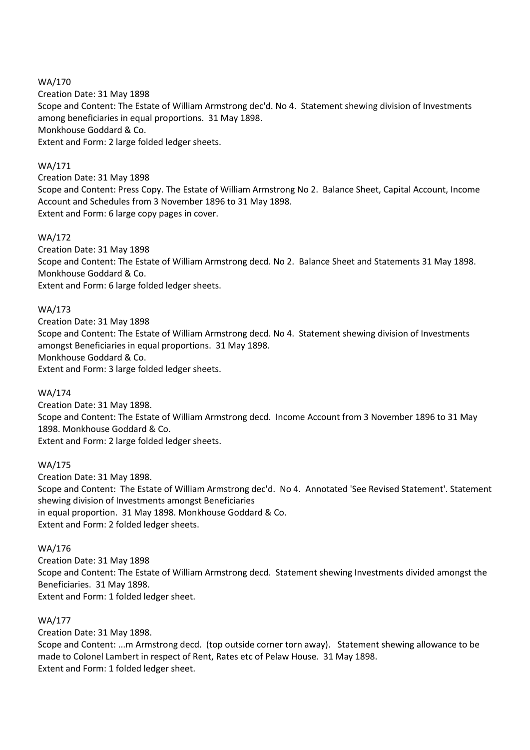WA/170

Creation Date: 31 May 1898

Scope and Content: The Estate of William Armstrong dec'd. No 4. Statement shewing division of Investments among beneficiaries in equal proportions. 31 May 1898.

Monkhouse Goddard & Co.

Extent and Form: 2 large folded ledger sheets.

WA/171

Creation Date: 31 May 1898

Scope and Content: Press Copy. The Estate of William Armstrong No 2. Balance Sheet, Capital Account, Income Account and Schedules from 3 November 1896 to 31 May 1898.

Extent and Form: 6 large copy pages in cover.

WA/172

Creation Date: 31 May 1898

Scope and Content: The Estate of William Armstrong decd. No 2. Balance Sheet and Statements 31 May 1898.

Monkhouse Goddard & Co.

Extent and Form: 6 large folded ledger sheets.

WA/173

Creation Date: 31 May 1898

Scope and Content: The Estate of William Armstrong decd. No 4. Statement shewing division of Investments amongst Beneficiaries in equal proportions. 31 May 1898.

Monkhouse Goddard & Co.

Extent and Form: 3 large folded ledger sheets.

WA/174

Creation Date: 31 May 1898.

Scope and Content: The Estate of William Armstrong decd. Income Account from 3 November 1896 to 31 May 1898. Monkhouse Goddard & Co.

Extent and Form: 2 large folded ledger sheets.

WA/175

Creation Date: 31 May 1898.

Scope and Content: The Estate of William Armstrong dec'd. No 4. Annotated 'See Revised Statement'. Statement shewing division of Investments amongst Beneficiaries
in equal proportion. 31 May 1898. Monkhouse Goddard & Co.

Extent and Form: 2 folded ledger sheets.

WA/176

Creation Date: 31 May 1898

Scope and Content: The Estate of William Armstrong decd. Statement shewing Investments divided amongst the Beneficiaries. 31 May 1898.

Extent and Form: 1 folded ledger sheet.

WA/177

Creation Date: 31 May 1898.

Scope and Content: ...m Armstrong decd. (top outside corner torn away). Statement shewing allowance to be made to Colonel Lambert in respect of Rent, Rates etc of Pelaw House. 31 May 1898.

Extent and Form: 1 folded ledger sheet.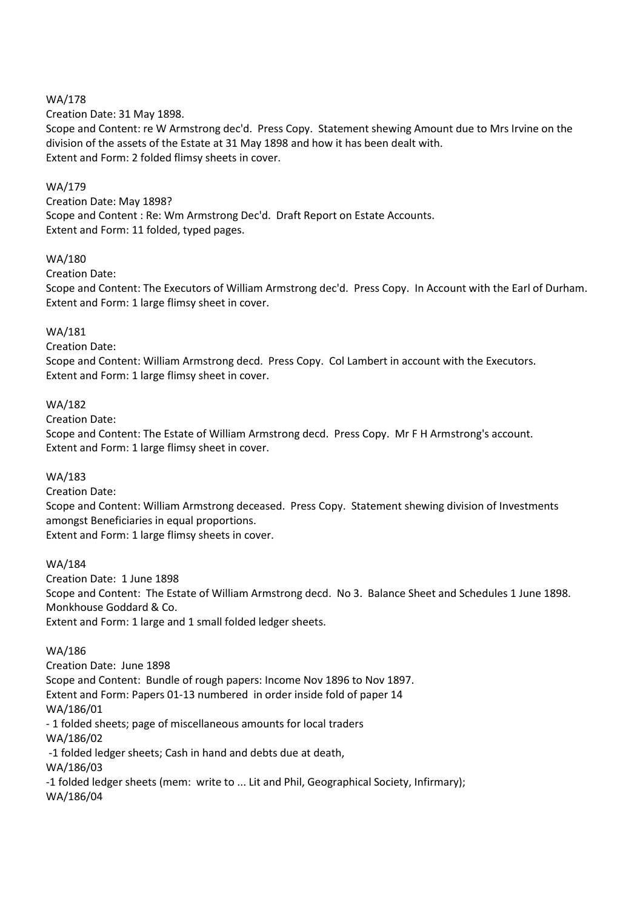WA/178

Creation Date: 31 May 1898.

Scope and Content: re W Armstrong dec'd. Press Copy. Statement shewing Amount due to Mrs Irvine on the division of the assets of the Estate at 31 May 1898 and how it has been dealt with.

Extent and Form: 2 folded flimsy sheets in cover.

WA/179

Creation Date: May 1898?

Scope and Content : Re: Wm Armstrong Dec'd. Draft Report on Estate Accounts.

Extent and Form: 11 folded, typed pages.

WA/180

Creation Date:

Scope and Content: The Executors of William Armstrong dec'd. Press Copy. In Account with the Earl of Durham.

Extent and Form: 1 large flimsy sheet in cover.

WA/181

Creation Date:

Scope and Content: William Armstrong decd. Press Copy. Col Lambert in account with the Executors.

Extent and Form: 1 large flimsy sheet in cover.

WA/182

Creation Date:

Scope and Content: The Estate of William Armstrong decd. Press Copy. Mr F H Armstrong's account.

Extent and Form: 1 large flimsy sheet in cover.

WA/183

Creation Date:

Scope and Content: William Armstrong deceased. Press Copy. Statement shewing division of Investments amongst Beneficiaries in equal proportions.

Extent and Form: 1 large flimsy sheets in cover.

WA/184

Creation Date: 1 June 1898

Scope and Content: The Estate of William Armstrong decd. No 3. Balance Sheet and Schedules 1 June 1898. Monkhouse Goddard & Co.

Extent and Form: 1 large and 1 small folded ledger sheets.

WA/186

Creation Date: June 1898

Scope and Content: Bundle of rough papers: Income Nov 1896 to Nov 1897.

Extent and Form: Papers 01-13 numbered in order inside fold of paper 14

WA/186/01

- 1 folded sheets; page of miscellaneous amounts for local traders

WA/186/02

-1 folded ledger sheets; Cash in hand and debts due at death,

WA/186/03

-1 folded ledger sheets (mem: write to ... Lit and Phil, Geographical Society, Infirmary);

WA/186/04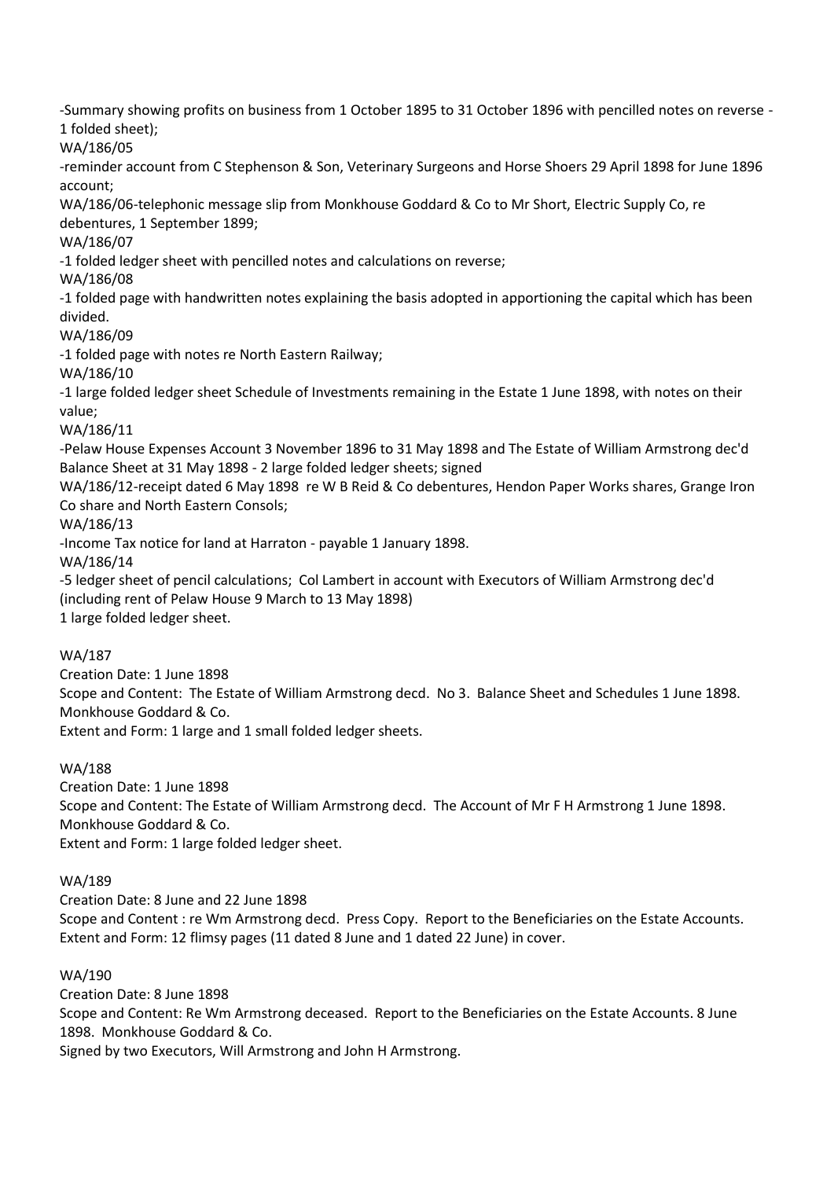-Summary showing profits on business from 1 October 1895 to 31 October 1896 with pencilled notes on reverse - 1 folded sheet);

WA/186/05

-reminder account from C Stephenson & Son, Veterinary Surgeons and Horse Shoers 29 April 1898 for June 1896 account;

WA/186/06-telephonic message slip from Monkhouse Goddard & Co to Mr Short, Electric Supply Co, re debentures, 1 September 1899;

WA/186/07

-1 folded ledger sheet with pencilled notes and calculations on reverse;

WA/186/08

-1 folded page with handwritten notes explaining the basis adopted in apportioning the capital which has been divided.

WA/186/09

-1 folded page with notes re North Eastern Railway;

WA/186/10

-1 large folded ledger sheet Schedule of Investments remaining in the Estate 1 June 1898, with notes on their value;

WA/186/11

-Pelaw House Expenses Account 3 November 1896 to 31 May 1898 and The Estate of William Armstrong dec'd Balance Sheet at 31 May 1898 - 2 large folded ledger sheets; signed

WA/186/12-receipt dated 6 May 1898 re W B Reid & Co debentures, Hendon Paper Works shares, Grange Iron Co share and North Eastern Consols;

WA/186/13

-Income Tax notice for land at Harraton - payable 1 January 1898.

WA/186/14

-5 ledger sheet of pencil calculations; Col Lambert in account with Executors of William Armstrong dec'd (including rent of Pelaw House 9 March to 13 May 1898)

1 large folded ledger sheet.

WA/187

Creation Date: 1 June 1898

Scope and Content: The Estate of William Armstrong decd. No 3. Balance Sheet and Schedules 1 June 1898. Monkhouse Goddard & Co.

Extent and Form: 1 large and 1 small folded ledger sheets.

WA/188

Creation Date: 1 June 1898

Scope and Content: The Estate of William Armstrong decd. The Account of Mr F H Armstrong 1 June 1898. Monkhouse Goddard & Co.

Extent and Form: 1 large folded ledger sheet.

WA/189

Creation Date: 8 June and 22 June 1898

Scope and Content : re Wm Armstrong decd. Press Copy. Report to the Beneficiaries on the Estate Accounts.

Extent and Form: 12 flimsy pages (11 dated 8 June and 1 dated 22 June) in cover.

WA/190

Creation Date: 8 June 1898

Scope and Content: Re Wm Armstrong deceased. Report to the Beneficiaries on the Estate Accounts. 8 June 1898. Monkhouse Goddard & Co.

Signed by two Executors, Will Armstrong and John H Armstrong.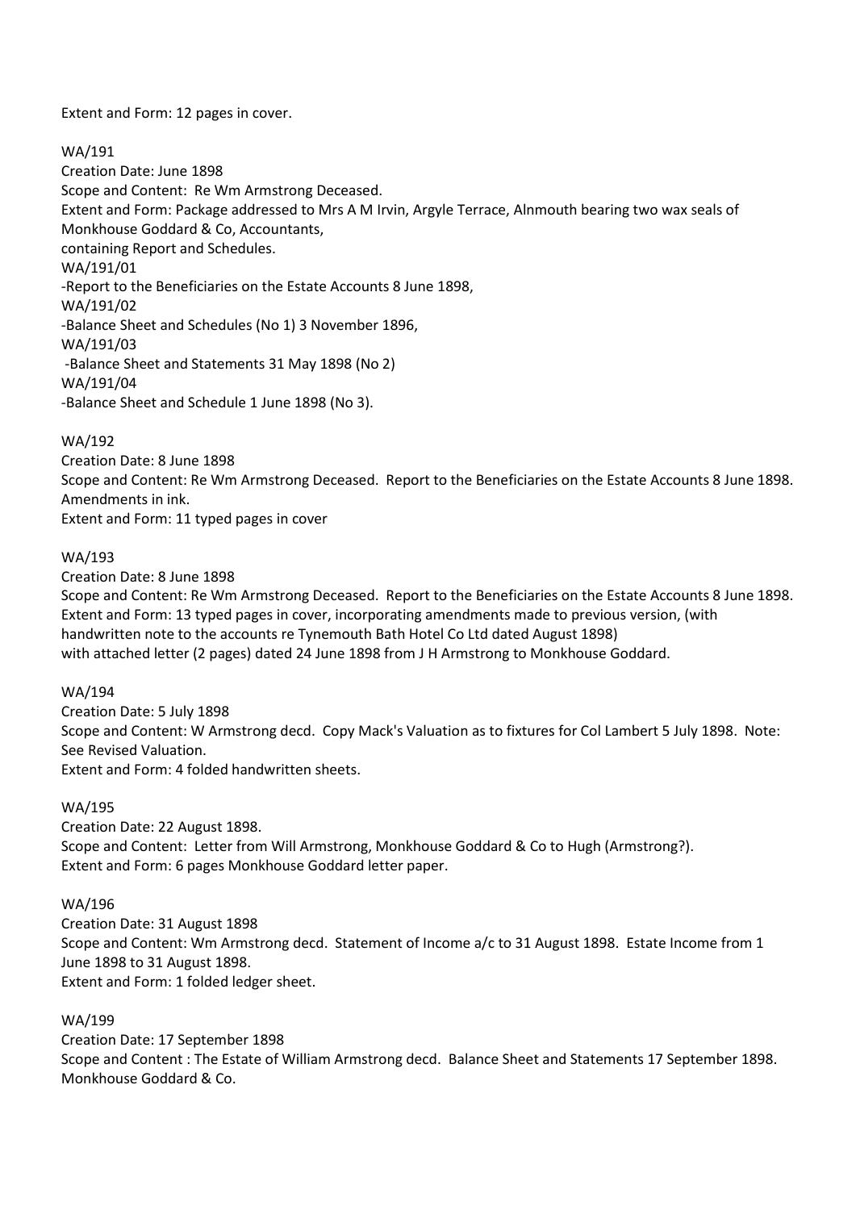Extent and Form: 12 pages in cover.

WA/191
Creation Date: June 1898
Scope and Content: Re Wm Armstrong Deceased.
Extent and Form: Package addressed to Mrs A M Irvin, Argyle Terrace, Alnmouth bearing two wax seals of Monkhouse Goddard & Co, Accountants,
containing Report and Schedules.
WA/191/01
-Report to the Beneficiaries on the Estate Accounts 8 June 1898,
WA/191/02
-Balance Sheet and Schedules (No 1) 3 November 1896,
WA/191/03
-Balance Sheet and Statements 31 May 1898 (No 2)
WA/191/04
-Balance Sheet and Schedule 1 June 1898 (No 3).

WA/192
Creation Date: 8 June 1898
Scope and Content: Re Wm Armstrong Deceased. Report to the Beneficiaries on the Estate Accounts 8 June 1898. Amendments in ink.
Extent and Form: 11 typed pages in cover

WA/193
Creation Date: 8 June 1898
Scope and Content: Re Wm Armstrong Deceased. Report to the Beneficiaries on the Estate Accounts 8 June 1898.
Extent and Form: 13 typed pages in cover, incorporating amendments made to previous version, (with handwritten note to the accounts re Tynemouth Bath Hotel Co Ltd dated August 1898)
with attached letter (2 pages) dated 24 June 1898 from J H Armstrong to Monkhouse Goddard.

WA/194
Creation Date: 5 July 1898
Scope and Content: W Armstrong decd. Copy Mack's Valuation as to fixtures for Col Lambert 5 July 1898. Note: See Revised Valuation.
Extent and Form: 4 folded handwritten sheets.

WA/195
Creation Date: 22 August 1898.
Scope and Content: Letter from Will Armstrong, Monkhouse Goddard & Co to Hugh (Armstrong?).
Extent and Form: 6 pages Monkhouse Goddard letter paper.

WA/196
Creation Date: 31 August 1898
Scope and Content: Wm Armstrong decd. Statement of Income a/c to 31 August 1898. Estate Income from 1 June 1898 to 31 August 1898.
Extent and Form: 1 folded ledger sheet.

WA/199
Creation Date: 17 September 1898
Scope and Content : The Estate of William Armstrong decd. Balance Sheet and Statements 17 September 1898. Monkhouse Goddard & Co.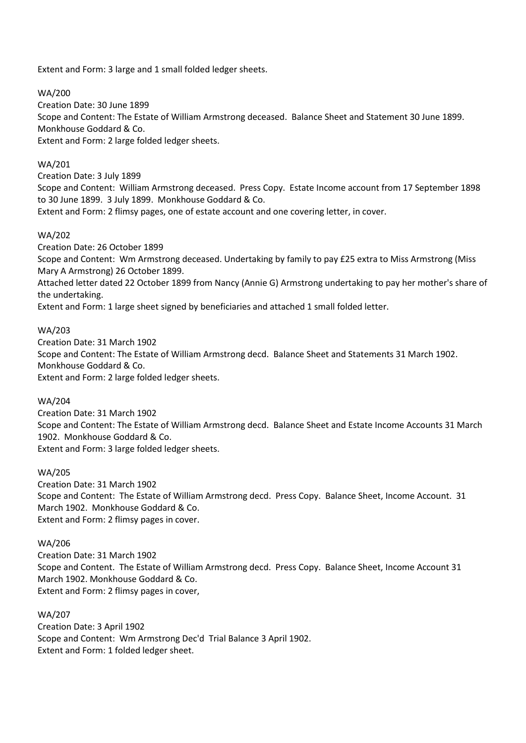Extent and Form: 3 large and 1 small folded ledger sheets.

WA/200
Creation Date: 30 June 1899
Scope and Content: The Estate of William Armstrong deceased. Balance Sheet and Statement 30 June 1899. Monkhouse Goddard & Co.
Extent and Form: 2 large folded ledger sheets.

WA/201
Creation Date: 3 July 1899
Scope and Content: William Armstrong deceased. Press Copy. Estate Income account from 17 September 1898 to 30 June 1899. 3 July 1899. Monkhouse Goddard & Co.
Extent and Form: 2 flimsy pages, one of estate account and one covering letter, in cover.

WA/202
Creation Date: 26 October 1899
Scope and Content: Wm Armstrong deceased. Undertaking by family to pay £25 extra to Miss Armstrong (Miss Mary A Armstrong) 26 October 1899.
Attached letter dated 22 October 1899 from Nancy (Annie G) Armstrong undertaking to pay her mother's share of the undertaking.
Extent and Form: 1 large sheet signed by beneficiaries and attached 1 small folded letter.

WA/203
Creation Date: 31 March 1902
Scope and Content: The Estate of William Armstrong decd. Balance Sheet and Statements 31 March 1902. Monkhouse Goddard & Co.
Extent and Form: 2 large folded ledger sheets.

WA/204
Creation Date: 31 March 1902
Scope and Content: The Estate of William Armstrong decd. Balance Sheet and Estate Income Accounts 31 March 1902. Monkhouse Goddard & Co.
Extent and Form: 3 large folded ledger sheets.

WA/205
Creation Date: 31 March 1902
Scope and Content: The Estate of William Armstrong decd. Press Copy. Balance Sheet, Income Account. 31 March 1902. Monkhouse Goddard & Co.
Extent and Form: 2 flimsy pages in cover.

WA/206
Creation Date: 31 March 1902
Scope and Content. The Estate of William Armstrong decd. Press Copy. Balance Sheet, Income Account 31 March 1902. Monkhouse Goddard & Co.
Extent and Form: 2 flimsy pages in cover,

WA/207
Creation Date: 3 April 1902
Scope and Content: Wm Armstrong Dec'd Trial Balance 3 April 1902.
Extent and Form: 1 folded ledger sheet.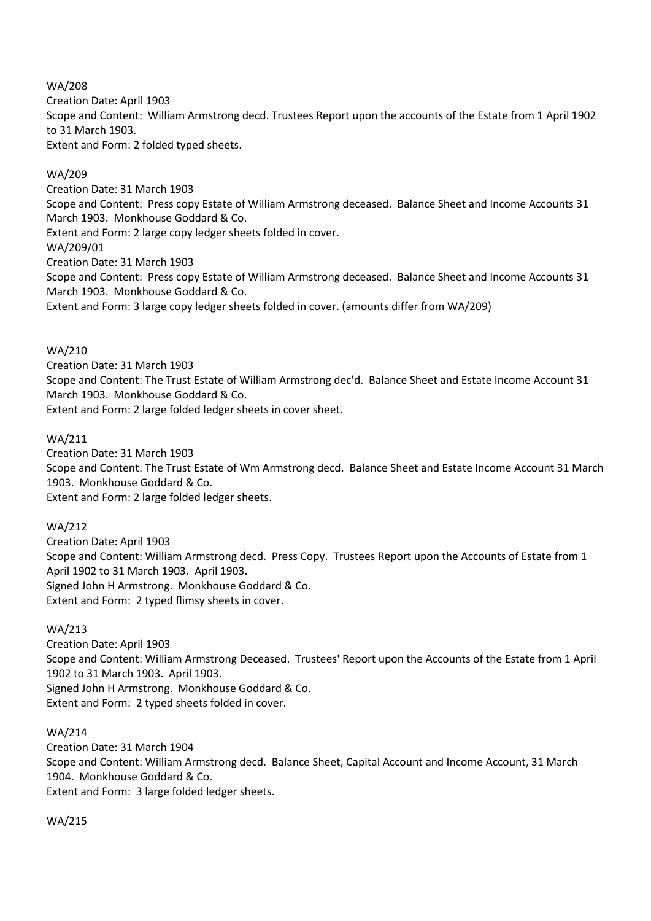WA/208
Creation Date: April 1903
Scope and Content: William Armstrong decd. Trustees Report upon the accounts of the Estate from 1 April 1902 to 31 March 1903.
Extent and Form: 2 folded typed sheets.

WA/209
Creation Date: 31 March 1903
Scope and Content: Press copy Estate of William Armstrong deceased. Balance Sheet and Income Accounts 31 March 1903. Monkhouse Goddard & Co.
Extent and Form: 2 large copy ledger sheets folded in cover.
WA/209/01
Creation Date: 31 March 1903
Scope and Content: Press copy Estate of William Armstrong deceased. Balance Sheet and Income Accounts 31 March 1903. Monkhouse Goddard & Co.
Extent and Form: 3 large copy ledger sheets folded in cover. (amounts differ from WA/209)

WA/210
Creation Date: 31 March 1903
Scope and Content: The Trust Estate of William Armstrong dec'd. Balance Sheet and Estate Income Account 31 March 1903. Monkhouse Goddard & Co.
Extent and Form: 2 large folded ledger sheets in cover sheet.

WA/211
Creation Date: 31 March 1903
Scope and Content: The Trust Estate of Wm Armstrong decd. Balance Sheet and Estate Income Account 31 March 1903. Monkhouse Goddard & Co.
Extent and Form: 2 large folded ledger sheets.

WA/212
Creation Date: April 1903
Scope and Content: William Armstrong decd. Press Copy. Trustees Report upon the Accounts of Estate from 1 April 1902 to 31 March 1903. April 1903.
Signed John H Armstrong. Monkhouse Goddard & Co.
Extent and Form: 2 typed flimsy sheets in cover.

WA/213
Creation Date: April 1903
Scope and Content: William Armstrong Deceased. Trustees' Report upon the Accounts of the Estate from 1 April 1902 to 31 March 1903. April 1903.
Signed John H Armstrong. Monkhouse Goddard & Co.
Extent and Form: 2 typed sheets folded in cover.

WA/214
Creation Date: 31 March 1904
Scope and Content: William Armstrong decd. Balance Sheet, Capital Account and Income Account, 31 March 1904. Monkhouse Goddard & Co.
Extent and Form: 3 large folded ledger sheets.

WA/215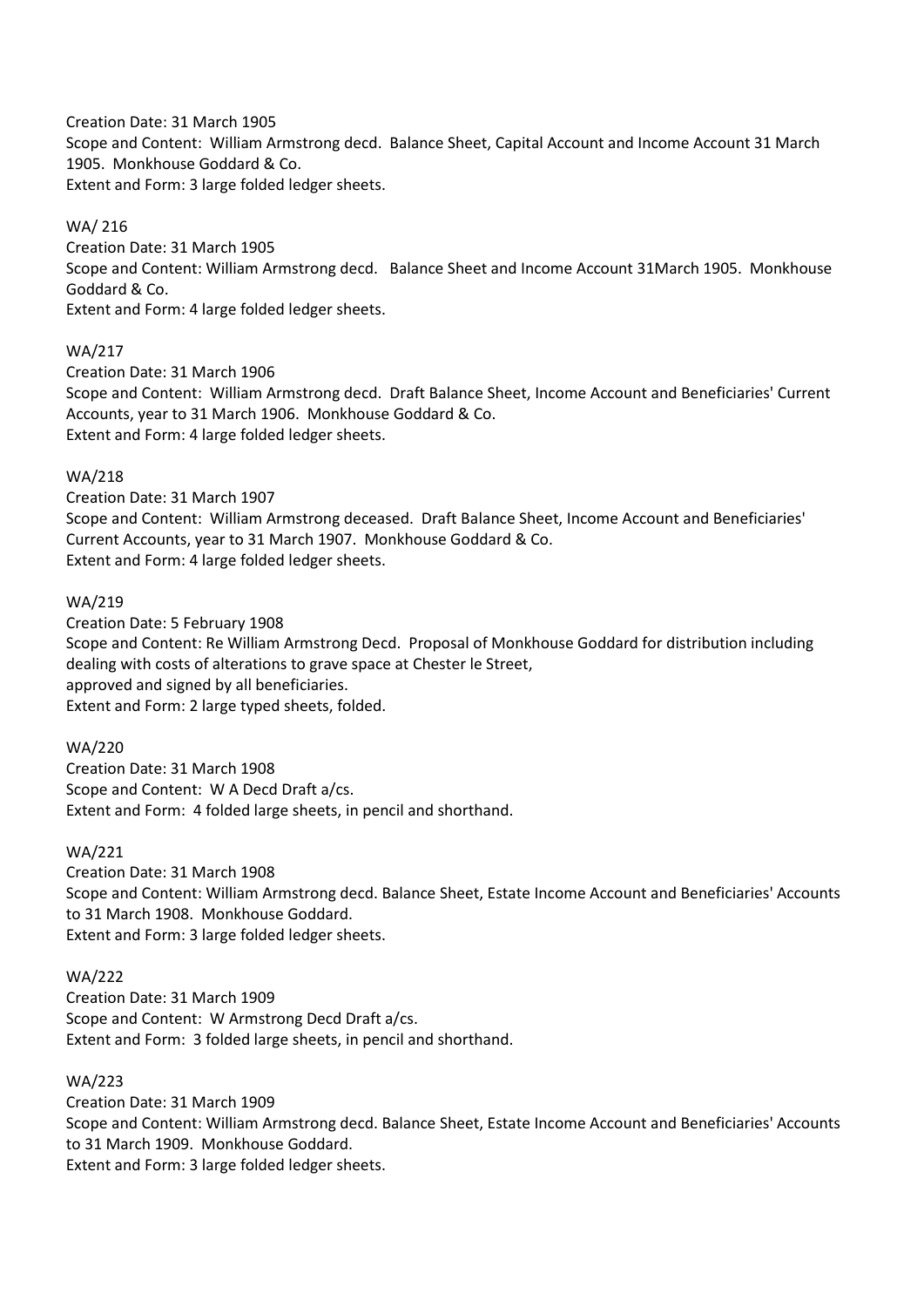Creation Date: 31 March 1905
Scope and Content: William Armstrong decd. Balance Sheet, Capital Account and Income Account 31 March 1905. Monkhouse Goddard & Co.
Extent and Form: 3 large folded ledger sheets.

WA/ 216
Creation Date: 31 March 1905
Scope and Content: William Armstrong decd. Balance Sheet and Income Account 31March 1905. Monkhouse Goddard & Co.
Extent and Form: 4 large folded ledger sheets.

WA/217
Creation Date: 31 March 1906
Scope and Content: William Armstrong decd. Draft Balance Sheet, Income Account and Beneficiaries' Current Accounts, year to 31 March 1906. Monkhouse Goddard & Co.
Extent and Form: 4 large folded ledger sheets.

WA/218
Creation Date: 31 March 1907
Scope and Content: William Armstrong deceased. Draft Balance Sheet, Income Account and Beneficiaries' Current Accounts, year to 31 March 1907. Monkhouse Goddard & Co.
Extent and Form: 4 large folded ledger sheets.

WA/219
Creation Date: 5 February 1908
Scope and Content: Re William Armstrong Decd. Proposal of Monkhouse Goddard for distribution including dealing with costs of alterations to grave space at Chester le Street,
approved and signed by all beneficiaries.
Extent and Form: 2 large typed sheets, folded.

WA/220
Creation Date: 31 March 1908
Scope and Content: W A Decd Draft a/cs.
Extent and Form: 4 folded large sheets, in pencil and shorthand.

WA/221
Creation Date: 31 March 1908
Scope and Content: William Armstrong decd. Balance Sheet, Estate Income Account and Beneficiaries' Accounts to 31 March 1908. Monkhouse Goddard.
Extent and Form: 3 large folded ledger sheets.

WA/222
Creation Date: 31 March 1909
Scope and Content: W Armstrong Decd Draft a/cs.
Extent and Form: 3 folded large sheets, in pencil and shorthand.

WA/223
Creation Date: 31 March 1909
Scope and Content: William Armstrong decd. Balance Sheet, Estate Income Account and Beneficiaries' Accounts to 31 March 1909. Monkhouse Goddard.
Extent and Form: 3 large folded ledger sheets.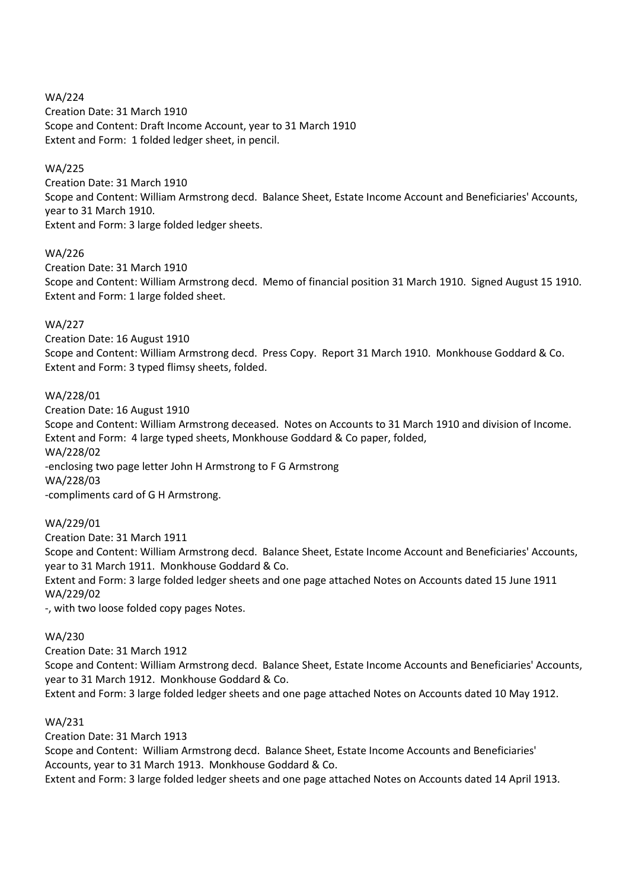WA/224
Creation Date: 31 March 1910
Scope and Content: Draft Income Account, year to 31 March 1910
Extent and Form: 1 folded ledger sheet, in pencil.

WA/225
Creation Date: 31 March 1910
Scope and Content: William Armstrong decd. Balance Sheet, Estate Income Account and Beneficiaries' Accounts, year to 31 March 1910.
Extent and Form: 3 large folded ledger sheets.

WA/226
Creation Date: 31 March 1910
Scope and Content: William Armstrong decd. Memo of financial position 31 March 1910. Signed August 15 1910.
Extent and Form: 1 large folded sheet.

WA/227
Creation Date: 16 August 1910
Scope and Content: William Armstrong decd. Press Copy. Report 31 March 1910. Monkhouse Goddard & Co.
Extent and Form: 3 typed flimsy sheets, folded.

WA/228/01
Creation Date: 16 August 1910
Scope and Content: William Armstrong deceased. Notes on Accounts to 31 March 1910 and division of Income.
Extent and Form: 4 large typed sheets, Monkhouse Goddard & Co paper, folded,
WA/228/02
-enclosing two page letter John H Armstrong to F G Armstrong
WA/228/03
-compliments card of G H Armstrong.

WA/229/01
Creation Date: 31 March 1911
Scope and Content: William Armstrong decd. Balance Sheet, Estate Income Account and Beneficiaries' Accounts, year to 31 March 1911. Monkhouse Goddard & Co.
Extent and Form: 3 large folded ledger sheets and one page attached Notes on Accounts dated 15 June 1911
WA/229/02
-, with two loose folded copy pages Notes.

WA/230
Creation Date: 31 March 1912
Scope and Content: William Armstrong decd. Balance Sheet, Estate Income Accounts and Beneficiaries' Accounts, year to 31 March 1912. Monkhouse Goddard & Co.
Extent and Form: 3 large folded ledger sheets and one page attached Notes on Accounts dated 10 May 1912.

WA/231
Creation Date: 31 March 1913
Scope and Content: William Armstrong decd. Balance Sheet, Estate Income Accounts and Beneficiaries' Accounts, year to 31 March 1913. Monkhouse Goddard & Co.
Extent and Form: 3 large folded ledger sheets and one page attached Notes on Accounts dated 14 April 1913.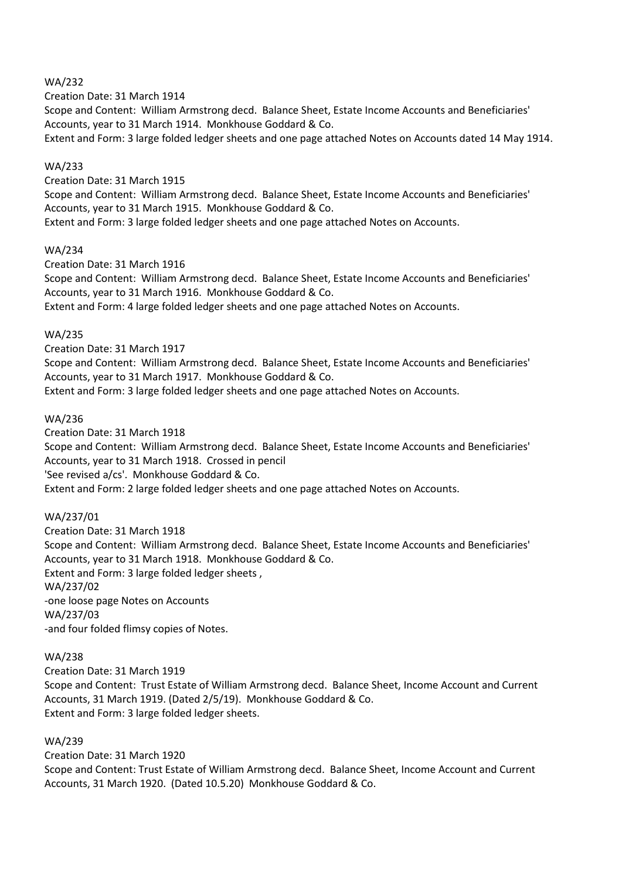WA/232

Creation Date: 31 March 1914

Scope and Content: William Armstrong decd. Balance Sheet, Estate Income Accounts and Beneficiaries' Accounts, year to 31 March 1914. Monkhouse Goddard & Co.

Extent and Form: 3 large folded ledger sheets and one page attached Notes on Accounts dated 14 May 1914.

WA/233

Creation Date: 31 March 1915

Scope and Content: William Armstrong decd. Balance Sheet, Estate Income Accounts and Beneficiaries' Accounts, year to 31 March 1915. Monkhouse Goddard & Co.

Extent and Form: 3 large folded ledger sheets and one page attached Notes on Accounts.

WA/234

Creation Date: 31 March 1916

Scope and Content: William Armstrong decd. Balance Sheet, Estate Income Accounts and Beneficiaries' Accounts, year to 31 March 1916. Monkhouse Goddard & Co.

Extent and Form: 4 large folded ledger sheets and one page attached Notes on Accounts.

WA/235

Creation Date: 31 March 1917

Scope and Content: William Armstrong decd. Balance Sheet, Estate Income Accounts and Beneficiaries' Accounts, year to 31 March 1917. Monkhouse Goddard & Co.

Extent and Form: 3 large folded ledger sheets and one page attached Notes on Accounts.

WA/236

Creation Date: 31 March 1918

Scope and Content: William Armstrong decd. Balance Sheet, Estate Income Accounts and Beneficiaries' Accounts, year to 31 March 1918. Crossed in pencil 'See revised a/cs'. Monkhouse Goddard & Co.

Extent and Form: 2 large folded ledger sheets and one page attached Notes on Accounts.

WA/237/01

Creation Date: 31 March 1918

Scope and Content: William Armstrong decd. Balance Sheet, Estate Income Accounts and Beneficiaries' Accounts, year to 31 March 1918. Monkhouse Goddard & Co.

Extent and Form: 3 large folded ledger sheets ,

WA/237/02

-one loose page Notes on Accounts

WA/237/03

-and four folded flimsy copies of Notes.

WA/238

Creation Date: 31 March 1919

Scope and Content: Trust Estate of William Armstrong decd. Balance Sheet, Income Account and Current Accounts, 31 March 1919. (Dated 2/5/19). Monkhouse Goddard & Co.

Extent and Form: 3 large folded ledger sheets.

WA/239

Creation Date: 31 March 1920

Scope and Content: Trust Estate of William Armstrong decd. Balance Sheet, Income Account and Current Accounts, 31 March 1920. (Dated 10.5.20) Monkhouse Goddard & Co.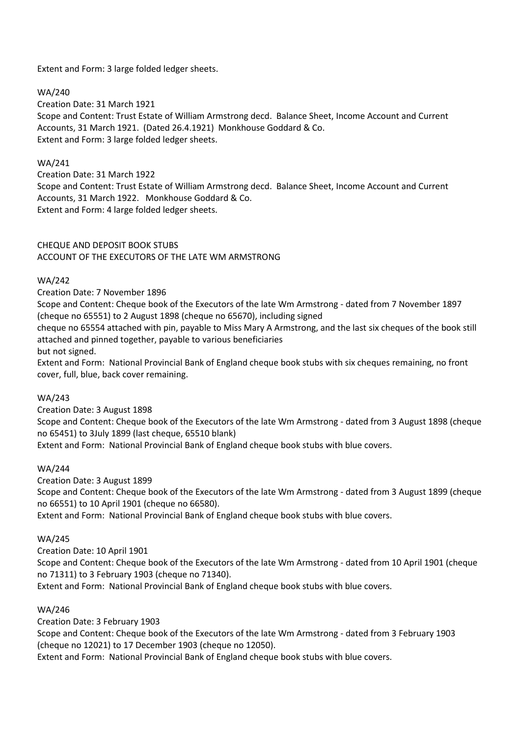Extent and Form: 3 large folded ledger sheets.

WA/240

Creation Date: 31 March 1921

Scope and Content: Trust Estate of William Armstrong decd. Balance Sheet, Income Account and Current Accounts, 31 March 1921. (Dated 26.4.1921) Monkhouse Goddard & Co.

Extent and Form: 3 large folded ledger sheets.

WA/241

Creation Date: 31 March 1922

Scope and Content: Trust Estate of William Armstrong decd. Balance Sheet, Income Account and Current Accounts, 31 March 1922. Monkhouse Goddard & Co.

Extent and Form: 4 large folded ledger sheets.

CHEQUE AND DEPOSIT BOOK STUBS

ACCOUNT OF THE EXECUTORS OF THE LATE WM ARMSTRONG

WA/242

Creation Date: 7 November 1896

Scope and Content: Cheque book of the Executors of the late Wm Armstrong - dated from 7 November 1897 (cheque no 65551) to 2 August 1898 (cheque no 65670), including signed cheque no 65554 attached with pin, payable to Miss Mary A Armstrong, and the last six cheques of the book still attached and pinned together, payable to various beneficiaries but not signed.

Extent and Form: National Provincial Bank of England cheque book stubs with six cheques remaining, no front cover, full, blue, back cover remaining.

WA/243

Creation Date: 3 August 1898

Scope and Content: Cheque book of the Executors of the late Wm Armstrong - dated from 3 August 1898 (cheque no 65451) to 3July 1899 (last cheque, 65510 blank)

Extent and Form: National Provincial Bank of England cheque book stubs with blue covers.

WA/244

Creation Date: 3 August 1899

Scope and Content: Cheque book of the Executors of the late Wm Armstrong - dated from 3 August 1899 (cheque no 66551) to 10 April 1901 (cheque no 66580).

Extent and Form: National Provincial Bank of England cheque book stubs with blue covers.

WA/245

Creation Date: 10 April 1901

Scope and Content: Cheque book of the Executors of the late Wm Armstrong - dated from 10 April 1901 (cheque no 71311) to 3 February 1903 (cheque no 71340).

Extent and Form: National Provincial Bank of England cheque book stubs with blue covers.

WA/246

Creation Date: 3 February 1903

Scope and Content: Cheque book of the Executors of the late Wm Armstrong - dated from 3 February 1903 (cheque no 12021) to 17 December 1903 (cheque no 12050).

Extent and Form: National Provincial Bank of England cheque book stubs with blue covers.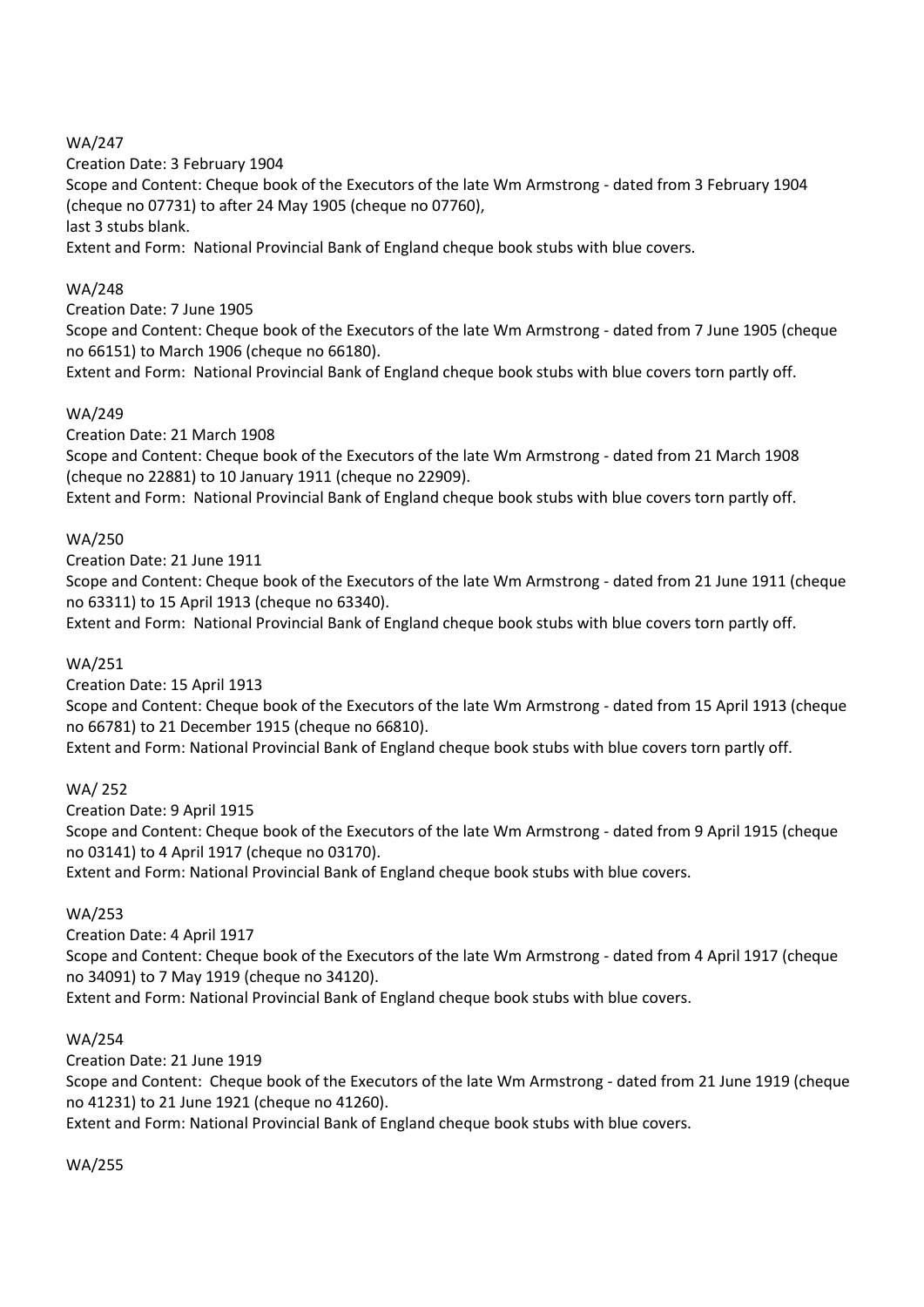WA/247

Creation Date: 3 February 1904

Scope and Content: Cheque book of the Executors of the late Wm Armstrong - dated from 3 February 1904 (cheque no 07731) to after 24 May 1905 (cheque no 07760),
last 3 stubs blank.

Extent and Form: National Provincial Bank of England cheque book stubs with blue covers.

WA/248

Creation Date: 7 June 1905

Scope and Content: Cheque book of the Executors of the late Wm Armstrong - dated from 7 June 1905 (cheque no 66151) to March 1906 (cheque no 66180).

Extent and Form: National Provincial Bank of England cheque book stubs with blue covers torn partly off.

WA/249

Creation Date: 21 March 1908

Scope and Content: Cheque book of the Executors of the late Wm Armstrong - dated from 21 March 1908 (cheque no 22881) to 10 January 1911 (cheque no 22909).

Extent and Form: National Provincial Bank of England cheque book stubs with blue covers torn partly off.

WA/250

Creation Date: 21 June 1911

Scope and Content: Cheque book of the Executors of the late Wm Armstrong - dated from 21 June 1911 (cheque no 63311) to 15 April 1913 (cheque no 63340).

Extent and Form: National Provincial Bank of England cheque book stubs with blue covers torn partly off.

WA/251

Creation Date: 15 April 1913

Scope and Content: Cheque book of the Executors of the late Wm Armstrong - dated from 15 April 1913 (cheque no 66781) to 21 December 1915 (cheque no 66810).

Extent and Form: National Provincial Bank of England cheque book stubs with blue covers torn partly off.

WA/ 252

Creation Date: 9 April 1915

Scope and Content: Cheque book of the Executors of the late Wm Armstrong - dated from 9 April 1915 (cheque no 03141) to 4 April 1917 (cheque no 03170).

Extent and Form: National Provincial Bank of England cheque book stubs with blue covers.

WA/253

Creation Date: 4 April 1917

Scope and Content: Cheque book of the Executors of the late Wm Armstrong - dated from 4 April 1917 (cheque no 34091) to 7 May 1919 (cheque no 34120).

Extent and Form: National Provincial Bank of England cheque book stubs with blue covers.

WA/254

Creation Date: 21 June 1919

Scope and Content: Cheque book of the Executors of the late Wm Armstrong - dated from 21 June 1919 (cheque no 41231) to 21 June 1921 (cheque no 41260).

Extent and Form: National Provincial Bank of England cheque book stubs with blue covers.

WA/255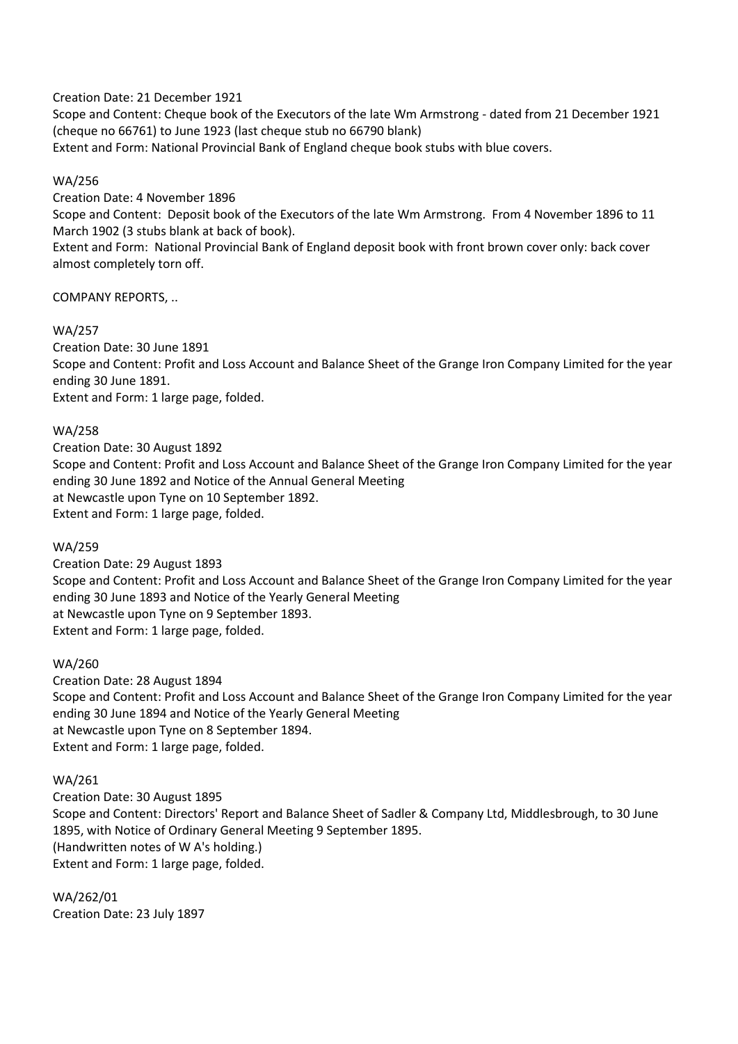Creation Date: 21 December 1921
Scope and Content: Cheque book of the Executors of the late Wm Armstrong - dated from 21 December 1921 (cheque no 66761) to June 1923 (last cheque stub no 66790 blank)
Extent and Form: National Provincial Bank of England cheque book stubs with blue covers.

WA/256
Creation Date: 4 November 1896
Scope and Content: Deposit book of the Executors of the late Wm Armstrong. From 4 November 1896 to 11 March 1902 (3 stubs blank at back of book).
Extent and Form: National Provincial Bank of England deposit book with front brown cover only: back cover almost completely torn off.

COMPANY REPORTS, ..

WA/257
Creation Date: 30 June 1891
Scope and Content: Profit and Loss Account and Balance Sheet of the Grange Iron Company Limited for the year ending 30 June 1891.
Extent and Form: 1 large page, folded.

WA/258
Creation Date: 30 August 1892
Scope and Content: Profit and Loss Account and Balance Sheet of the Grange Iron Company Limited for the year ending 30 June 1892 and Notice of the Annual General Meeting at Newcastle upon Tyne on 10 September 1892.
Extent and Form: 1 large page, folded.

WA/259
Creation Date: 29 August 1893
Scope and Content: Profit and Loss Account and Balance Sheet of the Grange Iron Company Limited for the year ending 30 June 1893 and Notice of the Yearly General Meeting at Newcastle upon Tyne on 9 September 1893.
Extent and Form: 1 large page, folded.

WA/260
Creation Date: 28 August 1894
Scope and Content: Profit and Loss Account and Balance Sheet of the Grange Iron Company Limited for the year ending 30 June 1894 and Notice of the Yearly General Meeting at Newcastle upon Tyne on 8 September 1894.
Extent and Form: 1 large page, folded.

WA/261
Creation Date: 30 August 1895
Scope and Content: Directors' Report and Balance Sheet of Sadler & Company Ltd, Middlesbrough, to 30 June 1895, with Notice of Ordinary General Meeting 9 September 1895.
(Handwritten notes of W A's holding.)
Extent and Form: 1 large page, folded.

WA/262/01
Creation Date: 23 July 1897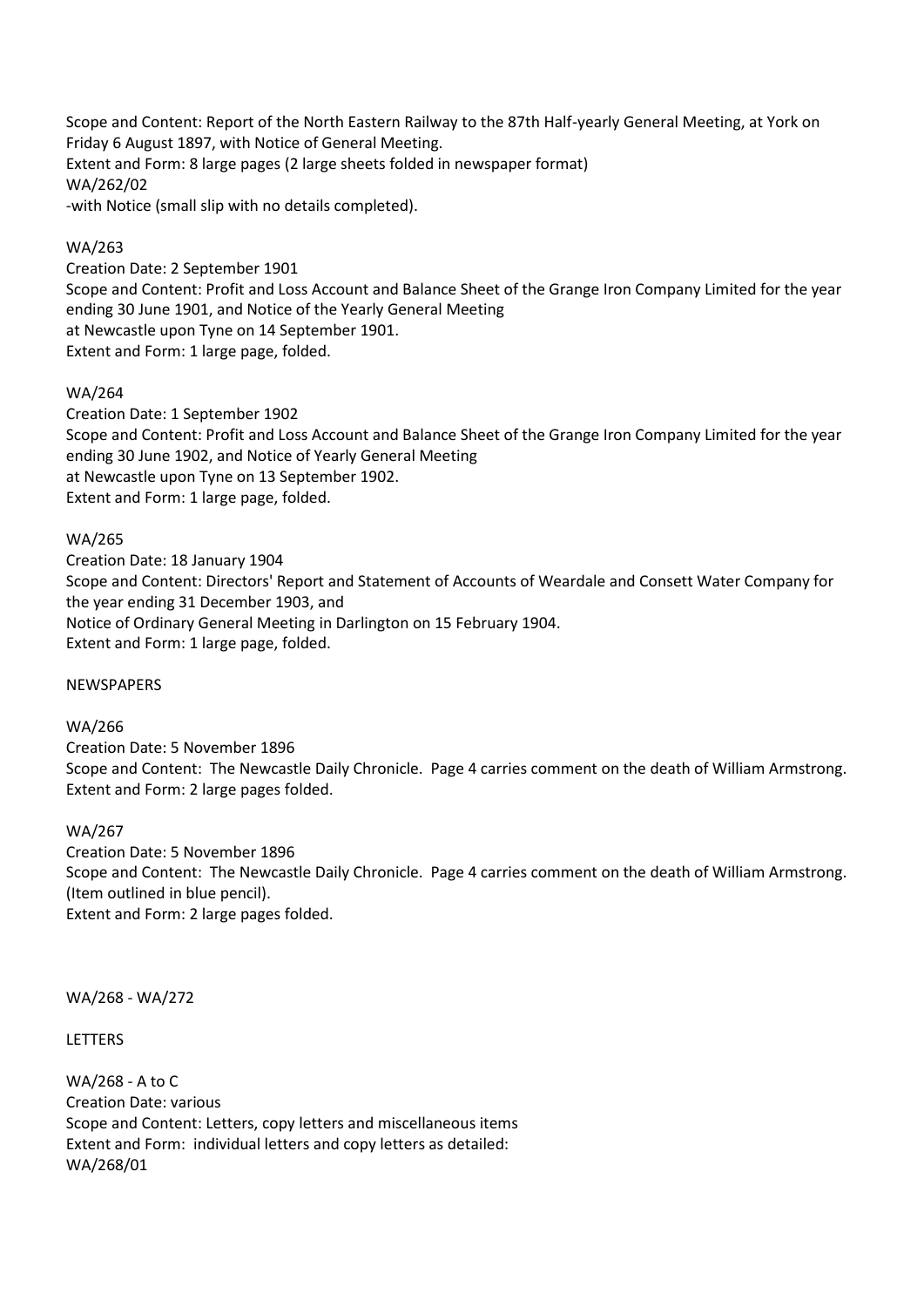Scope and Content: Report of the North Eastern Railway to the 87th Half-yearly General Meeting, at York on Friday 6 August 1897, with Notice of General Meeting.
Extent and Form: 8 large pages (2 large sheets folded in newspaper format)
WA/262/02
-with Notice (small slip with no details completed).

WA/263
Creation Date: 2 September 1901
Scope and Content: Profit and Loss Account and Balance Sheet of the Grange Iron Company Limited for the year ending 30 June 1901, and Notice of the Yearly General Meeting
at Newcastle upon Tyne on 14 September 1901.
Extent and Form: 1 large page, folded.

WA/264
Creation Date: 1 September 1902
Scope and Content: Profit and Loss Account and Balance Sheet of the Grange Iron Company Limited for the year ending 30 June 1902, and Notice of Yearly General Meeting
at Newcastle upon Tyne on 13 September 1902.
Extent and Form: 1 large page, folded.

WA/265
Creation Date: 18 January 1904
Scope and Content: Directors' Report and Statement of Accounts of Weardale and Consett Water Company for the year ending 31 December 1903, and
Notice of Ordinary General Meeting in Darlington on 15 February 1904.
Extent and Form: 1 large page, folded.

NEWSPAPERS

WA/266
Creation Date: 5 November 1896
Scope and Content: The Newcastle Daily Chronicle. Page 4 carries comment on the death of William Armstrong.
Extent and Form: 2 large pages folded.

WA/267
Creation Date: 5 November 1896
Scope and Content: The Newcastle Daily Chronicle. Page 4 carries comment on the death of William Armstrong. (Item outlined in blue pencil).
Extent and Form: 2 large pages folded.

WA/268 - WA/272

LETTERS

WA/268 - A to C
Creation Date: various
Scope and Content: Letters, copy letters and miscellaneous items
Extent and Form: individual letters and copy letters as detailed:
WA/268/01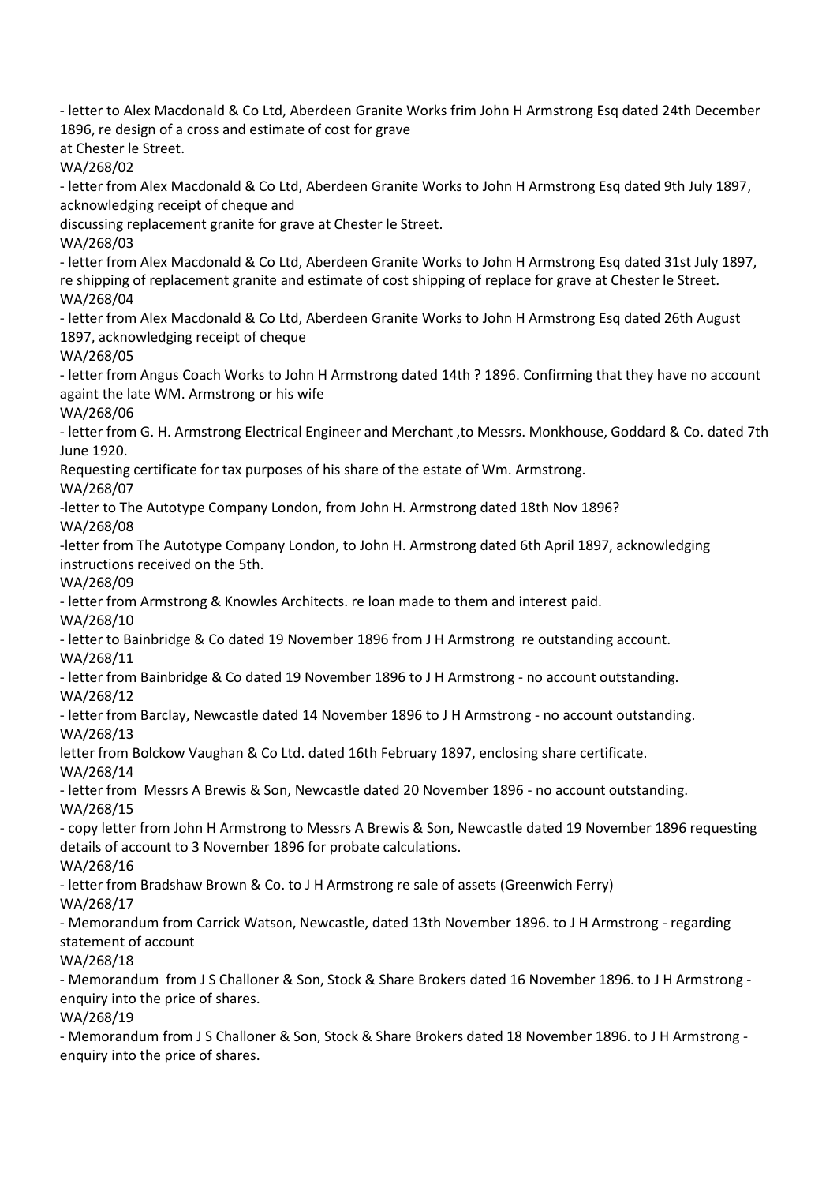- letter to Alex Macdonald & Co Ltd, Aberdeen Granite Works frim John H Armstrong Esq dated 24th December 1896, re design of a cross and estimate of cost for grave
at Chester le Street.
WA/268/02
- letter from Alex Macdonald & Co Ltd, Aberdeen Granite Works to John H Armstrong Esq dated 9th July 1897, acknowledging receipt of cheque and
discussing replacement granite for grave at Chester le Street.
WA/268/03
- letter from Alex Macdonald & Co Ltd, Aberdeen Granite Works to John H Armstrong Esq dated 31st July 1897, re shipping of replacement granite and estimate of cost shipping of replace for grave at Chester le Street.
WA/268/04
- letter from Alex Macdonald & Co Ltd, Aberdeen Granite Works to John H Armstrong Esq dated 26th August 1897, acknowledging receipt of cheque
WA/268/05
- letter from Angus Coach Works to John H Armstrong dated 14th ? 1896. Confirming that they have no account againt the late WM. Armstrong or his wife
WA/268/06
- letter from G. H. Armstrong Electrical Engineer and Merchant ,to Messrs. Monkhouse, Goddard & Co. dated 7th June 1920.
Requesting certificate for tax purposes of his share of the estate of Wm. Armstrong.
WA/268/07
-letter to The Autotype Company London, from John H. Armstrong dated 18th Nov 1896?
WA/268/08
-letter from The Autotype Company London, to John H. Armstrong dated 6th April 1897, acknowledging instructions received on the 5th.
WA/268/09
- letter from Armstrong & Knowles Architects. re loan made to them and interest paid.
WA/268/10
- letter to Bainbridge & Co dated 19 November 1896 from J H Armstrong re outstanding account.
WA/268/11
- letter from Bainbridge & Co dated 19 November 1896 to J H Armstrong - no account outstanding.
WA/268/12
- letter from Barclay, Newcastle dated 14 November 1896 to J H Armstrong - no account outstanding.
WA/268/13
letter from Bolckow Vaughan & Co Ltd. dated 16th February 1897, enclosing share certificate.
WA/268/14
- letter from Messrs A Brewis & Son, Newcastle dated 20 November 1896 - no account outstanding.
WA/268/15
- copy letter from John H Armstrong to Messrs A Brewis & Son, Newcastle dated 19 November 1896 requesting details of account to 3 November 1896 for probate calculations.
WA/268/16
- letter from Bradshaw Brown & Co. to J H Armstrong re sale of assets (Greenwich Ferry)
WA/268/17
- Memorandum from Carrick Watson, Newcastle, dated 13th November 1896. to J H Armstrong - regarding statement of account
WA/268/18
- Memorandum from J S Challoner & Son, Stock & Share Brokers dated 16 November 1896. to J H Armstrong - enquiry into the price of shares.
WA/268/19
- Memorandum from J S Challoner & Son, Stock & Share Brokers dated 18 November 1896. to J H Armstrong - enquiry into the price of shares.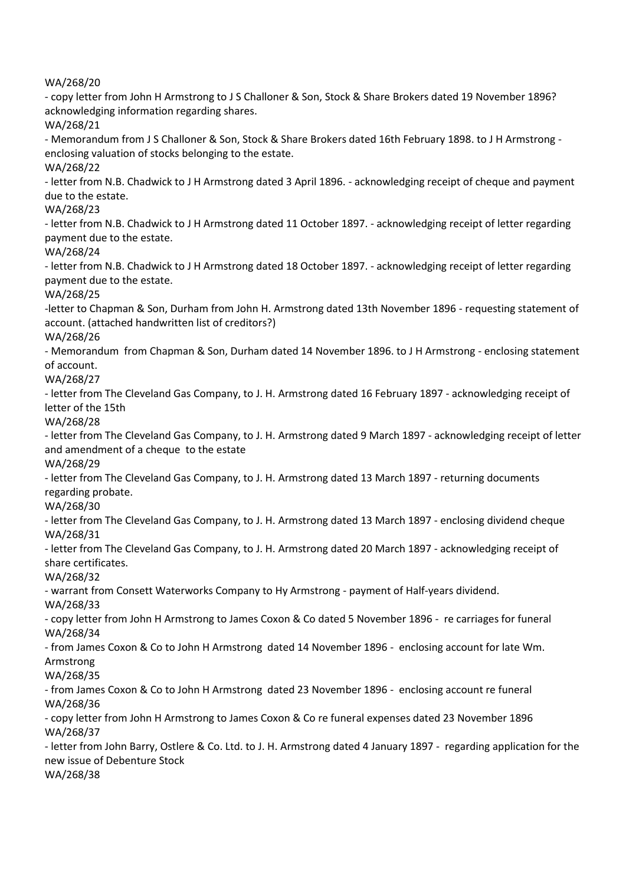WA/268/20

- copy letter from John H Armstrong to J S Challoner & Son, Stock & Share Brokers dated 19 November 1896? acknowledging information regarding shares.

WA/268/21

- Memorandum from J S Challoner & Son, Stock & Share Brokers dated 16th February 1898. to J H Armstrong - enclosing valuation of stocks belonging to the estate.

WA/268/22

- letter from N.B. Chadwick to J H Armstrong dated 3 April 1896. - acknowledging receipt of cheque and payment due to the estate.

WA/268/23

- letter from N.B. Chadwick to J H Armstrong dated 11 October 1897. - acknowledging receipt of letter regarding payment due to the estate.

WA/268/24

- letter from N.B. Chadwick to J H Armstrong dated 18 October 1897. - acknowledging receipt of letter regarding payment due to the estate.

WA/268/25

-letter to Chapman & Son, Durham from John H. Armstrong dated 13th November 1896 - requesting statement of account. (attached handwritten list of creditors?)

WA/268/26

- Memorandum from Chapman & Son, Durham dated 14 November 1896. to J H Armstrong - enclosing statement of account.

WA/268/27

- letter from The Cleveland Gas Company, to J. H. Armstrong dated 16 February 1897 - acknowledging receipt of letter of the 15th

WA/268/28

- letter from The Cleveland Gas Company, to J. H. Armstrong dated 9 March 1897 - acknowledging receipt of letter and amendment of a cheque to the estate

WA/268/29

- letter from The Cleveland Gas Company, to J. H. Armstrong dated 13 March 1897 - returning documents regarding probate.

WA/268/30

- letter from The Cleveland Gas Company, to J. H. Armstrong dated 13 March 1897 - enclosing dividend cheque

WA/268/31

- letter from The Cleveland Gas Company, to J. H. Armstrong dated 20 March 1897 - acknowledging receipt of share certificates.

WA/268/32

- warrant from Consett Waterworks Company to Hy Armstrong - payment of Half-years dividend.

WA/268/33

- copy letter from John H Armstrong to James Coxon & Co dated 5 November 1896 - re carriages for funeral

WA/268/34

- from James Coxon & Co to John H Armstrong dated 14 November 1896 - enclosing account for late Wm. Armstrong

WA/268/35

- from James Coxon & Co to John H Armstrong dated 23 November 1896 - enclosing account re funeral

WA/268/36

- copy letter from John H Armstrong to James Coxon & Co re funeral expenses dated 23 November 1896

WA/268/37

- letter from John Barry, Ostlere & Co. Ltd. to J. H. Armstrong dated 4 January 1897 - regarding application for the new issue of Debenture Stock

WA/268/38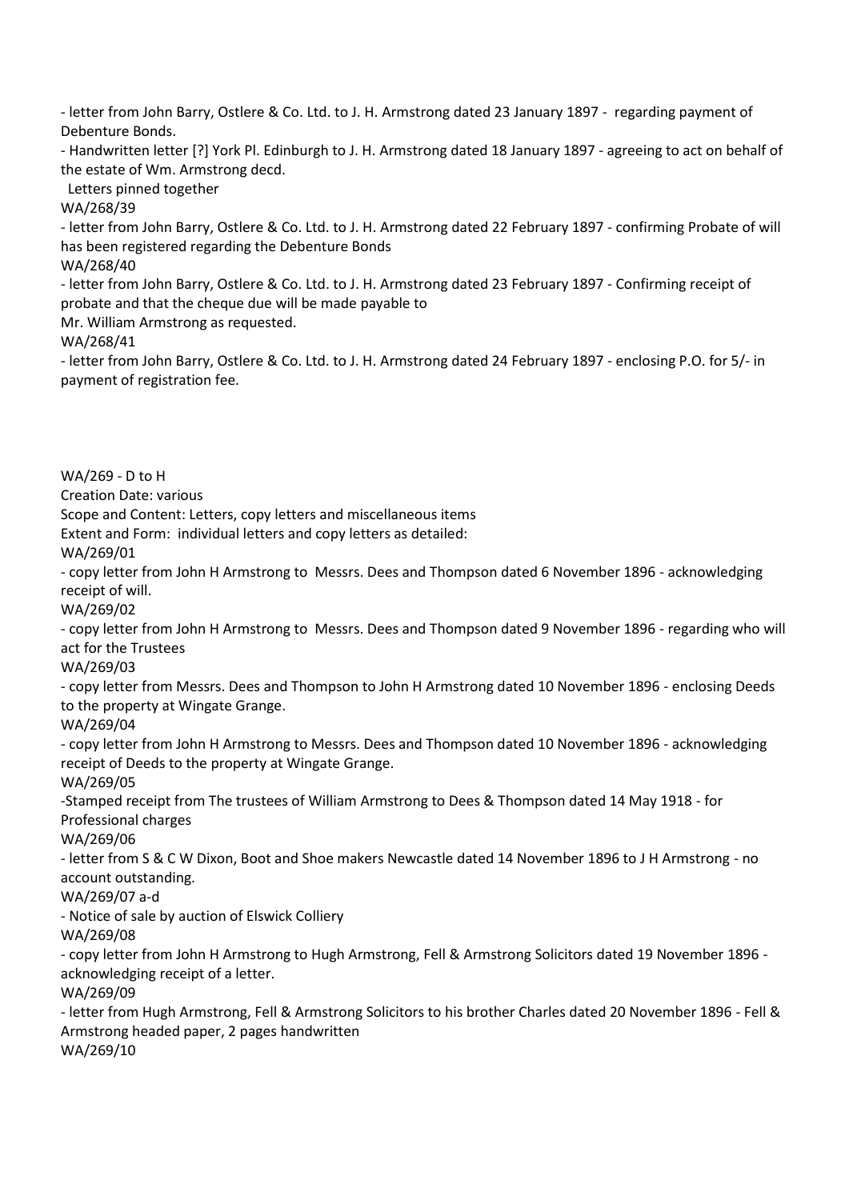- letter from John Barry, Ostlere & Co. Ltd. to J. H. Armstrong dated 23 January 1897 - regarding payment of Debenture Bonds.

- Handwritten letter [?] York Pl. Edinburgh to J. H. Armstrong dated 18 January 1897 - agreeing to act on behalf of the estate of Wm. Armstrong decd.

Letters pinned together

WA/268/39

- letter from John Barry, Ostlere & Co. Ltd. to J. H. Armstrong dated 22 February 1897 - confirming Probate of will has been registered regarding the Debenture Bonds

WA/268/40

- letter from John Barry, Ostlere & Co. Ltd. to J. H. Armstrong dated 23 February 1897 - Confirming receipt of probate and that the cheque due will be made payable to Mr. William Armstrong as requested.

WA/268/41

- letter from John Barry, Ostlere & Co. Ltd. to J. H. Armstrong dated 24 February 1897 - enclosing P.O. for 5/- in payment of registration fee.

WA/269 - D to H

Creation Date: various

Scope and Content: Letters, copy letters and miscellaneous items

Extent and Form: individual letters and copy letters as detailed:

WA/269/01

- copy letter from John H Armstrong to Messrs. Dees and Thompson dated 6 November 1896 - acknowledging receipt of will.

WA/269/02

- copy letter from John H Armstrong to Messrs. Dees and Thompson dated 9 November 1896 - regarding who will act for the Trustees

WA/269/03

- copy letter from Messrs. Dees and Thompson to John H Armstrong dated 10 November 1896 - enclosing Deeds to the property at Wingate Grange.

WA/269/04

- copy letter from John H Armstrong to Messrs. Dees and Thompson dated 10 November 1896 - acknowledging receipt of Deeds to the property at Wingate Grange.

WA/269/05

-Stamped receipt from The trustees of William Armstrong to Dees & Thompson dated 14 May 1918 - for Professional charges

WA/269/06

- letter from S & C W Dixon, Boot and Shoe makers Newcastle dated 14 November 1896 to J H Armstrong - no account outstanding.

WA/269/07 a-d

- Notice of sale by auction of Elswick Colliery

WA/269/08

- copy letter from John H Armstrong to Hugh Armstrong, Fell & Armstrong Solicitors dated 19 November 1896 - acknowledging receipt of a letter.

WA/269/09

- letter from Hugh Armstrong, Fell & Armstrong Solicitors to his brother Charles dated 20 November 1896 - Fell & Armstrong headed paper, 2 pages handwritten

WA/269/10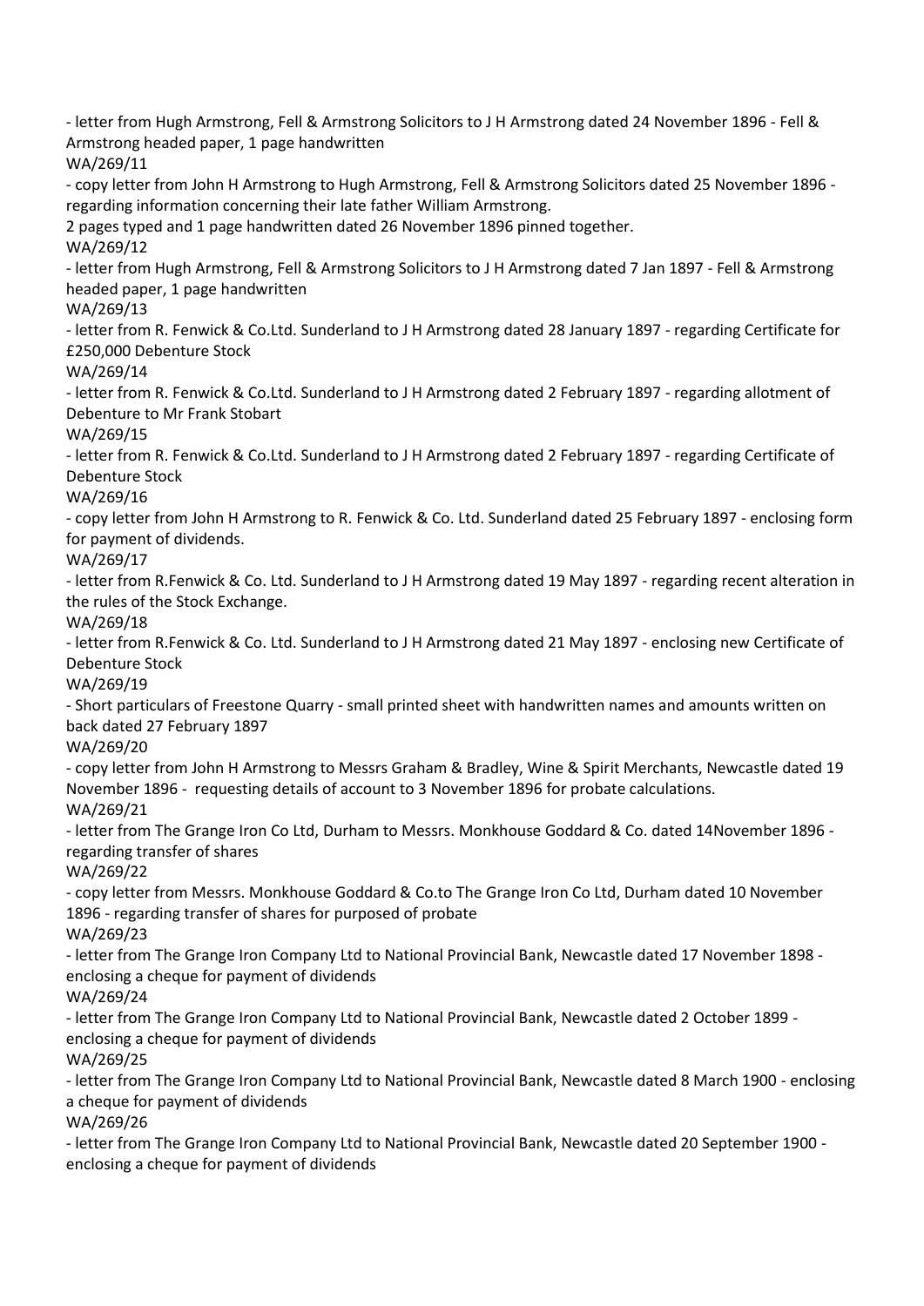- letter from Hugh Armstrong, Fell & Armstrong Solicitors to J H Armstrong dated 24 November 1896 - Fell & Armstrong headed paper, 1 page handwritten

WA/269/11

- copy letter from John H Armstrong to Hugh Armstrong, Fell & Armstrong Solicitors dated 25 November 1896 - regarding information concerning their late father William Armstrong.

2 pages typed and 1 page handwritten dated 26 November 1896 pinned together.

WA/269/12

- letter from Hugh Armstrong, Fell & Armstrong Solicitors to J H Armstrong dated 7 Jan 1897 - Fell & Armstrong headed paper, 1 page handwritten

WA/269/13

- letter from R. Fenwick & Co.Ltd. Sunderland to J H Armstrong dated 28 January 1897 - regarding Certificate for £250,000 Debenture Stock

WA/269/14

- letter from R. Fenwick & Co.Ltd. Sunderland to J H Armstrong dated 2 February 1897 - regarding allotment of Debenture to Mr Frank Stobart

WA/269/15

- letter from R. Fenwick & Co.Ltd. Sunderland to J H Armstrong dated 2 February 1897 - regarding Certificate of Debenture Stock

WA/269/16

- copy letter from John H Armstrong to R. Fenwick & Co. Ltd. Sunderland dated 25 February 1897 - enclosing form for payment of dividends.

WA/269/17

- letter from R.Fenwick & Co. Ltd. Sunderland to J H Armstrong dated 19 May 1897 - regarding recent alteration in the rules of the Stock Exchange.

WA/269/18

- letter from R.Fenwick & Co. Ltd. Sunderland to J H Armstrong dated 21 May 1897 - enclosing new Certificate of Debenture Stock

WA/269/19

- Short particulars of Freestone Quarry - small printed sheet with handwritten names and amounts written on back dated 27 February 1897

WA/269/20

- copy letter from John H Armstrong to Messrs Graham & Bradley, Wine & Spirit Merchants, Newcastle dated 19 November 1896 - requesting details of account to 3 November 1896 for probate calculations.

WA/269/21

- letter from The Grange Iron Co Ltd, Durham to Messrs. Monkhouse Goddard & Co. dated 14November 1896 - regarding transfer of shares

WA/269/22

- copy letter from Messrs. Monkhouse Goddard & Co.to The Grange Iron Co Ltd, Durham dated 10 November 1896 - regarding transfer of shares for purposed of probate

WA/269/23

- letter from The Grange Iron Company Ltd to National Provincial Bank, Newcastle dated 17 November 1898 - enclosing a cheque for payment of dividends

WA/269/24

- letter from The Grange Iron Company Ltd to National Provincial Bank, Newcastle dated 2 October 1899 - enclosing a cheque for payment of dividends

WA/269/25

- letter from The Grange Iron Company Ltd to National Provincial Bank, Newcastle dated 8 March 1900 - enclosing a cheque for payment of dividends

WA/269/26

- letter from The Grange Iron Company Ltd to National Provincial Bank, Newcastle dated 20 September 1900 - enclosing a cheque for payment of dividends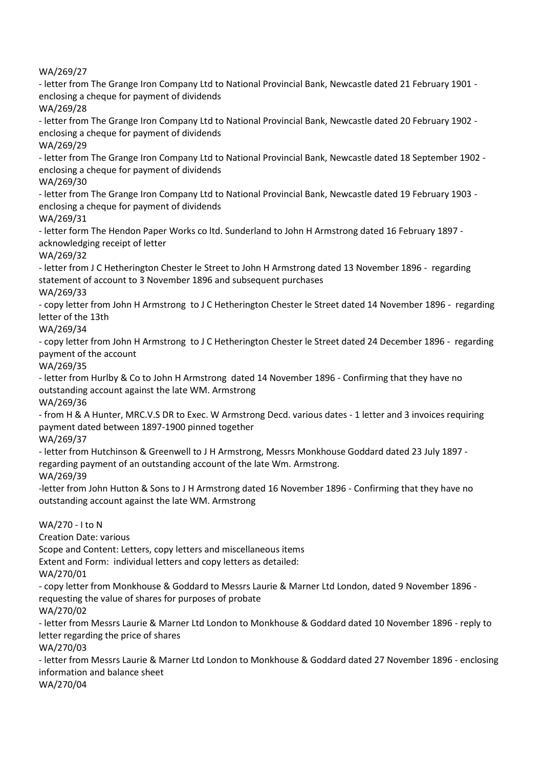WA/269/27

- letter from The Grange Iron Company Ltd to National Provincial Bank, Newcastle dated 21 February 1901 - enclosing a cheque for payment of dividends

WA/269/28

- letter from The Grange Iron Company Ltd to National Provincial Bank, Newcastle dated 20 February 1902 - enclosing a cheque for payment of dividends

WA/269/29

- letter from The Grange Iron Company Ltd to National Provincial Bank, Newcastle dated 18 September 1902 - enclosing a cheque for payment of dividends

WA/269/30

- letter from The Grange Iron Company Ltd to National Provincial Bank, Newcastle dated 19 February 1903 - enclosing a cheque for payment of dividends

WA/269/31

- letter form The Hendon Paper Works co ltd. Sunderland to John H Armstrong dated 16 February 1897 - acknowledging receipt of letter

WA/269/32

- letter from J C Hetherington Chester le Street to John H Armstrong dated 13 November 1896 - regarding statement of account to 3 November 1896 and subsequent purchases

WA/269/33

- copy letter from John H Armstrong to J C Hetherington Chester le Street dated 14 November 1896 - regarding letter of the 13th

WA/269/34

- copy letter from John H Armstrong to J C Hetherington Chester le Street dated 24 December 1896 - regarding payment of the account

WA/269/35

- letter from Hurlby & Co to John H Armstrong dated 14 November 1896 - Confirming that they have no outstanding account against the late WM. Armstrong

WA/269/36

- from H & A Hunter, MRC.V.S DR to Exec. W Armstrong Decd. various dates - 1 letter and 3 invoices requiring payment dated between 1897-1900 pinned together

WA/269/37

- letter from Hutchinson & Greenwell to J H Armstrong, Messrs Monkhouse Goddard dated 23 July 1897 - regarding payment of an outstanding account of the late Wm. Armstrong.

WA/269/39

-letter from John Hutton & Sons to J H Armstrong dated 16 November 1896 - Confirming that they have no outstanding account against the late WM. Armstrong

WA/270 - I to N

Creation Date: various

Scope and Content: Letters, copy letters and miscellaneous items

Extent and Form: individual letters and copy letters as detailed:

WA/270/01

- copy letter from Monkhouse & Goddard to Messrs Laurie & Marner Ltd London, dated 9 November 1896 - requesting the value of shares for purposes of probate

WA/270/02

- letter from Messrs Laurie & Marner Ltd London to Monkhouse & Goddard dated 10 November 1896 - reply to letter regarding the price of shares

WA/270/03

- letter from Messrs Laurie & Marner Ltd London to Monkhouse & Goddard dated 27 November 1896 - enclosing information and balance sheet

WA/270/04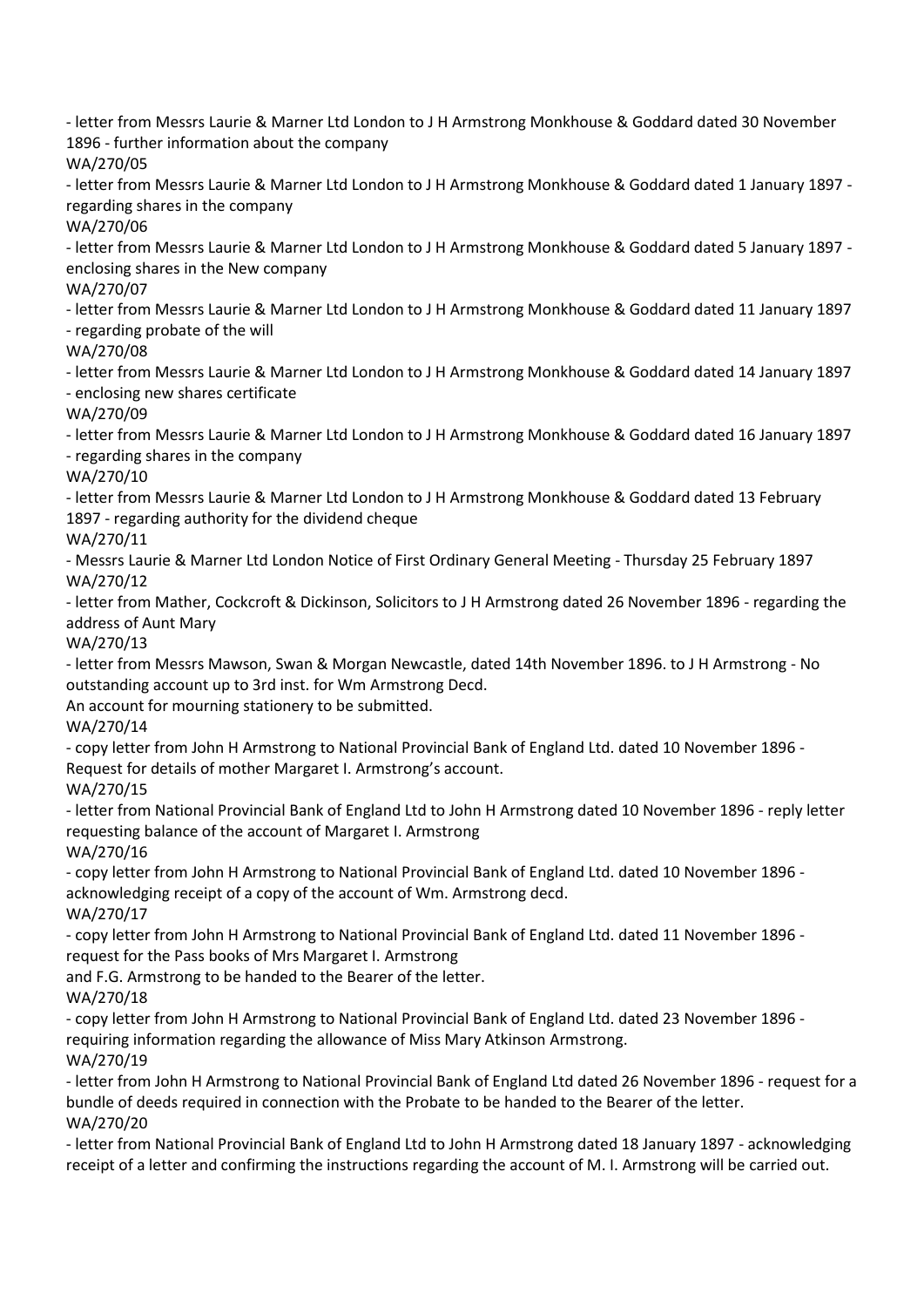- letter from Messrs Laurie & Marner Ltd London to J H Armstrong Monkhouse & Goddard dated 30 November 1896 - further information about the company

WA/270/05

- letter from Messrs Laurie & Marner Ltd London to J H Armstrong Monkhouse & Goddard dated 1 January 1897 - regarding shares in the company

WA/270/06

- letter from Messrs Laurie & Marner Ltd London to J H Armstrong Monkhouse & Goddard dated 5 January 1897 - enclosing shares in the New company

WA/270/07

- letter from Messrs Laurie & Marner Ltd London to J H Armstrong Monkhouse & Goddard dated 11 January 1897 - regarding probate of the will

WA/270/08

- letter from Messrs Laurie & Marner Ltd London to J H Armstrong Monkhouse & Goddard dated 14 January 1897 - enclosing new shares certificate

WA/270/09

- letter from Messrs Laurie & Marner Ltd London to J H Armstrong Monkhouse & Goddard dated 16 January 1897 - regarding shares in the company

WA/270/10

- letter from Messrs Laurie & Marner Ltd London to J H Armstrong Monkhouse & Goddard dated 13 February 1897 - regarding authority for the dividend cheque

WA/270/11

- Messrs Laurie & Marner Ltd London Notice of First Ordinary General Meeting - Thursday 25 February 1897

WA/270/12

- letter from Mather, Cockcroft & Dickinson, Solicitors to J H Armstrong dated 26 November 1896 - regarding the address of Aunt Mary

WA/270/13

- letter from Messrs Mawson, Swan & Morgan Newcastle, dated 14th November 1896. to J H Armstrong - No outstanding account up to 3rd inst. for Wm Armstrong Decd.
An account for mourning stationery to be submitted.

WA/270/14

- copy letter from John H Armstrong to National Provincial Bank of England Ltd. dated 10 November 1896 - Request for details of mother Margaret I. Armstrong's account.

WA/270/15

- letter from National Provincial Bank of England Ltd to John H Armstrong dated 10 November 1896 - reply letter requesting balance of the account of Margaret I. Armstrong

WA/270/16

- copy letter from John H Armstrong to National Provincial Bank of England Ltd. dated 10 November 1896 - acknowledging receipt of a copy of the account of Wm. Armstrong decd.

WA/270/17

- copy letter from John H Armstrong to National Provincial Bank of England Ltd. dated 11 November 1896 - request for the Pass books of Mrs Margaret I. Armstrong
and F.G. Armstrong to be handed to the Bearer of the letter.

WA/270/18

- copy letter from John H Armstrong to National Provincial Bank of England Ltd. dated 23 November 1896 - requiring information regarding the allowance of Miss Mary Atkinson Armstrong.

WA/270/19

- letter from John H Armstrong to National Provincial Bank of England Ltd dated 26 November 1896 - request for a bundle of deeds required in connection with the Probate to be handed to the Bearer of the letter.

WA/270/20

- letter from National Provincial Bank of England Ltd to John H Armstrong dated 18 January 1897 - acknowledging receipt of a letter and confirming the instructions regarding the account of M. I. Armstrong will be carried out.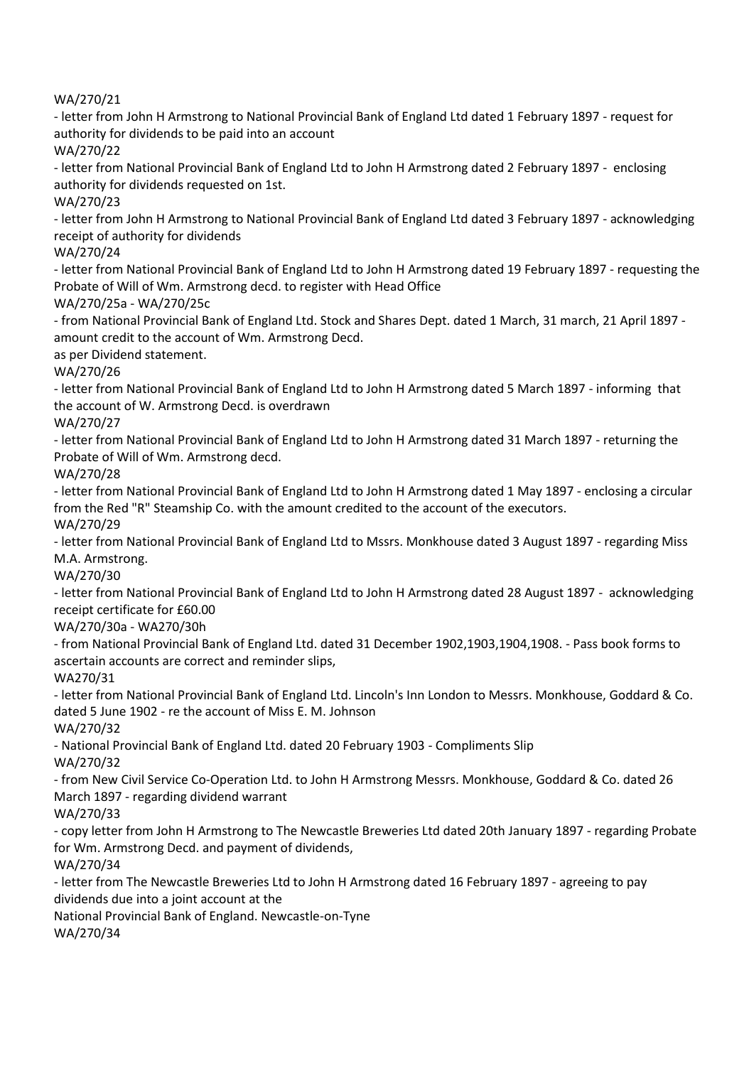WA/270/21

- letter from John H Armstrong to National Provincial Bank of England Ltd dated 1 February 1897 - request for authority for dividends to be paid into an account

WA/270/22

- letter from National Provincial Bank of England Ltd to John H Armstrong dated 2 February 1897 - enclosing authority for dividends requested on 1st.

WA/270/23

- letter from John H Armstrong to National Provincial Bank of England Ltd dated 3 February 1897 - acknowledging receipt of authority for dividends

WA/270/24

- letter from National Provincial Bank of England Ltd to John H Armstrong dated 19 February 1897 - requesting the Probate of Will of Wm. Armstrong decd. to register with Head Office

WA/270/25a - WA/270/25c

- from National Provincial Bank of England Ltd. Stock and Shares Dept. dated 1 March, 31 march, 21 April 1897 - amount credit to the account of Wm. Armstrong Decd. as per Dividend statement.

WA/270/26

- letter from National Provincial Bank of England Ltd to John H Armstrong dated 5 March 1897 - informing that the account of W. Armstrong Decd. is overdrawn

WA/270/27

- letter from National Provincial Bank of England Ltd to John H Armstrong dated 31 March 1897 - returning the Probate of Will of Wm. Armstrong decd.

WA/270/28

- letter from National Provincial Bank of England Ltd to John H Armstrong dated 1 May 1897 - enclosing a circular from the Red "R" Steamship Co. with the amount credited to the account of the executors.

WA/270/29

- letter from National Provincial Bank of England Ltd to Mssrs. Monkhouse dated 3 August 1897 - regarding Miss M.A. Armstrong.

WA/270/30

- letter from National Provincial Bank of England Ltd to John H Armstrong dated 28 August 1897 - acknowledging receipt certificate for £60.00

WA/270/30a - WA270/30h

- from National Provincial Bank of England Ltd. dated 31 December 1902,1903,1904,1908. - Pass book forms to ascertain accounts are correct and reminder slips,

WA270/31

- letter from National Provincial Bank of England Ltd. Lincoln's Inn London to Messrs. Monkhouse, Goddard & Co. dated 5 June 1902 - re the account of Miss E. M. Johnson

WA/270/32

- National Provincial Bank of England Ltd. dated 20 February 1903 - Compliments Slip

WA/270/32

- from New Civil Service Co-Operation Ltd. to John H Armstrong Messrs. Monkhouse, Goddard & Co. dated 26 March 1897 - regarding dividend warrant

WA/270/33

- copy letter from John H Armstrong to The Newcastle Breweries Ltd dated 20th January 1897 - regarding Probate for Wm. Armstrong Decd. and payment of dividends,

WA/270/34

- letter from The Newcastle Breweries Ltd to John H Armstrong dated 16 February 1897 - agreeing to pay dividends due into a joint account at the National Provincial Bank of England. Newcastle-on-Tyne

WA/270/34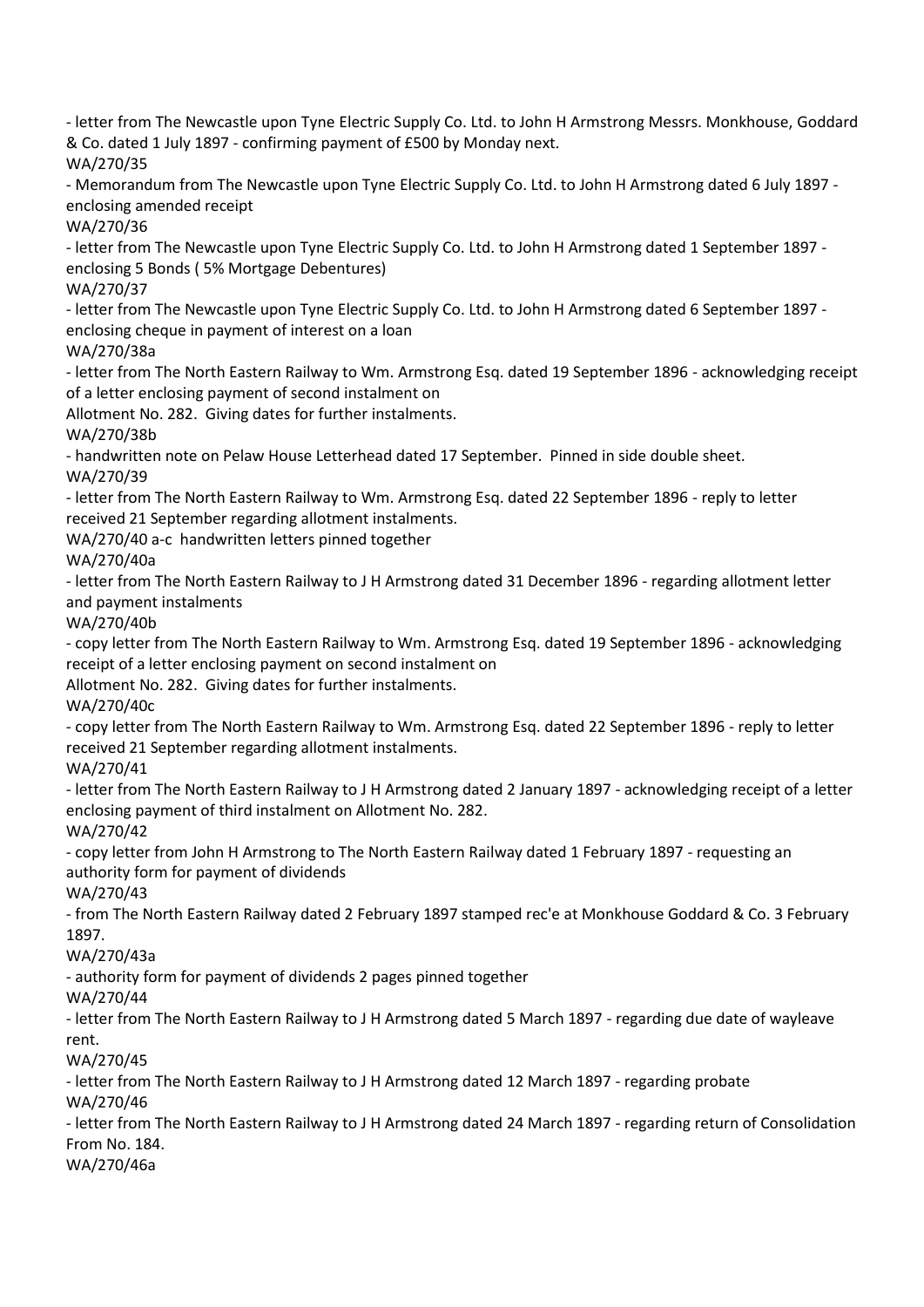- letter from The Newcastle upon Tyne Electric Supply Co. Ltd. to John H Armstrong Messrs. Monkhouse, Goddard & Co. dated 1 July 1897 - confirming payment of £500 by Monday next.

WA/270/35

- Memorandum from The Newcastle upon Tyne Electric Supply Co. Ltd. to John H Armstrong dated 6 July 1897 - enclosing amended receipt

WA/270/36

- letter from The Newcastle upon Tyne Electric Supply Co. Ltd. to John H Armstrong dated 1 September 1897 - enclosing 5 Bonds ( 5% Mortgage Debentures)

WA/270/37

- letter from The Newcastle upon Tyne Electric Supply Co. Ltd. to John H Armstrong dated 6 September 1897 - enclosing cheque in payment of interest on a loan

WA/270/38a

- letter from The North Eastern Railway to Wm. Armstrong Esq. dated 19 September 1896 - acknowledging receipt of a letter enclosing payment of second instalment on
Allotment No. 282. Giving dates for further instalments.

WA/270/38b

- handwritten note on Pelaw House Letterhead dated 17 September. Pinned in side double sheet.

WA/270/39

- letter from The North Eastern Railway to Wm. Armstrong Esq. dated 22 September 1896 - reply to letter received 21 September regarding allotment instalments.

WA/270/40 a-c handwritten letters pinned together

WA/270/40a

- letter from The North Eastern Railway to J H Armstrong dated 31 December 1896 - regarding allotment letter and payment instalments

WA/270/40b

- copy letter from The North Eastern Railway to Wm. Armstrong Esq. dated 19 September 1896 - acknowledging receipt of a letter enclosing payment on second instalment on
Allotment No. 282. Giving dates for further instalments.

WA/270/40c

- copy letter from The North Eastern Railway to Wm. Armstrong Esq. dated 22 September 1896 - reply to letter received 21 September regarding allotment instalments.

WA/270/41

- letter from The North Eastern Railway to J H Armstrong dated 2 January 1897 - acknowledging receipt of a letter enclosing payment of third instalment on Allotment No. 282.

WA/270/42

- copy letter from John H Armstrong to The North Eastern Railway dated 1 February 1897 - requesting an authority form for payment of dividends

WA/270/43

- from The North Eastern Railway dated 2 February 1897 stamped rec'e at Monkhouse Goddard & Co. 3 February 1897.

WA/270/43a

- authority form for payment of dividends 2 pages pinned together

WA/270/44

- letter from The North Eastern Railway to J H Armstrong dated 5 March 1897 - regarding due date of wayleave rent.

WA/270/45

- letter from The North Eastern Railway to J H Armstrong dated 12 March 1897 - regarding probate

WA/270/46

- letter from The North Eastern Railway to J H Armstrong dated 24 March 1897 - regarding return of Consolidation From No. 184.

WA/270/46a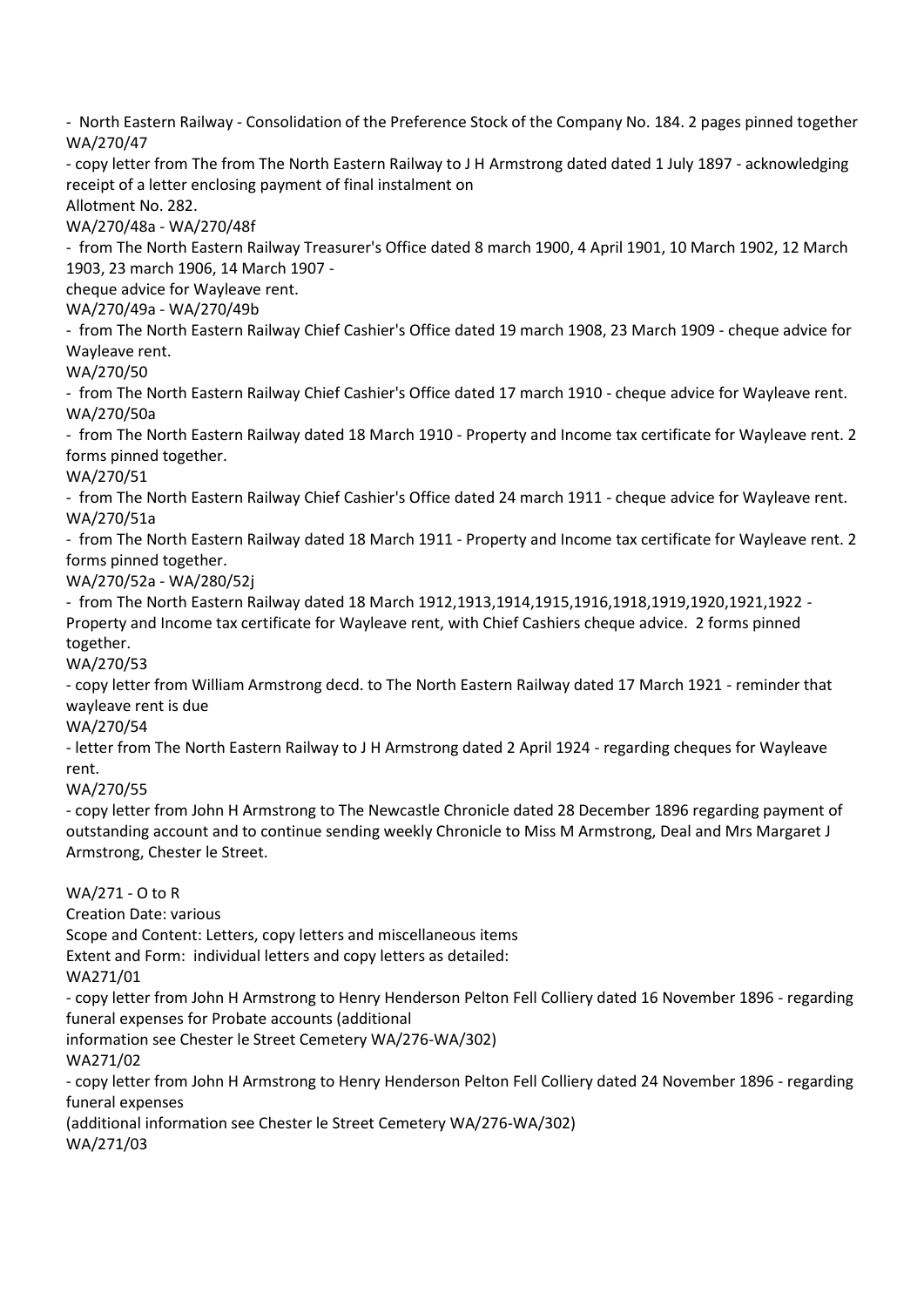- North Eastern Railway - Consolidation of the Preference Stock of the Company No. 184. 2 pages pinned together
WA/270/47
- copy letter from The from The North Eastern Railway to J H Armstrong dated dated 1 July 1897 - acknowledging receipt of a letter enclosing payment of final instalment on
Allotment No. 282.
WA/270/48a - WA/270/48f
- from The North Eastern Railway Treasurer's Office dated 8 march 1900, 4 April 1901, 10 March 1902, 12 March 1903, 23 march 1906, 14 March 1907 -
cheque advice for Wayleave rent.
WA/270/49a - WA/270/49b
- from The North Eastern Railway Chief Cashier's Office dated 19 march 1908, 23 March 1909 - cheque advice for Wayleave rent.
WA/270/50
- from The North Eastern Railway Chief Cashier's Office dated 17 march 1910 - cheque advice for Wayleave rent.
WA/270/50a
- from The North Eastern Railway dated 18 March 1910 - Property and Income tax certificate for Wayleave rent. 2 forms pinned together.
WA/270/51
- from The North Eastern Railway Chief Cashier's Office dated 24 march 1911 - cheque advice for Wayleave rent.
WA/270/51a
- from The North Eastern Railway dated 18 March 1911 - Property and Income tax certificate for Wayleave rent. 2 forms pinned together.
WA/270/52a - WA/280/52j
- from The North Eastern Railway dated 18 March 1912,1913,1914,1915,1916,1918,1919,1920,1921,1922 - Property and Income tax certificate for Wayleave rent, with Chief Cashiers cheque advice. 2 forms pinned together.
WA/270/53
- copy letter from William Armstrong decd. to The North Eastern Railway dated 17 March 1921 - reminder that wayleave rent is due
WA/270/54
- letter from The North Eastern Railway to J H Armstrong dated 2 April 1924 - regarding cheques for Wayleave rent.
WA/270/55
- copy letter from John H Armstrong to The Newcastle Chronicle dated 28 December 1896 regarding payment of outstanding account and to continue sending weekly Chronicle to Miss M Armstrong, Deal and Mrs Margaret J Armstrong, Chester le Street.

WA/271 - O to R
Creation Date: various
Scope and Content: Letters, copy letters and miscellaneous items
Extent and Form: individual letters and copy letters as detailed:
WA271/01
- copy letter from John H Armstrong to Henry Henderson Pelton Fell Colliery dated 16 November 1896 - regarding funeral expenses for Probate accounts (additional
information see Chester le Street Cemetery WA/276-WA/302)
WA271/02
- copy letter from John H Armstrong to Henry Henderson Pelton Fell Colliery dated 24 November 1896 - regarding funeral expenses
(additional information see Chester le Street Cemetery WA/276-WA/302)
WA271/03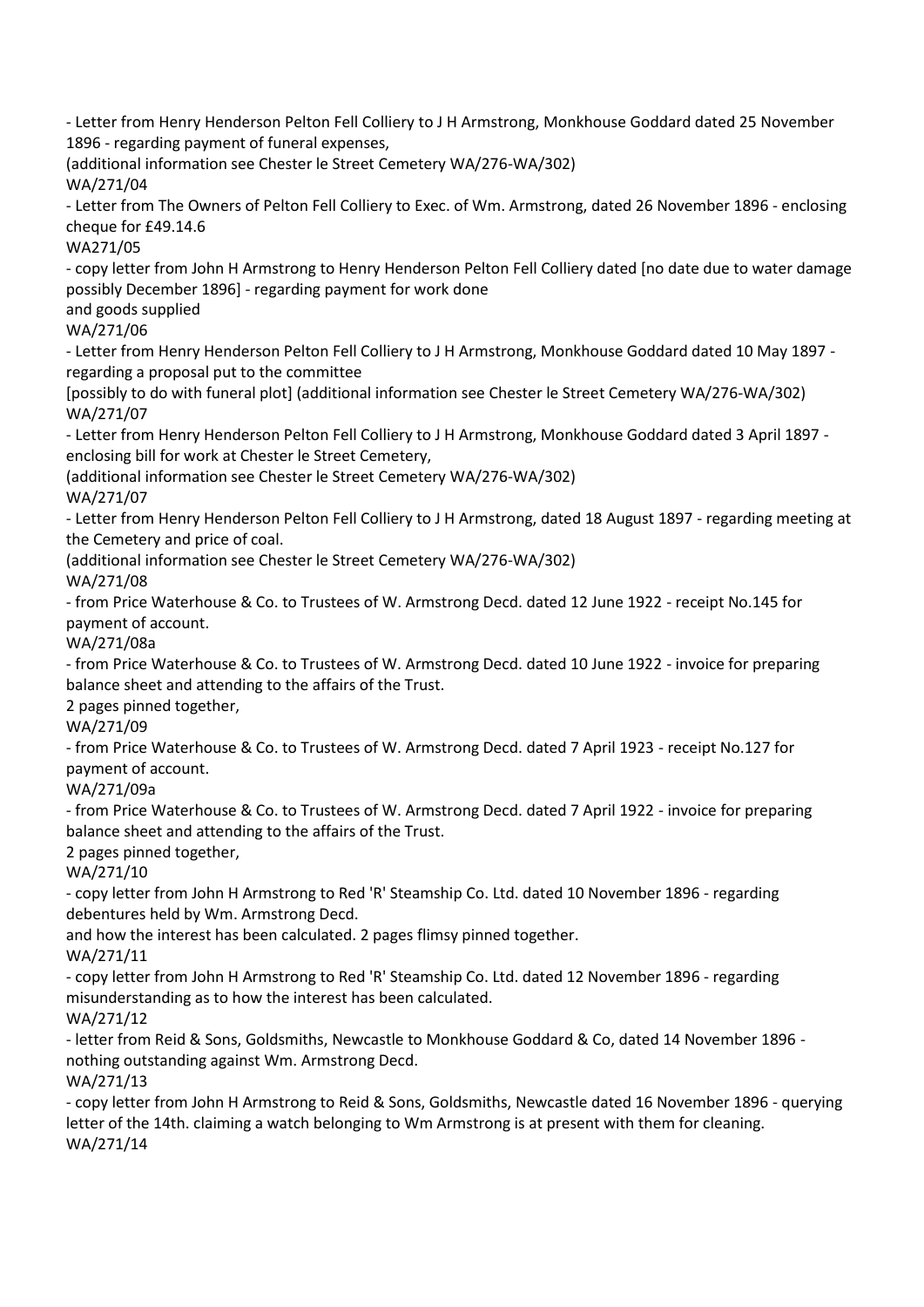- Letter from Henry Henderson Pelton Fell Colliery to J H Armstrong, Monkhouse Goddard dated 25 November 1896 - regarding payment of funeral expenses,
(additional information see Chester le Street Cemetery WA/276-WA/302)
WA/271/04
- Letter from The Owners of Pelton Fell Colliery to Exec. of Wm. Armstrong, dated 26 November 1896 - enclosing cheque for £49.14.6
WA271/05
- copy letter from John H Armstrong to Henry Henderson Pelton Fell Colliery dated [no date due to water damage possibly December 1896] - regarding payment for work done
and goods supplied
WA/271/06
- Letter from Henry Henderson Pelton Fell Colliery to J H Armstrong, Monkhouse Goddard dated 10 May 1897 - regarding a proposal put to the committee
[possibly to do with funeral plot] (additional information see Chester le Street Cemetery WA/276-WA/302)
WA/271/07
- Letter from Henry Henderson Pelton Fell Colliery to J H Armstrong, Monkhouse Goddard dated 3 April 1897 - enclosing bill for work at Chester le Street Cemetery,
(additional information see Chester le Street Cemetery WA/276-WA/302)
WA/271/07
- Letter from Henry Henderson Pelton Fell Colliery to J H Armstrong, dated 18 August 1897 - regarding meeting at the Cemetery and price of coal.
(additional information see Chester le Street Cemetery WA/276-WA/302)
WA/271/08
- from Price Waterhouse & Co. to Trustees of W. Armstrong Decd. dated 12 June 1922 - receipt No.145 for payment of account.
WA/271/08a
- from Price Waterhouse & Co. to Trustees of W. Armstrong Decd. dated 10 June 1922 - invoice for preparing balance sheet and attending to the affairs of the Trust.
2 pages pinned together,
WA/271/09
- from Price Waterhouse & Co. to Trustees of W. Armstrong Decd. dated 7 April 1923 - receipt No.127 for payment of account.
WA/271/09a
- from Price Waterhouse & Co. to Trustees of W. Armstrong Decd. dated 7 April 1922 - invoice for preparing balance sheet and attending to the affairs of the Trust.
2 pages pinned together,
WA/271/10
- copy letter from John H Armstrong to Red 'R' Steamship Co. Ltd. dated 10 November 1896 - regarding debentures held by Wm. Armstrong Decd.
and how the interest has been calculated. 2 pages flimsy pinned together.
WA/271/11
- copy letter from John H Armstrong to Red 'R' Steamship Co. Ltd. dated 12 November 1896 - regarding misunderstanding as to how the interest has been calculated.
WA/271/12
- letter from Reid & Sons, Goldsmiths, Newcastle to Monkhouse Goddard & Co, dated 14 November 1896 - nothing outstanding against Wm. Armstrong Decd.
WA/271/13
- copy letter from John H Armstrong to Reid & Sons, Goldsmiths, Newcastle dated 16 November 1896 - querying letter of the 14th. claiming a watch belonging to Wm Armstrong is at present with them for cleaning.
WA/271/14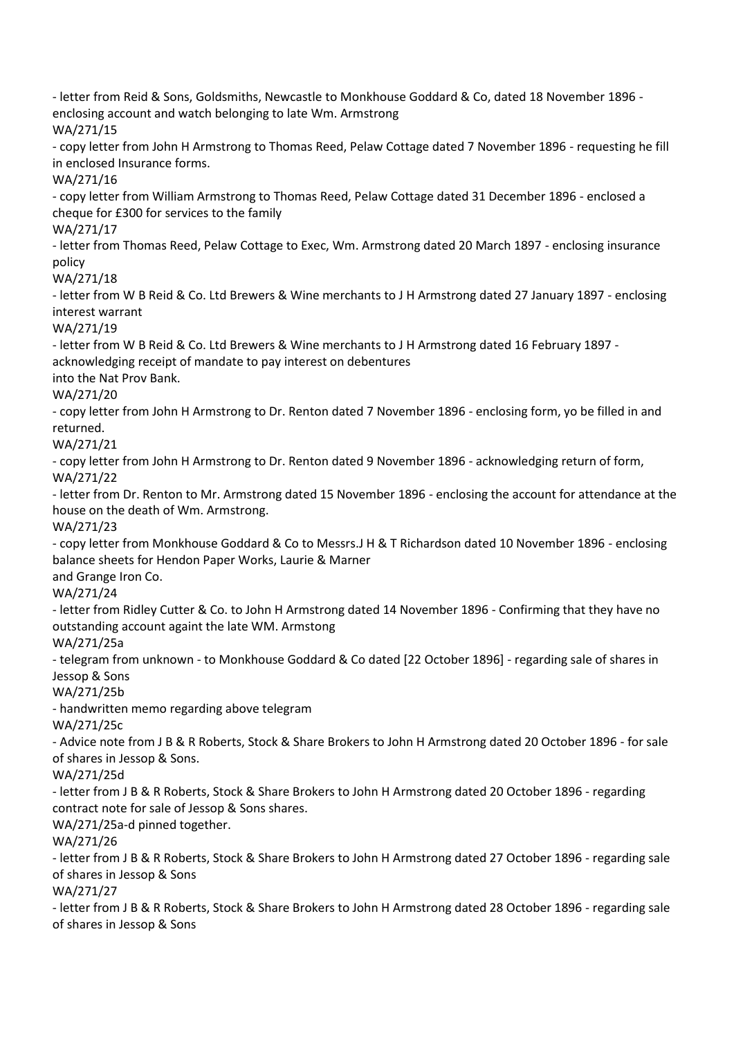- letter from Reid & Sons, Goldsmiths, Newcastle to Monkhouse Goddard & Co, dated 18 November 1896 - enclosing account and watch belonging to late Wm. Armstrong

WA/271/15

- copy letter from John H Armstrong to Thomas Reed, Pelaw Cottage dated 7 November 1896 - requesting he fill in enclosed Insurance forms.

WA/271/16

- copy letter from William Armstrong to Thomas Reed, Pelaw Cottage dated 31 December 1896 - enclosed a cheque for £300 for services to the family

WA/271/17

- letter from Thomas Reed, Pelaw Cottage to Exec, Wm. Armstrong dated 20 March 1897 - enclosing insurance policy

WA/271/18

- letter from W B Reid & Co. Ltd Brewers & Wine merchants to J H Armstrong dated 27 January 1897 - enclosing interest warrant

WA/271/19

- letter from W B Reid & Co. Ltd Brewers & Wine merchants to J H Armstrong dated 16 February 1897 - acknowledging receipt of mandate to pay interest on debentures into the Nat Prov Bank.

WA/271/20

- copy letter from John H Armstrong to Dr. Renton dated 7 November 1896 - enclosing form, yo be filled in and returned.

WA/271/21

- copy letter from John H Armstrong to Dr. Renton dated 9 November 1896 - acknowledging return of form,

WA/271/22

- letter from Dr. Renton to Mr. Armstrong dated 15 November 1896 - enclosing the account for attendance at the house on the death of Wm. Armstrong.

WA/271/23

- copy letter from Monkhouse Goddard & Co to Messrs.J H & T Richardson dated 10 November 1896 - enclosing balance sheets for Hendon Paper Works, Laurie & Marner and Grange Iron Co.

WA/271/24

- letter from Ridley Cutter & Co. to John H Armstrong dated 14 November 1896 - Confirming that they have no outstanding account againt the late WM. Armstong

WA/271/25a

- telegram from unknown - to Monkhouse Goddard & Co dated [22 October 1896] - regarding sale of shares in Jessop & Sons

WA/271/25b

- handwritten memo regarding above telegram

WA/271/25c

- Advice note from J B & R Roberts, Stock & Share Brokers to John H Armstrong dated 20 October 1896 - for sale of shares in Jessop & Sons.

WA/271/25d

- letter from J B & R Roberts, Stock & Share Brokers to John H Armstrong dated 20 October 1896 - regarding contract note for sale of Jessop & Sons shares.

WA/271/25a-d pinned together.

WA/271/26

- letter from J B & R Roberts, Stock & Share Brokers to John H Armstrong dated 27 October 1896 - regarding sale of shares in Jessop & Sons

WA/271/27

- letter from J B & R Roberts, Stock & Share Brokers to John H Armstrong dated 28 October 1896 - regarding sale of shares in Jessop & Sons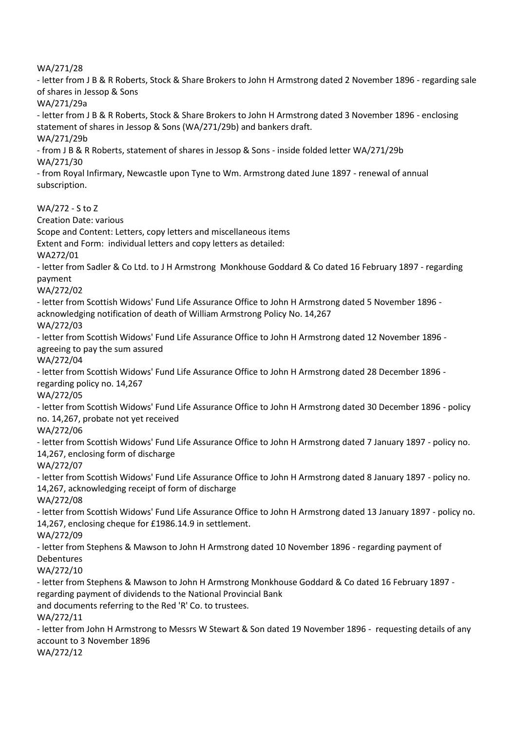WA/271/28

- letter from J B & R Roberts, Stock & Share Brokers to John H Armstrong dated 2 November 1896 - regarding sale of shares in Jessop & Sons

WA/271/29a

- letter from J B & R Roberts, Stock & Share Brokers to John H Armstrong dated 3 November 1896 - enclosing statement of shares in Jessop & Sons (WA/271/29b) and bankers draft.

WA/271/29b

- from J B & R Roberts, statement of shares in Jessop & Sons - inside folded letter WA/271/29b

WA/271/30

- from Royal Infirmary, Newcastle upon Tyne to Wm. Armstrong dated June 1897 - renewal of annual subscription.

WA/272 - S to Z

Creation Date: various

Scope and Content: Letters, copy letters and miscellaneous items

Extent and Form: individual letters and copy letters as detailed:

WA272/01

- letter from Sadler & Co Ltd. to J H Armstrong Monkhouse Goddard & Co dated 16 February 1897 - regarding payment

WA/272/02

- letter from Scottish Widows' Fund Life Assurance Office to John H Armstrong dated 5 November 1896 - acknowledging notification of death of William Armstrong Policy No. 14,267

WA/272/03

- letter from Scottish Widows' Fund Life Assurance Office to John H Armstrong dated 12 November 1896 - agreeing to pay the sum assured

WA/272/04

- letter from Scottish Widows' Fund Life Assurance Office to John H Armstrong dated 28 December 1896 - regarding policy no. 14,267

WA/272/05

- letter from Scottish Widows' Fund Life Assurance Office to John H Armstrong dated 30 December 1896 - policy no. 14,267, probate not yet received

WA/272/06

- letter from Scottish Widows' Fund Life Assurance Office to John H Armstrong dated 7 January 1897 - policy no. 14,267, enclosing form of discharge

WA/272/07

- letter from Scottish Widows' Fund Life Assurance Office to John H Armstrong dated 8 January 1897 - policy no. 14,267, acknowledging receipt of form of discharge

WA/272/08

- letter from Scottish Widows' Fund Life Assurance Office to John H Armstrong dated 13 January 1897 - policy no. 14,267, enclosing cheque for £1986.14.9 in settlement.

WA/272/09

- letter from Stephens & Mawson to John H Armstrong dated 10 November 1896 - regarding payment of Debentures

WA/272/10

- letter from Stephens & Mawson to John H Armstrong Monkhouse Goddard & Co dated 16 February 1897 - regarding payment of dividends to the National Provincial Bank
and documents referring to the Red 'R' Co. to trustees.

WA/272/11

- letter from John H Armstrong to Messrs W Stewart & Son dated 19 November 1896 - requesting details of any account to 3 November 1896

WA/272/12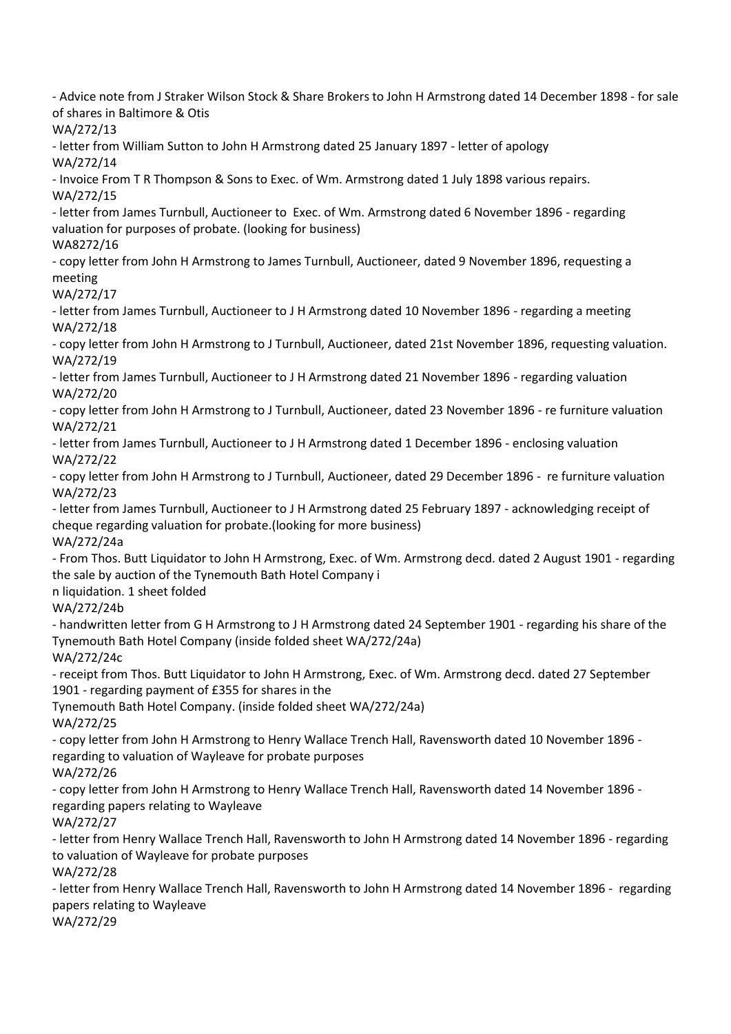- Advice note from J Straker Wilson Stock & Share Brokers to John H Armstrong dated 14 December 1898 - for sale of shares in Baltimore & Otis

WA/272/13

- letter from William Sutton to John H Armstrong dated 25 January 1897 - letter of apology

WA/272/14

- Invoice From T R Thompson & Sons to Exec. of Wm. Armstrong dated 1 July 1898 various repairs.

WA/272/15

- letter from James Turnbull, Auctioneer to Exec. of Wm. Armstrong dated 6 November 1896 - regarding valuation for purposes of probate. (looking for business)

WA8272/16

- copy letter from John H Armstrong to James Turnbull, Auctioneer, dated 9 November 1896, requesting a meeting

WA/272/17

- letter from James Turnbull, Auctioneer to J H Armstrong dated 10 November 1896 - regarding a meeting

WA/272/18

- copy letter from John H Armstrong to J Turnbull, Auctioneer, dated 21st November 1896, requesting valuation.

WA/272/19

- letter from James Turnbull, Auctioneer to J H Armstrong dated 21 November 1896 - regarding valuation

WA/272/20

- copy letter from John H Armstrong to J Turnbull, Auctioneer, dated 23 November 1896 - re furniture valuation

WA/272/21

- letter from James Turnbull, Auctioneer to J H Armstrong dated 1 December 1896 - enclosing valuation

WA/272/22

- copy letter from John H Armstrong to J Turnbull, Auctioneer, dated 29 December 1896 - re furniture valuation

WA/272/23

- letter from James Turnbull, Auctioneer to J H Armstrong dated 25 February 1897 - acknowledging receipt of cheque regarding valuation for probate.(looking for more business)

WA/272/24a

- From Thos. Butt Liquidator to John H Armstrong, Exec. of Wm. Armstrong decd. dated 2 August 1901 - regarding the sale by auction of the Tynemouth Bath Hotel Company in liquidation. 1 sheet folded

WA/272/24b

- handwritten letter from G H Armstrong to J H Armstrong dated 24 September 1901 - regarding his share of the Tynemouth Bath Hotel Company (inside folded sheet WA/272/24a)

WA/272/24c

- receipt from Thos. Butt Liquidator to John H Armstrong, Exec. of Wm. Armstrong decd. dated 27 September 1901 - regarding payment of £355 for shares in the Tynemouth Bath Hotel Company. (inside folded sheet WA/272/24a)

WA/272/25

- copy letter from John H Armstrong to Henry Wallace Trench Hall, Ravensworth dated 10 November 1896 - regarding to valuation of Wayleave for probate purposes

WA/272/26

- copy letter from John H Armstrong to Henry Wallace Trench Hall, Ravensworth dated 14 November 1896 - regarding papers relating to Wayleave

WA/272/27

- letter from Henry Wallace Trench Hall, Ravensworth to John H Armstrong dated 14 November 1896 - regarding to valuation of Wayleave for probate purposes

WA/272/28

- letter from Henry Wallace Trench Hall, Ravensworth to John H Armstrong dated 14 November 1896 - regarding papers relating to Wayleave

WA/272/29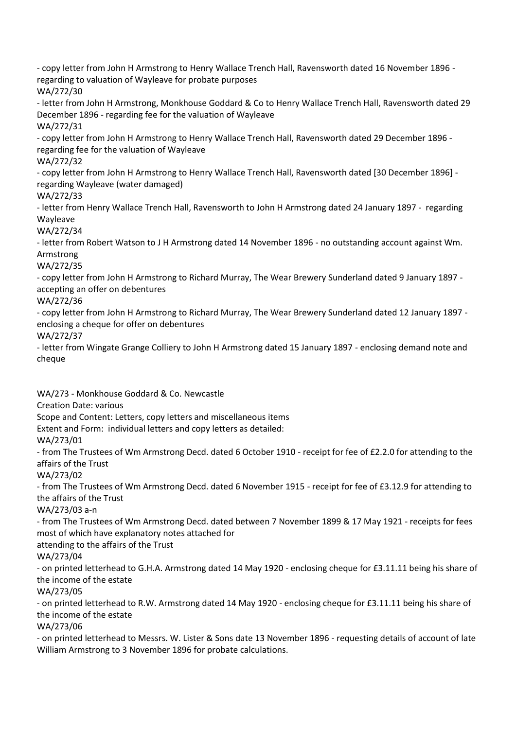- copy letter from John H Armstrong to Henry Wallace Trench Hall, Ravensworth dated 16 November 1896 - regarding to valuation of Wayleave for probate purposes

WA/272/30

- letter from John H Armstrong, Monkhouse Goddard & Co to Henry Wallace Trench Hall, Ravensworth dated 29 December 1896 - regarding fee for the valuation of Wayleave

WA/272/31

- copy letter from John H Armstrong to Henry Wallace Trench Hall, Ravensworth dated 29 December 1896 - regarding fee for the valuation of Wayleave

WA/272/32

- copy letter from John H Armstrong to Henry Wallace Trench Hall, Ravensworth dated [30 December 1896] - regarding Wayleave (water damaged)

WA/272/33

- letter from Henry Wallace Trench Hall, Ravensworth to John H Armstrong dated 24 January 1897 - regarding Wayleave

WA/272/34

- letter from Robert Watson to J H Armstrong dated 14 November 1896 - no outstanding account against Wm. Armstrong

WA/272/35

- copy letter from John H Armstrong to Richard Murray, The Wear Brewery Sunderland dated 9 January 1897 - accepting an offer on debentures

WA/272/36

- copy letter from John H Armstrong to Richard Murray, The Wear Brewery Sunderland dated 12 January 1897 - enclosing a cheque for offer on debentures

WA/272/37

- letter from Wingate Grange Colliery to John H Armstrong dated 15 January 1897 - enclosing demand note and cheque

WA/273 - Monkhouse Goddard & Co. Newcastle

Creation Date: various

Scope and Content: Letters, copy letters and miscellaneous items

Extent and Form: individual letters and copy letters as detailed:

WA/273/01

- from The Trustees of Wm Armstrong Decd. dated 6 October 1910 - receipt for fee of £2.2.0 for attending to the affairs of the Trust

WA/273/02

- from The Trustees of Wm Armstrong Decd. dated 6 November 1915 - receipt for fee of £3.12.9 for attending to the affairs of the Trust

WA/273/03 a-n

- from The Trustees of Wm Armstrong Decd. dated between 7 November 1899 & 17 May 1921 - receipts for fees most of which have explanatory notes attached for attending to the affairs of the Trust

WA/273/04

- on printed letterhead to G.H.A. Armstrong dated 14 May 1920 - enclosing cheque for £3.11.11 being his share of the income of the estate

WA/273/05

- on printed letterhead to R.W. Armstrong dated 14 May 1920 - enclosing cheque for £3.11.11 being his share of the income of the estate

WA/273/06

- on printed letterhead to Messrs. W. Lister & Sons date 13 November 1896 - requesting details of account of late William Armstrong to 3 November 1896 for probate calculations.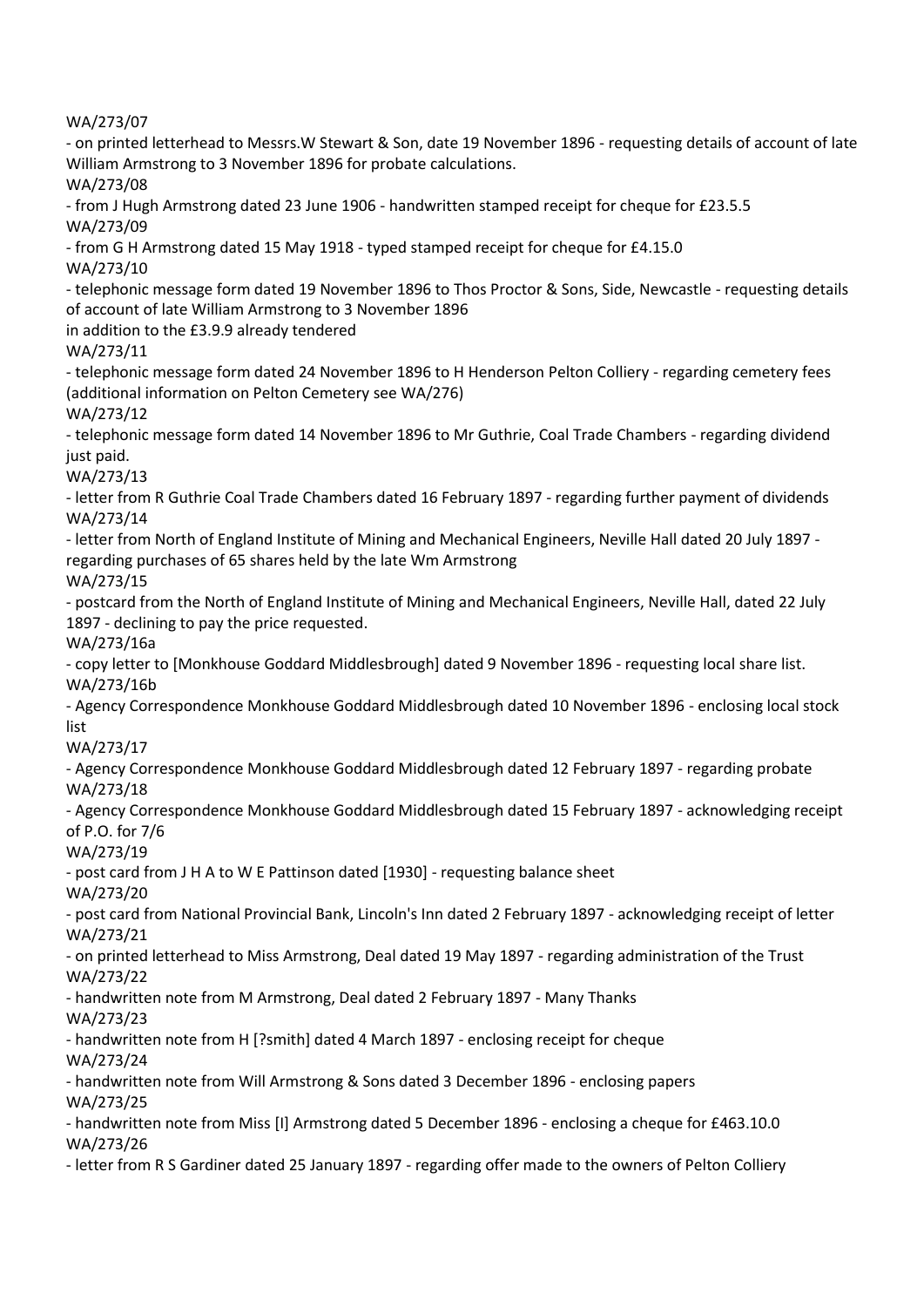WA/273/07

- on printed letterhead to Messrs.W Stewart & Son, date 19 November 1896 - requesting details of account of late William Armstrong to 3 November 1896 for probate calculations.

WA/273/08

- from J Hugh Armstrong dated 23 June 1906 - handwritten stamped receipt for cheque for £23.5.5

WA/273/09

- from G H Armstrong dated 15 May 1918 - typed stamped receipt for cheque for £4.15.0

WA/273/10

- telephonic message form dated 19 November 1896 to Thos Proctor & Sons, Side, Newcastle - requesting details of account of late William Armstrong to 3 November 1896
in addition to the £3.9.9 already tendered

WA/273/11

- telephonic message form dated 24 November 1896 to H Henderson Pelton Colliery - regarding cemetery fees (additional information on Pelton Cemetery see WA/276)

WA/273/12

- telephonic message form dated 14 November 1896 to Mr Guthrie, Coal Trade Chambers - regarding dividend just paid.

WA/273/13

- letter from R Guthrie Coal Trade Chambers dated 16 February 1897 - regarding further payment of dividends

WA/273/14

- letter from North of England Institute of Mining and Mechanical Engineers, Neville Hall dated 20 July 1897 - regarding purchases of 65 shares held by the late Wm Armstrong

WA/273/15

- postcard from the North of England Institute of Mining and Mechanical Engineers, Neville Hall, dated 22 July 1897 - declining to pay the price requested.

WA/273/16a

- copy letter to [Monkhouse Goddard Middlesbrough] dated 9 November 1896 - requesting local share list.

WA/273/16b

- Agency Correspondence Monkhouse Goddard Middlesbrough dated 10 November 1896 - enclosing local stock list

WA/273/17

- Agency Correspondence Monkhouse Goddard Middlesbrough dated 12 February 1897 - regarding probate

WA/273/18

- Agency Correspondence Monkhouse Goddard Middlesbrough dated 15 February 1897 - acknowledging receipt of P.O. for 7/6

WA/273/19

- post card from J H A to W E Pattinson dated [1930] - requesting balance sheet

WA/273/20

- post card from National Provincial Bank, Lincoln's Inn dated 2 February 1897 - acknowledging receipt of letter

WA/273/21

- on printed letterhead to Miss Armstrong, Deal dated 19 May 1897 - regarding administration of the Trust

WA/273/22

- handwritten note from M Armstrong, Deal dated 2 February 1897 - Many Thanks

WA/273/23

- handwritten note from H [?smith] dated 4 March 1897 - enclosing receipt for cheque

WA/273/24

- handwritten note from Will Armstrong & Sons dated 3 December 1896 - enclosing papers

WA/273/25

- handwritten note from Miss [I] Armstrong dated 5 December 1896 - enclosing a cheque for £463.10.0

WA/273/26

- letter from R S Gardiner dated 25 January 1897 - regarding offer made to the owners of Pelton Colliery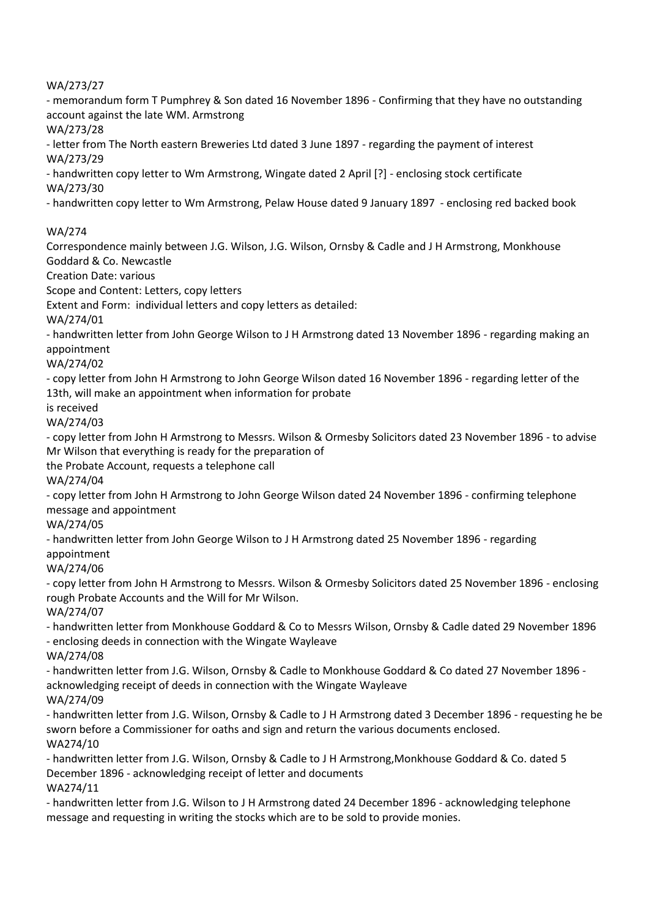WA/273/27

- memorandum form T Pumphrey & Son dated 16 November 1896 - Confirming that they have no outstanding account against the late WM. Armstrong

WA/273/28

- letter from The North eastern Breweries Ltd dated 3 June 1897 - regarding the payment of interest

WA/273/29

- handwritten copy letter to Wm Armstrong, Wingate dated 2 April [?] - enclosing stock certificate

WA/273/30

- handwritten copy letter to Wm Armstrong, Pelaw House dated 9 January 1897 - enclosing red backed book

WA/274

Correspondence mainly between J.G. Wilson, J.G. Wilson, Ornsby & Cadle and J H Armstrong, Monkhouse Goddard & Co. Newcastle

Creation Date: various

Scope and Content: Letters, copy letters

Extent and Form: individual letters and copy letters as detailed:

WA/274/01

- handwritten letter from John George Wilson to J H Armstrong dated 13 November 1896 - regarding making an appointment

WA/274/02

- copy letter from John H Armstrong to John George Wilson dated 16 November 1896 - regarding letter of the 13th, will make an appointment when information for probate is received

WA/274/03

- copy letter from John H Armstrong to Messrs. Wilson & Ormesby Solicitors dated 23 November 1896 - to advise Mr Wilson that everything is ready for the preparation of the Probate Account, requests a telephone call

WA/274/04

- copy letter from John H Armstrong to John George Wilson dated 24 November 1896 - confirming telephone message and appointment

WA/274/05

- handwritten letter from John George Wilson to J H Armstrong dated 25 November 1896 - regarding appointment

WA/274/06

- copy letter from John H Armstrong to Messrs. Wilson & Ormesby Solicitors dated 25 November 1896 - enclosing rough Probate Accounts and the Will for Mr Wilson.

WA/274/07

- handwritten letter from Monkhouse Goddard & Co to Messrs Wilson, Ornsby & Cadle dated 29 November 1896 - enclosing deeds in connection with the Wingate Wayleave

WA/274/08

- handwritten letter from J.G. Wilson, Ornsby & Cadle to Monkhouse Goddard & Co dated 27 November 1896 - acknowledging receipt of deeds in connection with the Wingate Wayleave

WA/274/09

- handwritten letter from J.G. Wilson, Ornsby & Cadle to J H Armstrong dated 3 December 1896 - requesting he be sworn before a Commissioner for oaths and sign and return the various documents enclosed.

WA274/10

- handwritten letter from J.G. Wilson, Ornsby & Cadle to J H Armstrong,Monkhouse Goddard & Co. dated 5 December 1896 - acknowledging receipt of letter and documents

WA274/11

- handwritten letter from J.G. Wilson to J H Armstrong dated 24 December 1896 - acknowledging telephone message and requesting in writing the stocks which are to be sold to provide monies.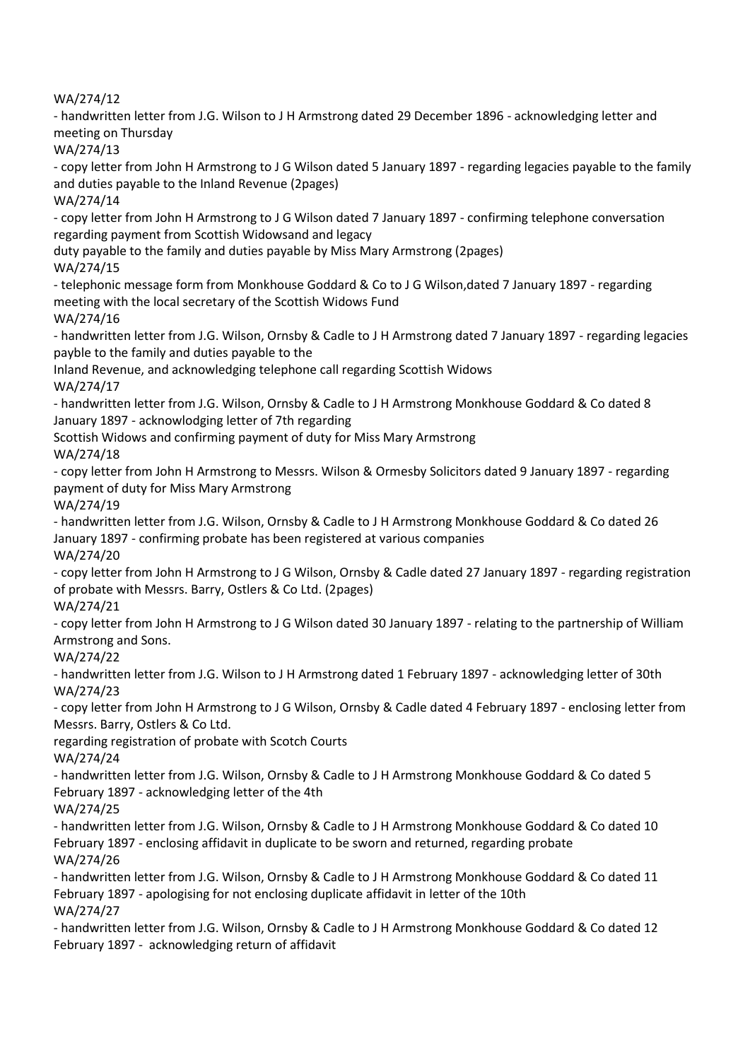WA/274/12

- handwritten letter from J.G. Wilson to J H Armstrong dated 29 December 1896 - acknowledging letter and meeting on Thursday

WA/274/13

- copy letter from John H Armstrong to J G Wilson dated 5 January 1897 - regarding legacies payable to the family and duties payable to the Inland Revenue (2pages)

WA/274/14

- copy letter from John H Armstrong to J G Wilson dated 7 January 1897 - confirming telephone conversation regarding payment from Scottish Widowsand and legacy
duty payable to the family and duties payable by Miss Mary Armstrong (2pages)

WA/274/15

- telephonic message form from Monkhouse Goddard & Co to J G Wilson,dated 7 January 1897 - regarding meeting with the local secretary of the Scottish Widows Fund

WA/274/16

- handwritten letter from J.G. Wilson, Ornsby & Cadle to J H Armstrong dated 7 January 1897 - regarding legacies payble to the family and duties payable to the
Inland Revenue, and acknowledging telephone call regarding Scottish Widows

WA/274/17

- handwritten letter from J.G. Wilson, Ornsby & Cadle to J H Armstrong Monkhouse Goddard & Co dated 8 January 1897 - acknowlodging letter of 7th regarding
Scottish Widows and confirming payment of duty for Miss Mary Armstrong

WA/274/18

- copy letter from John H Armstrong to Messrs. Wilson & Ormesby Solicitors dated 9 January 1897 - regarding payment of duty for Miss Mary Armstrong

WA/274/19

- handwritten letter from J.G. Wilson, Ornsby & Cadle to J H Armstrong Monkhouse Goddard & Co dated 26 January 1897 - confirming probate has been registered at various companies

WA/274/20

- copy letter from John H Armstrong to J G Wilson, Ornsby & Cadle dated 27 January 1897 - regarding registration of probate with Messrs. Barry, Ostlers & Co Ltd. (2pages)

WA/274/21

- copy letter from John H Armstrong to J G Wilson dated 30 January 1897 - relating to the partnership of William Armstrong and Sons.

WA/274/22

- handwritten letter from J.G. Wilson to J H Armstrong dated 1 February 1897 - acknowledging letter of 30th

WA/274/23

- copy letter from John H Armstrong to J G Wilson, Ornsby & Cadle dated 4 February 1897 - enclosing letter from Messrs. Barry, Ostlers & Co Ltd.
regarding registration of probate with Scotch Courts

WA/274/24

- handwritten letter from J.G. Wilson, Ornsby & Cadle to J H Armstrong Monkhouse Goddard & Co dated 5 February 1897 - acknowledging letter of the 4th

WA/274/25

- handwritten letter from J.G. Wilson, Ornsby & Cadle to J H Armstrong Monkhouse Goddard & Co dated 10 February 1897 - enclosing affidavit in duplicate to be sworn and returned, regarding probate

WA/274/26

- handwritten letter from J.G. Wilson, Ornsby & Cadle to J H Armstrong Monkhouse Goddard & Co dated 11 February 1897 - apologising for not enclosing duplicate affidavit in letter of the 10th

WA/274/27

- handwritten letter from J.G. Wilson, Ornsby & Cadle to J H Armstrong Monkhouse Goddard & Co dated 12 February 1897 - acknowledging return of affidavit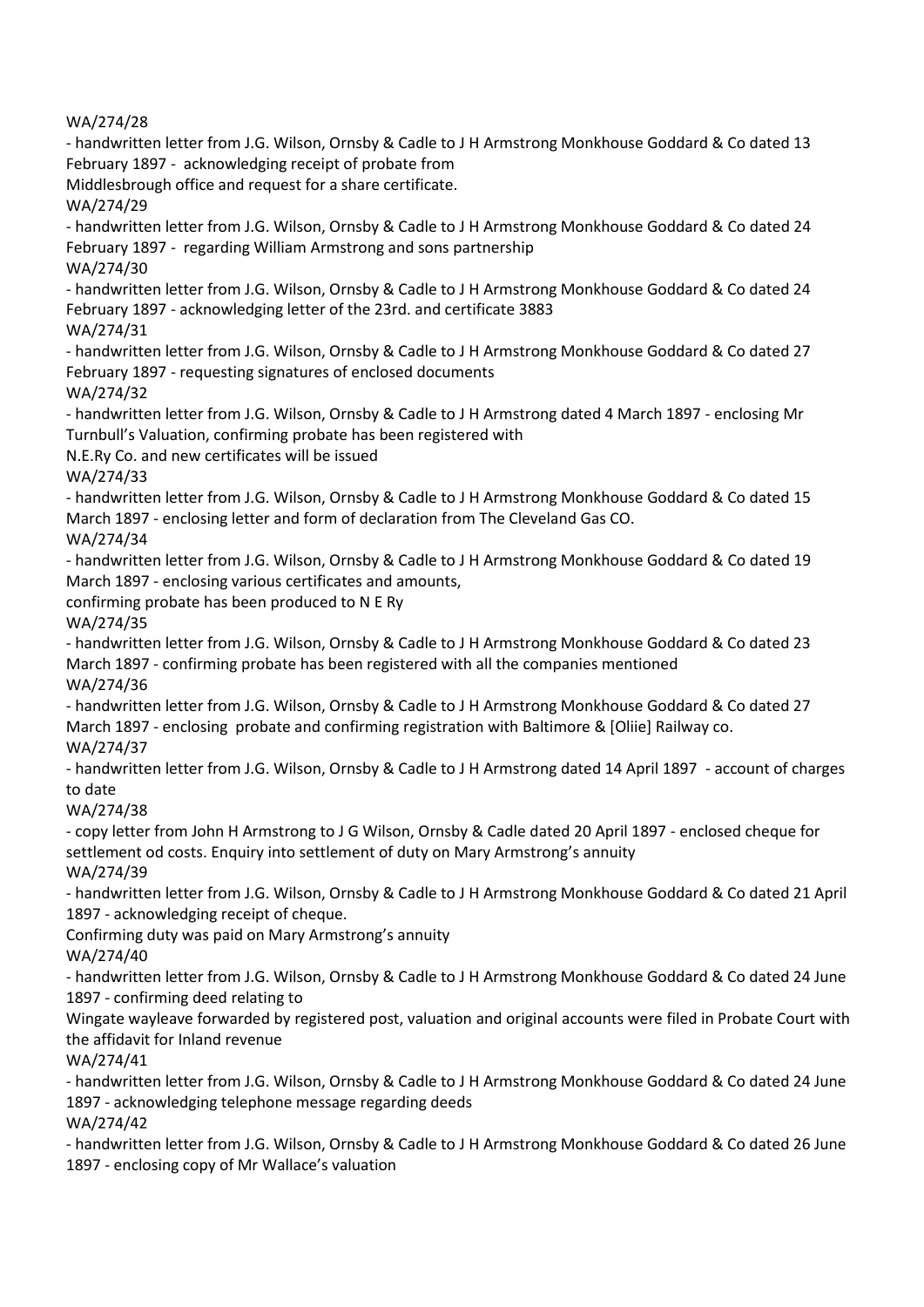WA/274/28

- handwritten letter from J.G. Wilson, Ornsby & Cadle to J H Armstrong Monkhouse Goddard & Co dated 13 February 1897 - acknowledging receipt of probate from Middlesbrough office and request for a share certificate.

WA/274/29

- handwritten letter from J.G. Wilson, Ornsby & Cadle to J H Armstrong Monkhouse Goddard & Co dated 24 February 1897 - regarding William Armstrong and sons partnership

WA/274/30

- handwritten letter from J.G. Wilson, Ornsby & Cadle to J H Armstrong Monkhouse Goddard & Co dated 24 February 1897 - acknowledging letter of the 23rd. and certificate 3883

WA/274/31

- handwritten letter from J.G. Wilson, Ornsby & Cadle to J H Armstrong Monkhouse Goddard & Co dated 27 February 1897 - requesting signatures of enclosed documents

WA/274/32

- handwritten letter from J.G. Wilson, Ornsby & Cadle to J H Armstrong dated 4 March 1897 - enclosing Mr Turnbull's Valuation, confirming probate has been registered with N.E.Ry Co. and new certificates will be issued

WA/274/33

- handwritten letter from J.G. Wilson, Ornsby & Cadle to J H Armstrong Monkhouse Goddard & Co dated 15 March 1897 - enclosing letter and form of declaration from The Cleveland Gas CO.

WA/274/34

- handwritten letter from J.G. Wilson, Ornsby & Cadle to J H Armstrong Monkhouse Goddard & Co dated 19 March 1897 - enclosing various certificates and amounts, confirming probate has been produced to N E Ry

WA/274/35

- handwritten letter from J.G. Wilson, Ornsby & Cadle to J H Armstrong Monkhouse Goddard & Co dated 23 March 1897 - confirming probate has been registered with all the companies mentioned

WA/274/36

- handwritten letter from J.G. Wilson, Ornsby & Cadle to J H Armstrong Monkhouse Goddard & Co dated 27 March 1897 - enclosing probate and confirming registration with Baltimore & [Oliie] Railway co.

WA/274/37

- handwritten letter from J.G. Wilson, Ornsby & Cadle to J H Armstrong dated 14 April 1897 - account of charges to date

WA/274/38

- copy letter from John H Armstrong to J G Wilson, Ornsby & Cadle dated 20 April 1897 - enclosed cheque for settlement od costs. Enquiry into settlement of duty on Mary Armstrong's annuity

WA/274/39

- handwritten letter from J.G. Wilson, Ornsby & Cadle to J H Armstrong Monkhouse Goddard & Co dated 21 April 1897 - acknowledging receipt of cheque.
Confirming duty was paid on Mary Armstrong's annuity

WA/274/40

- handwritten letter from J.G. Wilson, Ornsby & Cadle to J H Armstrong Monkhouse Goddard & Co dated 24 June 1897 - confirming deed relating to Wingate wayleave forwarded by registered post, valuation and original accounts were filed in Probate Court with the affidavit for Inland revenue

WA/274/41

- handwritten letter from J.G. Wilson, Ornsby & Cadle to J H Armstrong Monkhouse Goddard & Co dated 24 June 1897 - acknowledging telephone message regarding deeds

WA/274/42

- handwritten letter from J.G. Wilson, Ornsby & Cadle to J H Armstrong Monkhouse Goddard & Co dated 26 June 1897 - enclosing copy of Mr Wallace's valuation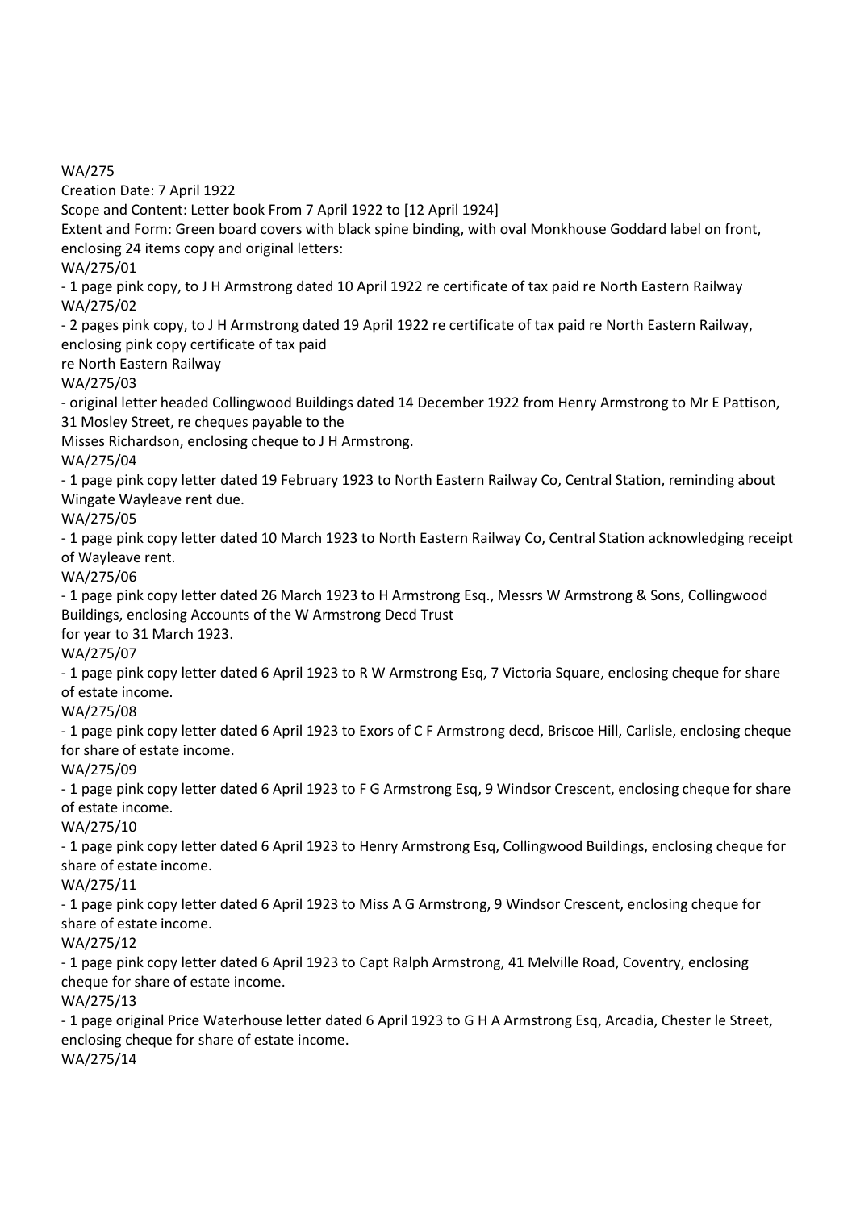WA/275

Creation Date: 7 April 1922

Scope and Content: Letter book From 7 April 1922 to [12 April 1924]

Extent and Form: Green board covers with black spine binding, with oval Monkhouse Goddard label on front, enclosing 24 items copy and original letters:

WA/275/01

- 1 page pink copy, to J H Armstrong dated 10 April 1922 re certificate of tax paid re North Eastern Railway

WA/275/02

- 2 pages pink copy, to J H Armstrong dated 19 April 1922 re certificate of tax paid re North Eastern Railway, enclosing pink copy certificate of tax paid
re North Eastern Railway

WA/275/03

- original letter headed Collingwood Buildings dated 14 December 1922 from Henry Armstrong to Mr E Pattison, 31 Mosley Street, re cheques payable to the
Misses Richardson, enclosing cheque to J H Armstrong.

WA/275/04

- 1 page pink copy letter dated 19 February 1923 to North Eastern Railway Co, Central Station, reminding about Wingate Wayleave rent due.

WA/275/05

- 1 page pink copy letter dated 10 March 1923 to North Eastern Railway Co, Central Station acknowledging receipt of Wayleave rent.

WA/275/06

- 1 page pink copy letter dated 26 March 1923 to H Armstrong Esq., Messrs W Armstrong & Sons, Collingwood Buildings, enclosing Accounts of the W Armstrong Decd Trust
for year to 31 March 1923.

WA/275/07

- 1 page pink copy letter dated 6 April 1923 to R W Armstrong Esq, 7 Victoria Square, enclosing cheque for share of estate income.

WA/275/08

- 1 page pink copy letter dated 6 April 1923 to Exors of C F Armstrong decd, Briscoe Hill, Carlisle, enclosing cheque for share of estate income.

WA/275/09

- 1 page pink copy letter dated 6 April 1923 to F G Armstrong Esq, 9 Windsor Crescent, enclosing cheque for share of estate income.

WA/275/10

- 1 page pink copy letter dated 6 April 1923 to Henry Armstrong Esq, Collingwood Buildings, enclosing cheque for share of estate income.

WA/275/11

- 1 page pink copy letter dated 6 April 1923 to Miss A G Armstrong, 9 Windsor Crescent, enclosing cheque for share of estate income.

WA/275/12

- 1 page pink copy letter dated 6 April 1923 to Capt Ralph Armstrong, 41 Melville Road, Coventry, enclosing cheque for share of estate income.

WA/275/13

- 1 page original Price Waterhouse letter dated 6 April 1923 to G H A Armstrong Esq, Arcadia, Chester le Street, enclosing cheque for share of estate income.

WA/275/14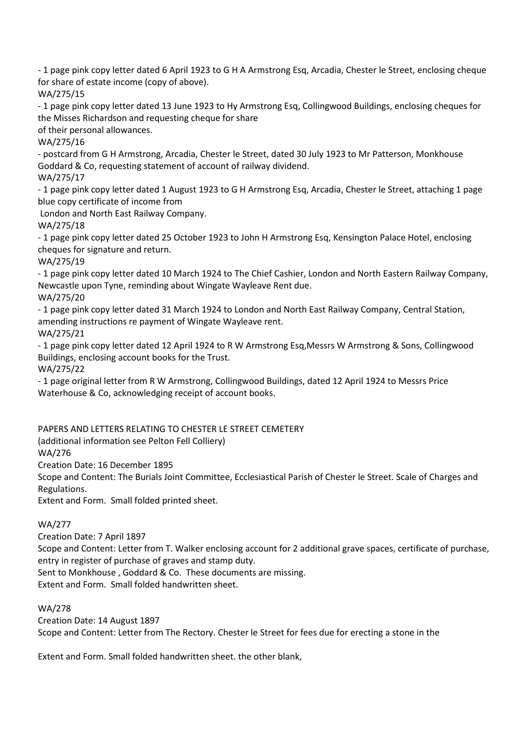- 1 page pink copy letter dated 6 April 1923 to G H A Armstrong Esq, Arcadia, Chester le Street, enclosing cheque for share of estate income (copy of above).

WA/275/15

- 1 page pink copy letter dated 13 June 1923 to Hy Armstrong Esq, Collingwood Buildings, enclosing cheques for the Misses Richardson and requesting cheque for share of their personal allowances.

WA/275/16

- postcard from G H Armstrong, Arcadia, Chester le Street, dated 30 July 1923 to Mr Patterson, Monkhouse Goddard & Co, requesting statement of account of railway dividend.

WA/275/17

- 1 page pink copy letter dated 1 August 1923 to G H Armstrong Esq, Arcadia, Chester le Street, attaching 1 page blue copy certificate of income from London and North East Railway Company.

WA/275/18

- 1 page pink copy letter dated 25 October 1923 to John H Armstrong Esq, Kensington Palace Hotel, enclosing cheques for signature and return.

WA/275/19

- 1 page pink copy letter dated 10 March 1924 to The Chief Cashier, London and North Eastern Railway Company, Newcastle upon Tyne, reminding about Wingate Wayleave Rent due.

WA/275/20

- 1 page pink copy letter dated 31 March 1924 to London and North East Railway Company, Central Station, amending instructions re payment of Wingate Wayleave rent.

WA/275/21

- 1 page pink copy letter dated 12 April 1924 to R W Armstrong Esq,Messrs W Armstrong & Sons, Collingwood Buildings, enclosing account books for the Trust.

WA/275/22

- 1 page original letter from R W Armstrong, Collingwood Buildings, dated 12 April 1924 to Messrs Price Waterhouse & Co, acknowledging receipt of account books.

PAPERS AND LETTERS RELATING TO CHESTER LE STREET CEMETERY
(additional information see Pelton Fell Colliery)

WA/276

Creation Date: 16 December 1895

Scope and Content: The Burials Joint Committee, Ecclesiastical Parish of Chester le Street. Scale of Charges and Regulations.

Extent and Form. Small folded printed sheet.

WA/277

Creation Date: 7 April 1897

Scope and Content: Letter from T. Walker enclosing account for 2 additional grave spaces, certificate of purchase, entry in register of purchase of graves and stamp duty.

Sent to Monkhouse , Goddard & Co. These documents are missing.

Extent and Form. Small folded handwritten sheet.

WA/278

Creation Date: 14 August 1897

Scope and Content: Letter from The Rectory. Chester le Street for fees due for erecting a stone in the

Extent and Form. Small folded handwritten sheet. the other blank,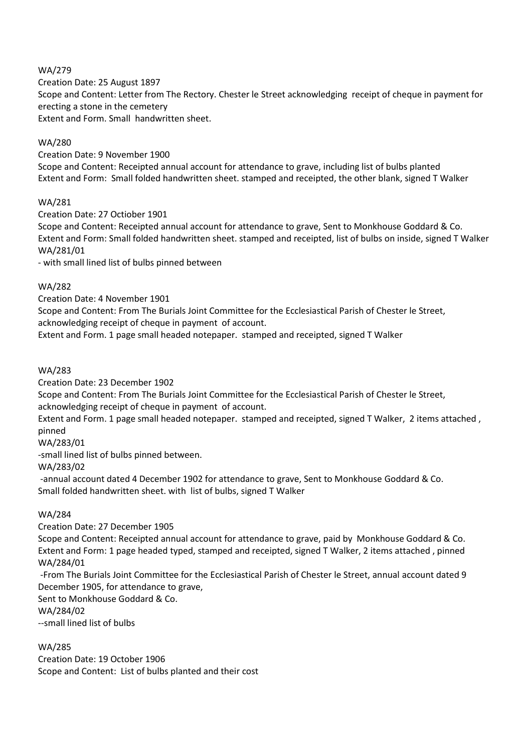WA/279

Creation Date: 25 August 1897

Scope and Content: Letter from The Rectory. Chester le Street acknowledging receipt of cheque in payment for erecting a stone in the cemetery

Extent and Form. Small handwritten sheet.

WA/280

Creation Date: 9 November 1900

Scope and Content: Receipted annual account for attendance to grave, including list of bulbs planted

Extent and Form: Small folded handwritten sheet. stamped and receipted, the other blank, signed T Walker

WA/281

Creation Date: 27 Octiober 1901

Scope and Content: Receipted annual account for attendance to grave, Sent to Monkhouse Goddard & Co.

Extent and Form: Small folded handwritten sheet. stamped and receipted, list of bulbs on inside, signed T Walker

WA/281/01

- with small lined list of bulbs pinned between

WA/282

Creation Date: 4 November 1901

Scope and Content: From The Burials Joint Committee for the Ecclesiastical Parish of Chester le Street, acknowledging receipt of cheque in payment of account.

Extent and Form. 1 page small headed notepaper. stamped and receipted, signed T Walker

WA/283

Creation Date: 23 December 1902

Scope and Content: From The Burials Joint Committee for the Ecclesiastical Parish of Chester le Street, acknowledging receipt of cheque in payment of account.

Extent and Form. 1 page small headed notepaper. stamped and receipted, signed T Walker, 2 items attached , pinned

WA/283/01

-small lined list of bulbs pinned between.

WA/283/02

-annual account dated 4 December 1902 for attendance to grave, Sent to Monkhouse Goddard & Co. Small folded handwritten sheet. with list of bulbs, signed T Walker

WA/284

Creation Date: 27 December 1905

Scope and Content: Receipted annual account for attendance to grave, paid by Monkhouse Goddard & Co.

Extent and Form: 1 page headed typed, stamped and receipted, signed T Walker, 2 items attached , pinned

WA/284/01

-From The Burials Joint Committee for the Ecclesiastical Parish of Chester le Street, annual account dated 9 December 1905, for attendance to grave,

Sent to Monkhouse Goddard & Co.

WA/284/02

--small lined list of bulbs

WA/285

Creation Date: 19 October 1906

Scope and Content: List of bulbs planted and their cost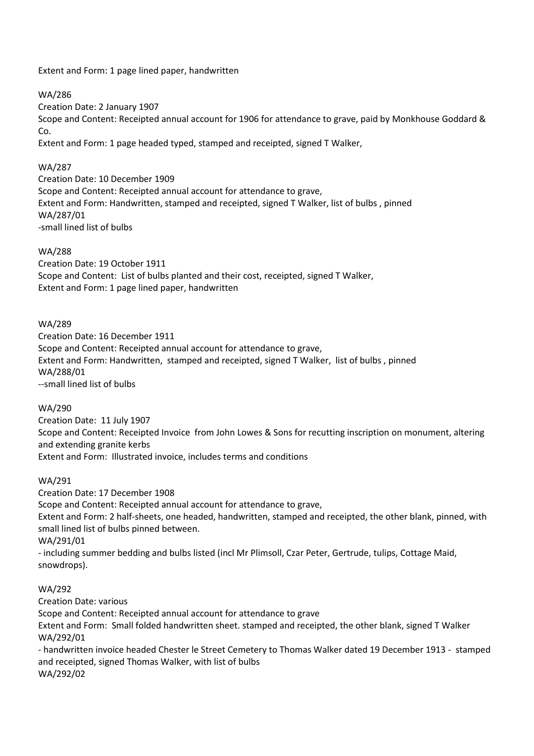Extent and Form: 1 page lined paper, handwritten

WA/286
Creation Date: 2 January 1907
Scope and Content: Receipted annual account for 1906 for attendance to grave, paid by Monkhouse Goddard & Co.
Extent and Form: 1 page headed typed, stamped and receipted, signed T Walker,

WA/287
Creation Date: 10 December 1909
Scope and Content: Receipted annual account for attendance to grave,
Extent and Form: Handwritten, stamped and receipted, signed T Walker, list of bulbs , pinned
WA/287/01
-small lined list of bulbs

WA/288
Creation Date: 19 October 1911
Scope and Content: List of bulbs planted and their cost, receipted, signed T Walker,
Extent and Form: 1 page lined paper, handwritten

WA/289
Creation Date: 16 December 1911
Scope and Content: Receipted annual account for attendance to grave,
Extent and Form: Handwritten, stamped and receipted, signed T Walker, list of bulbs , pinned
WA/288/01
--small lined list of bulbs

WA/290
Creation Date: 11 July 1907
Scope and Content: Receipted Invoice from John Lowes & Sons for recutting inscription on monument, altering and extending granite kerbs
Extent and Form: Illustrated invoice, includes terms and conditions

WA/291
Creation Date: 17 December 1908
Scope and Content: Receipted annual account for attendance to grave,
Extent and Form: 2 half-sheets, one headed, handwritten, stamped and receipted, the other blank, pinned, with small lined list of bulbs pinned between.
WA/291/01
- including summer bedding and bulbs listed (incl Mr Plimsoll, Czar Peter, Gertrude, tulips, Cottage Maid, snowdrops).

WA/292
Creation Date: various
Scope and Content: Receipted annual account for attendance to grave
Extent and Form: Small folded handwritten sheet. stamped and receipted, the other blank, signed T Walker
WA/292/01
- handwritten invoice headed Chester le Street Cemetery to Thomas Walker dated 19 December 1913 - stamped and receipted, signed Thomas Walker, with list of bulbs
WA/292/02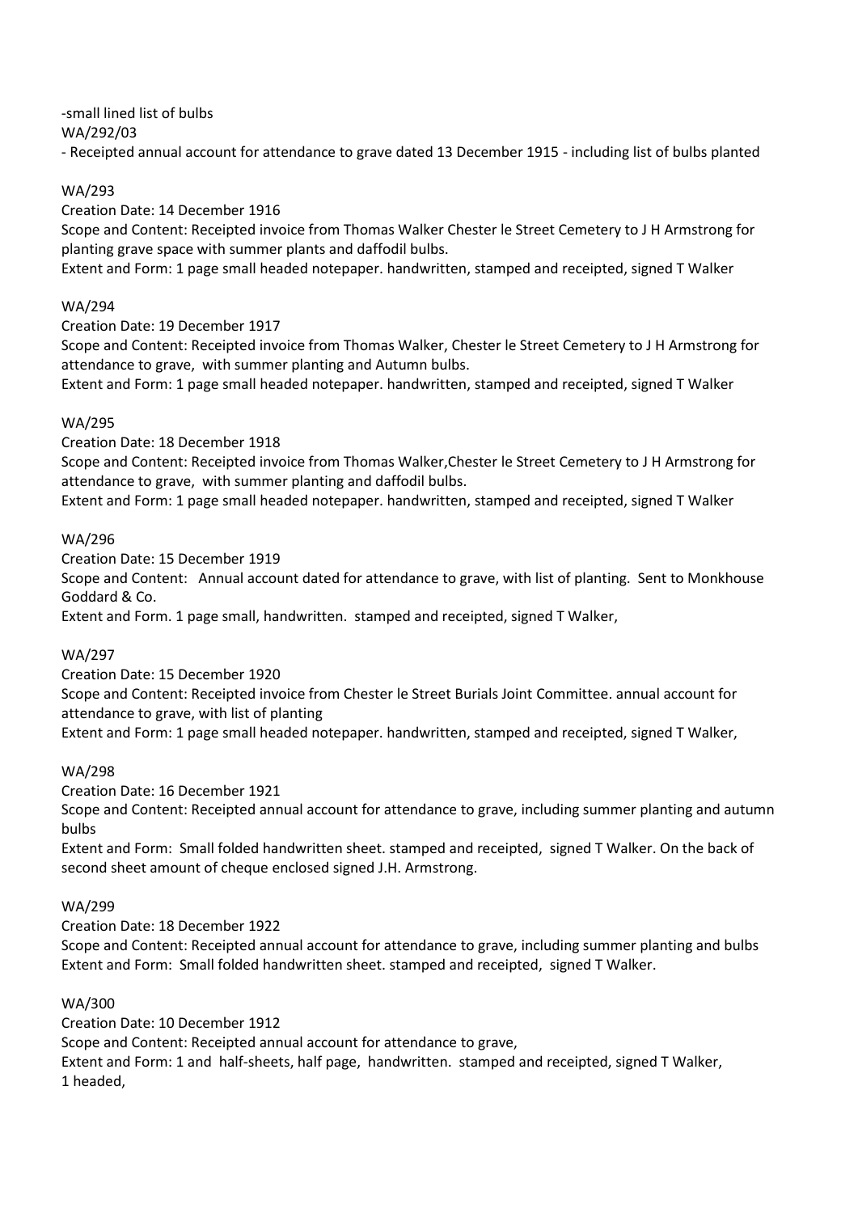-small lined list of bulbs
WA/292/03
- Receipted annual account for attendance to grave dated 13 December 1915 - including list of bulbs planted

WA/293
Creation Date: 14 December 1916
Scope and Content: Receipted invoice from Thomas Walker Chester le Street Cemetery to J H Armstrong for planting grave space with summer plants and daffodil bulbs.
Extent and Form: 1 page small headed notepaper. handwritten, stamped and receipted, signed T Walker

WA/294
Creation Date: 19 December 1917
Scope and Content: Receipted invoice from Thomas Walker, Chester le Street Cemetery to J H Armstrong for attendance to grave, with summer planting and Autumn bulbs.
Extent and Form: 1 page small headed notepaper. handwritten, stamped and receipted, signed T Walker

WA/295
Creation Date: 18 December 1918
Scope and Content: Receipted invoice from Thomas Walker,Chester le Street Cemetery to J H Armstrong for attendance to grave, with summer planting and daffodil bulbs.
Extent and Form: 1 page small headed notepaper. handwritten, stamped and receipted, signed T Walker

WA/296
Creation Date: 15 December 1919
Scope and Content: Annual account dated for attendance to grave, with list of planting. Sent to Monkhouse Goddard & Co.
Extent and Form. 1 page small, handwritten. stamped and receipted, signed T Walker,

WA/297
Creation Date: 15 December 1920
Scope and Content: Receipted invoice from Chester le Street Burials Joint Committee. annual account for attendance to grave, with list of planting
Extent and Form: 1 page small headed notepaper. handwritten, stamped and receipted, signed T Walker,

WA/298
Creation Date: 16 December 1921
Scope and Content: Receipted annual account for attendance to grave, including summer planting and autumn bulbs
Extent and Form: Small folded handwritten sheet. stamped and receipted, signed T Walker. On the back of second sheet amount of cheque enclosed signed J.H. Armstrong.

WA/299
Creation Date: 18 December 1922
Scope and Content: Receipted annual account for attendance to grave, including summer planting and bulbs
Extent and Form: Small folded handwritten sheet. stamped and receipted, signed T Walker.

WA/300
Creation Date: 10 December 1912
Scope and Content: Receipted annual account for attendance to grave,
Extent and Form: 1 and half-sheets, half page, handwritten. stamped and receipted, signed T Walker,
1 headed,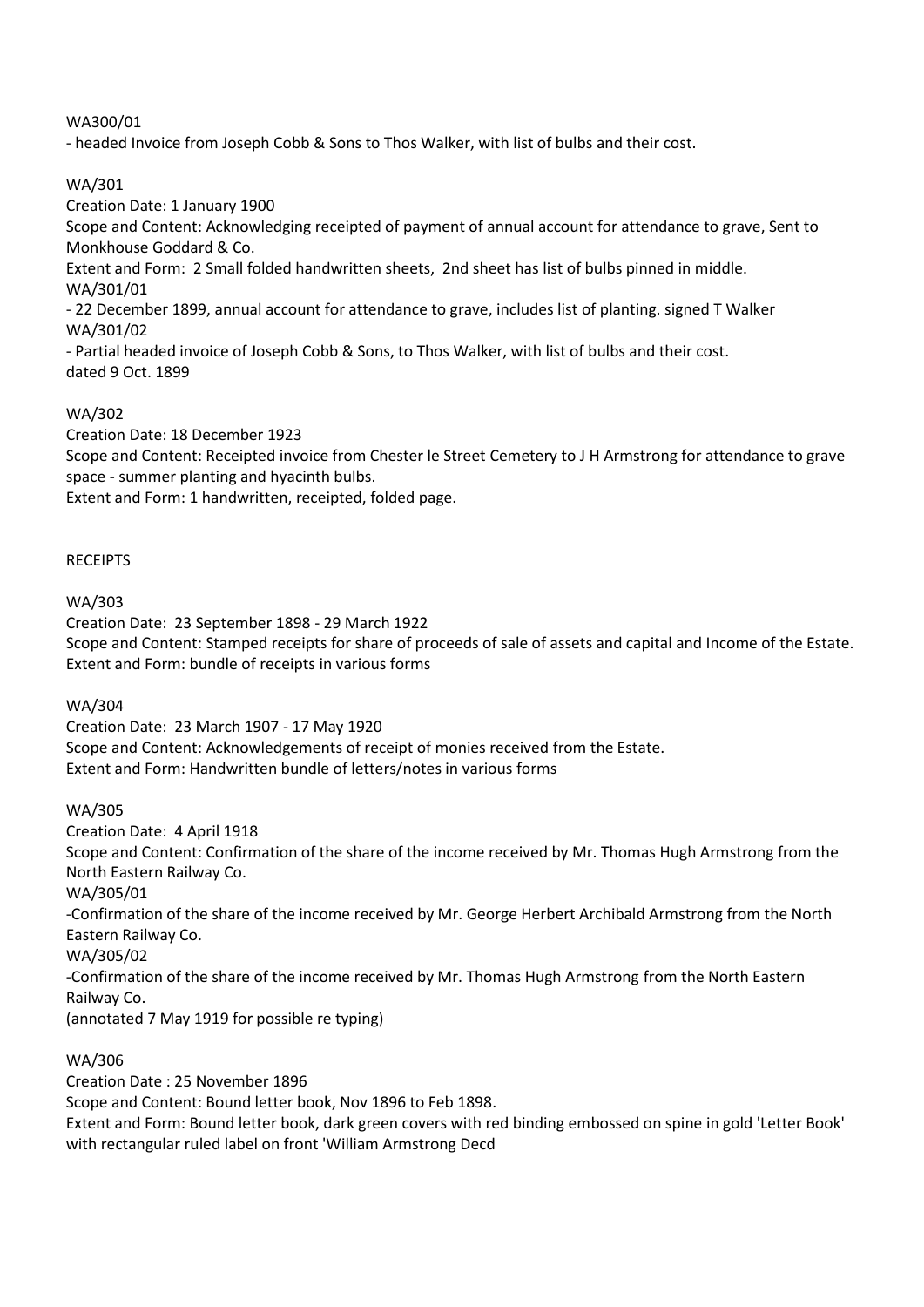WA300/01

- headed Invoice from Joseph Cobb & Sons to Thos Walker, with list of bulbs and their cost.

WA/301

Creation Date: 1 January 1900

Scope and Content: Acknowledging receipted of payment of annual account for attendance to grave, Sent to Monkhouse Goddard & Co.

Extent and Form: 2 Small folded handwritten sheets, 2nd sheet has list of bulbs pinned in middle.

WA/301/01

- 22 December 1899, annual account for attendance to grave, includes list of planting. signed T Walker

WA/301/02

- Partial headed invoice of Joseph Cobb & Sons, to Thos Walker, with list of bulbs and their cost. dated 9 Oct. 1899

WA/302

Creation Date: 18 December 1923

Scope and Content: Receipted invoice from Chester le Street Cemetery to J H Armstrong for attendance to grave space - summer planting and hyacinth bulbs.

Extent and Form: 1 handwritten, receipted, folded page.

RECEIPTS

WA/303

Creation Date: 23 September 1898 - 29 March 1922

Scope and Content: Stamped receipts for share of proceeds of sale of assets and capital and Income of the Estate.

Extent and Form: bundle of receipts in various forms

WA/304

Creation Date: 23 March 1907 - 17 May 1920

Scope and Content: Acknowledgements of receipt of monies received from the Estate.

Extent and Form: Handwritten bundle of letters/notes in various forms

WA/305

Creation Date: 4 April 1918

Scope and Content: Confirmation of the share of the income received by Mr. Thomas Hugh Armstrong from the North Eastern Railway Co.

WA/305/01

-Confirmation of the share of the income received by Mr. George Herbert Archibald Armstrong from the North Eastern Railway Co.

WA/305/02

-Confirmation of the share of the income received by Mr. Thomas Hugh Armstrong from the North Eastern Railway Co.

(annotated 7 May 1919 for possible re typing)

WA/306

Creation Date : 25 November 1896

Scope and Content: Bound letter book, Nov 1896 to Feb 1898.

Extent and Form: Bound letter book, dark green covers with red binding embossed on spine in gold 'Letter Book' with rectangular ruled label on front 'William Armstrong Decd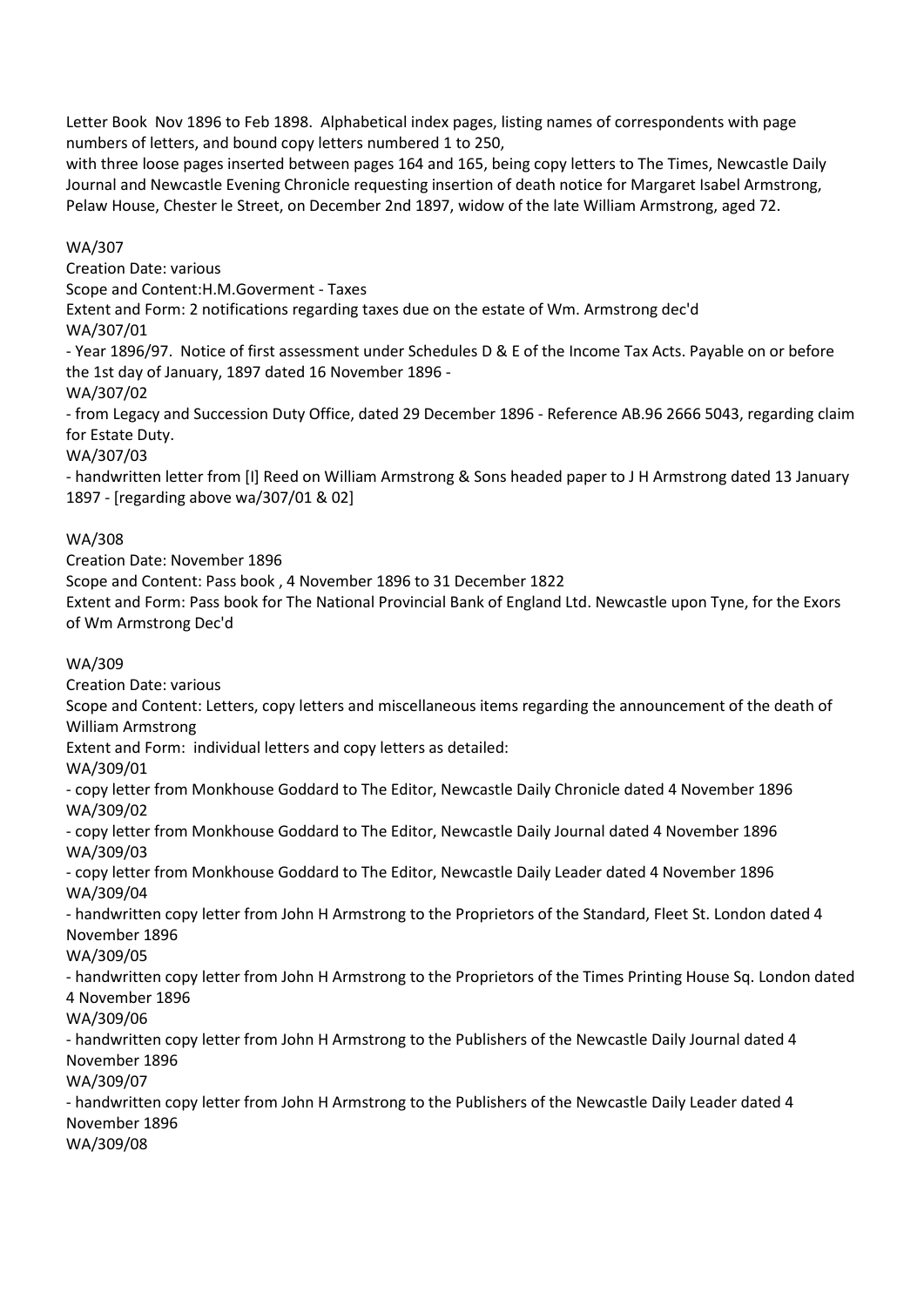Letter Book Nov 1896 to Feb 1898. Alphabetical index pages, listing names of correspondents with page numbers of letters, and bound copy letters numbered 1 to 250, with three loose pages inserted between pages 164 and 165, being copy letters to The Times, Newcastle Daily Journal and Newcastle Evening Chronicle requesting insertion of death notice for Margaret Isabel Armstrong, Pelaw House, Chester le Street, on December 2nd 1897, widow of the late William Armstrong, aged 72.

WA/307
Creation Date: various
Scope and Content:H.M.Goverment - Taxes
Extent and Form: 2 notifications regarding taxes due on the estate of Wm. Armstrong dec'd
WA/307/01
- Year 1896/97. Notice of first assessment under Schedules D & E of the Income Tax Acts. Payable on or before the 1st day of January, 1897 dated 16 November 1896 -
WA/307/02
- from Legacy and Succession Duty Office, dated 29 December 1896 - Reference AB.96 2666 5043, regarding claim for Estate Duty.
WA/307/03
- handwritten letter from [I] Reed on William Armstrong & Sons headed paper to J H Armstrong dated 13 January 1897 - [regarding above wa/307/01 & 02]

WA/308
Creation Date: November 1896
Scope and Content: Pass book , 4 November 1896 to 31 December 1822
Extent and Form: Pass book for The National Provincial Bank of England Ltd. Newcastle upon Tyne, for the Exors of Wm Armstrong Dec'd

WA/309
Creation Date: various
Scope and Content: Letters, copy letters and miscellaneous items regarding the announcement of the death of William Armstrong
Extent and Form: individual letters and copy letters as detailed:
WA/309/01
- copy letter from Monkhouse Goddard to The Editor, Newcastle Daily Chronicle dated 4 November 1896
WA/309/02
- copy letter from Monkhouse Goddard to The Editor, Newcastle Daily Journal dated 4 November 1896
WA/309/03
- copy letter from Monkhouse Goddard to The Editor, Newcastle Daily Leader dated 4 November 1896
WA/309/04
- handwritten copy letter from John H Armstrong to the Proprietors of the Standard, Fleet St. London dated 4 November 1896
WA/309/05
- handwritten copy letter from John H Armstrong to the Proprietors of the Times Printing House Sq. London dated 4 November 1896
WA/309/06
- handwritten copy letter from John H Armstrong to the Publishers of the Newcastle Daily Journal dated 4 November 1896
WA/309/07
- handwritten copy letter from John H Armstrong to the Publishers of the Newcastle Daily Leader dated 4 November 1896
WA/309/08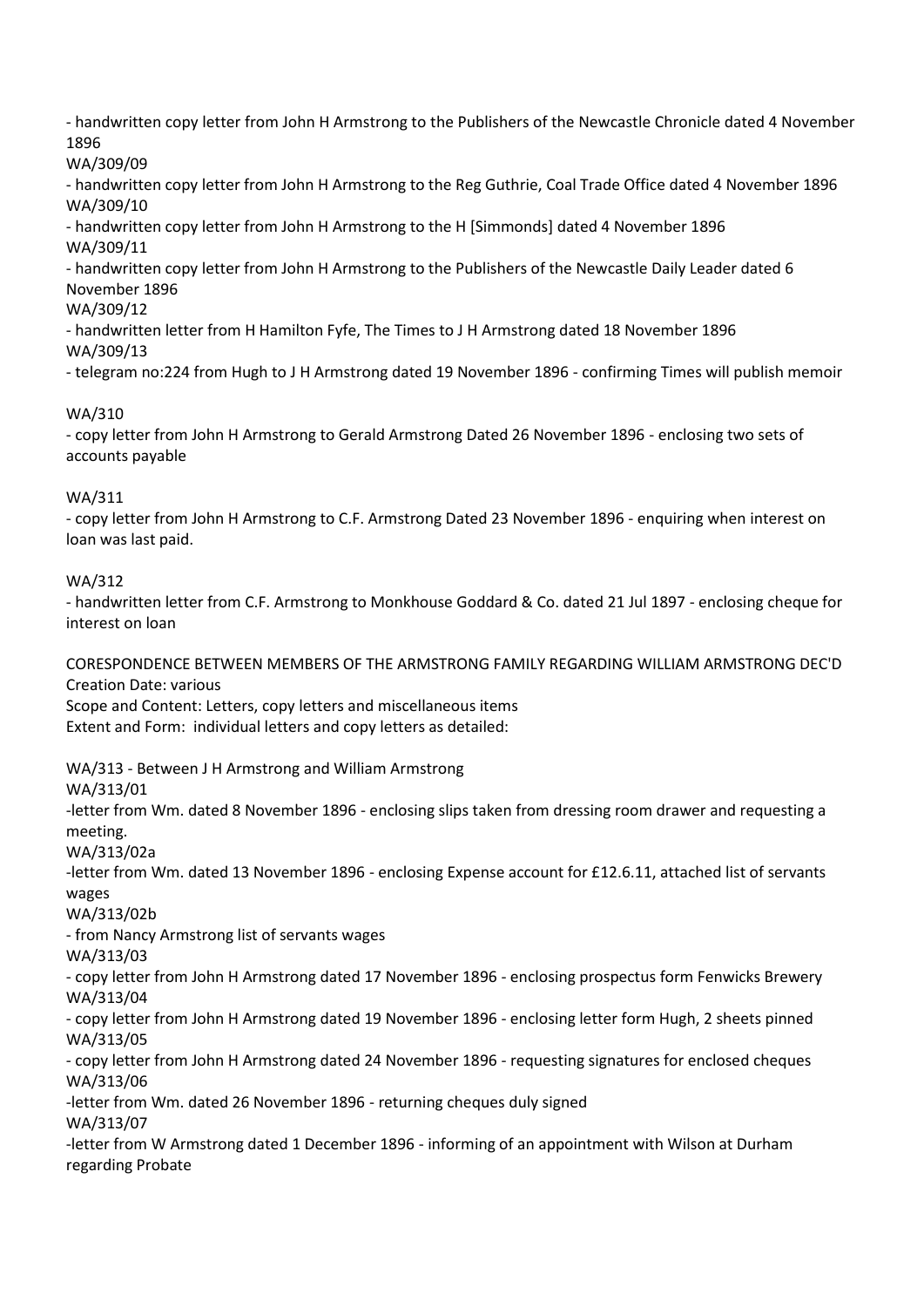- handwritten copy letter from John H Armstrong to the Publishers of the Newcastle Chronicle dated 4 November 1896

WA/309/09

- handwritten copy letter from John H Armstrong to the Reg Guthrie, Coal Trade Office dated 4 November 1896

WA/309/10

- handwritten copy letter from John H Armstrong to the H [Simmonds] dated 4 November 1896

WA/309/11

- handwritten copy letter from John H Armstrong to the Publishers of the Newcastle Daily Leader dated 6 November 1896

WA/309/12

- handwritten letter from H Hamilton Fyfe, The Times to J H Armstrong dated 18 November 1896

WA/309/13

- telegram no:224 from Hugh to J H Armstrong dated 19 November 1896 - confirming Times will publish memoir

WA/310

- copy letter from John H Armstrong to Gerald Armstrong Dated 26 November 1896 - enclosing two sets of accounts payable

WA/311

- copy letter from John H Armstrong to C.F. Armstrong Dated 23 November 1896 - enquiring when interest on loan was last paid.

WA/312

- handwritten letter from C.F. Armstrong to Monkhouse Goddard & Co. dated 21 Jul 1897 - enclosing cheque for interest on loan

CORESPONDENCE BETWEEN MEMBERS OF THE ARMSTRONG FAMILY REGARDING WILLIAM ARMSTRONG DEC'D

Creation Date: various

Scope and Content: Letters, copy letters and miscellaneous items

Extent and Form: individual letters and copy letters as detailed:

WA/313 - Between J H Armstrong and William Armstrong

WA/313/01

-letter from Wm. dated 8 November 1896 - enclosing slips taken from dressing room drawer and requesting a meeting.

WA/313/02a

-letter from Wm. dated 13 November 1896 - enclosing Expense account for £12.6.11, attached list of servants wages

WA/313/02b

- from Nancy Armstrong list of servants wages

WA/313/03

- copy letter from John H Armstrong dated 17 November 1896 - enclosing prospectus form Fenwicks Brewery

WA/313/04

- copy letter from John H Armstrong dated 19 November 1896 - enclosing letter form Hugh, 2 sheets pinned

WA/313/05

- copy letter from John H Armstrong dated 24 November 1896 - requesting signatures for enclosed cheques

WA/313/06

-letter from Wm. dated 26 November 1896 - returning cheques duly signed

WA/313/07

-letter from W Armstrong dated 1 December 1896 - informing of an appointment with Wilson at Durham regarding Probate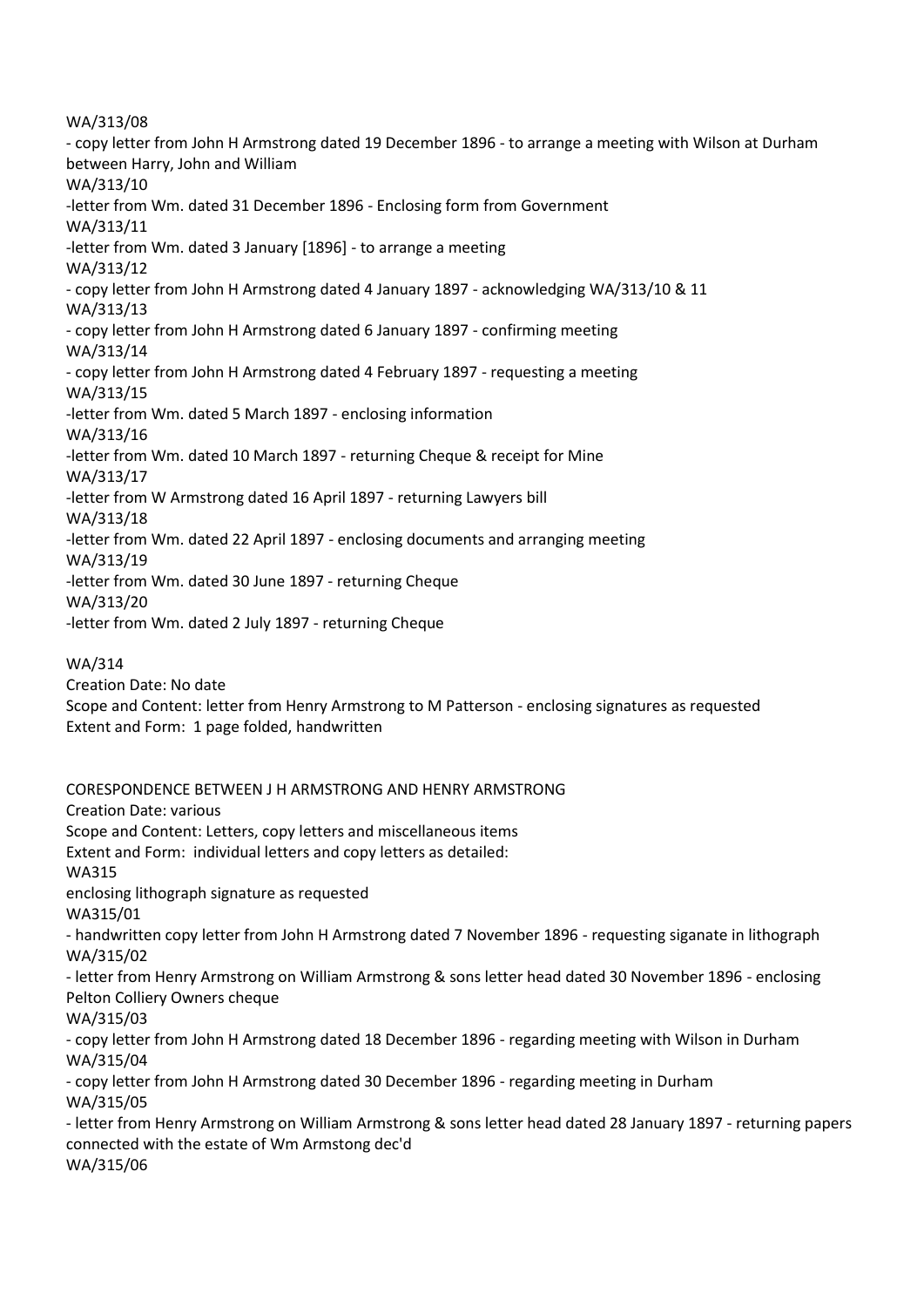WA/313/08

- copy letter from John H Armstrong dated 19 December 1896 - to arrange a meeting with Wilson at Durham between Harry, John and William

WA/313/10

-letter from Wm. dated 31 December 1896 - Enclosing form from Government

WA/313/11

-letter from Wm. dated 3 January [1896] - to arrange a meeting

WA/313/12

- copy letter from John H Armstrong dated 4 January 1897 - acknowledging WA/313/10 & 11

WA/313/13

- copy letter from John H Armstrong dated 6 January 1897 - confirming meeting

WA/313/14

- copy letter from John H Armstrong dated 4 February 1897 - requesting a meeting

WA/313/15

-letter from Wm. dated 5 March 1897 - enclosing information

WA/313/16

-letter from Wm. dated 10 March 1897 - returning Cheque & receipt for Mine

WA/313/17

-letter from W Armstrong dated 16 April 1897 - returning Lawyers bill

WA/313/18

-letter from Wm. dated 22 April 1897 - enclosing documents and arranging meeting

WA/313/19

-letter from Wm. dated 30 June 1897 - returning Cheque

WA/313/20

-letter from Wm. dated 2 July 1897 - returning Cheque

WA/314

Creation Date: No date

Scope and Content: letter from Henry Armstrong to M Patterson - enclosing signatures as requested

Extent and Form: 1 page folded, handwritten

CORESPONDENCE BETWEEN J H ARMSTRONG AND HENRY ARMSTRONG

Creation Date: various

Scope and Content: Letters, copy letters and miscellaneous items

Extent and Form: individual letters and copy letters as detailed:

WA315

enclosing lithograph signature as requested

WA315/01

- handwritten copy letter from John H Armstrong dated 7 November 1896 - requesting siganate in lithograph

WA/315/02

- letter from Henry Armstrong on William Armstrong & sons letter head dated 30 November 1896 - enclosing Pelton Colliery Owners cheque

WA/315/03

- copy letter from John H Armstrong dated 18 December 1896 - regarding meeting with Wilson in Durham

WA/315/04

- copy letter from John H Armstrong dated 30 December 1896 - regarding meeting in Durham

WA/315/05

- letter from Henry Armstrong on William Armstrong & sons letter head dated 28 January 1897 - returning papers connected with the estate of Wm Armstong dec'd

WA/315/06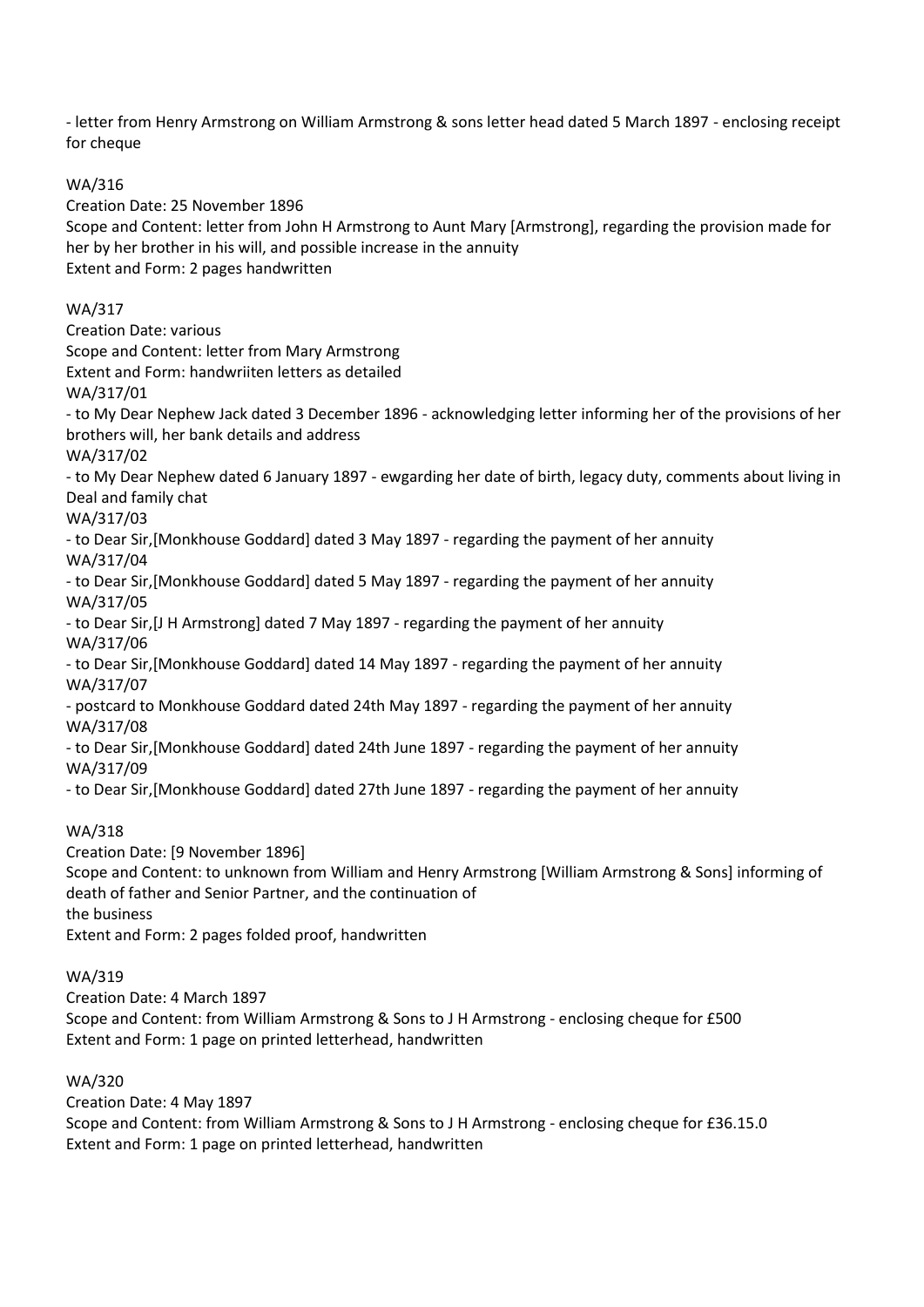- letter from Henry Armstrong on William Armstrong & sons letter head dated 5 March 1897 - enclosing receipt for cheque

WA/316
Creation Date: 25 November 1896
Scope and Content: letter from John H Armstrong to Aunt Mary [Armstrong], regarding the provision made for her by her brother in his will, and possible increase in the annuity
Extent and Form: 2 pages handwritten

WA/317
Creation Date: various
Scope and Content: letter from Mary Armstrong
Extent and Form: handwriiten letters as detailed
WA/317/01
- to My Dear Nephew Jack dated 3 December 1896 - acknowledging letter informing her of the provisions of her brothers will, her bank details and address
WA/317/02
- to My Dear Nephew dated 6 January 1897 - ewgarding her date of birth, legacy duty, comments about living in Deal and family chat
WA/317/03
- to Dear Sir,[Monkhouse Goddard] dated 3 May 1897 - regarding the payment of her annuity
WA/317/04
- to Dear Sir,[Monkhouse Goddard] dated 5 May 1897 - regarding the payment of her annuity
WA/317/05
- to Dear Sir,[J H Armstrong] dated 7 May 1897 - regarding the payment of her annuity
WA/317/06
- to Dear Sir,[Monkhouse Goddard] dated 14 May 1897 - regarding the payment of her annuity
WA/317/07
- postcard to Monkhouse Goddard dated 24th May 1897 - regarding the payment of her annuity
WA/317/08
- to Dear Sir,[Monkhouse Goddard] dated 24th June 1897 - regarding the payment of her annuity
WA/317/09
- to Dear Sir,[Monkhouse Goddard] dated 27th June 1897 - regarding the payment of her annuity

WA/318
Creation Date: [9 November 1896]
Scope and Content: to unknown from William and Henry Armstrong [William Armstrong & Sons] informing of death of father and Senior Partner, and the continuation of
the business
Extent and Form: 2 pages folded proof, handwritten

WA/319
Creation Date: 4 March 1897
Scope and Content: from William Armstrong & Sons to J H Armstrong - enclosing cheque for £500
Extent and Form: 1 page on printed letterhead, handwritten

WA/320
Creation Date: 4 May 1897
Scope and Content: from William Armstrong & Sons to J H Armstrong - enclosing cheque for £36.15.0
Extent and Form: 1 page on printed letterhead, handwritten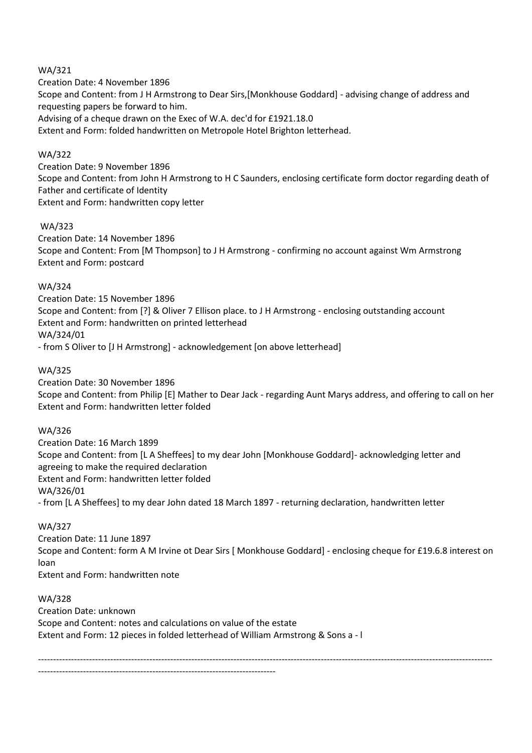WA/321
Creation Date: 4 November 1896
Scope and Content: from J H Armstrong to Dear Sirs,[Monkhouse Goddard] - advising change of address and requesting papers be forward to him.
Advising of a cheque drawn on the Exec of W.A. dec'd for £1921.18.0
Extent and Form: folded handwritten on Metropole Hotel Brighton letterhead.

WA/322
Creation Date: 9 November 1896
Scope and Content: from John H Armstrong to H C Saunders, enclosing certificate form doctor regarding death of Father and certificate of Identity
Extent and Form: handwritten copy letter

WA/323
Creation Date: 14 November 1896
Scope and Content: From [M Thompson] to J H Armstrong - confirming no account against Wm Armstrong
Extent and Form: postcard

WA/324
Creation Date: 15 November 1896
Scope and Content: from [?] & Oliver 7 Ellison place. to J H Armstrong - enclosing outstanding account
Extent and Form: handwritten on printed letterhead
WA/324/01
- from S Oliver to [J H Armstrong] - acknowledgement [on above letterhead]

WA/325
Creation Date: 30 November 1896
Scope and Content: from Philip [E] Mather to Dear Jack - regarding Aunt Marys address, and offering to call on her
Extent and Form: handwritten letter folded

WA/326
Creation Date: 16 March 1899
Scope and Content: from [L A Sheffees] to my dear John [Monkhouse Goddard]- acknowledging letter and agreeing to make the required declaration
Extent and Form: handwritten letter folded
WA/326/01
- from [L A Sheffees] to my dear John dated 18 March 1897 - returning declaration, handwritten letter

WA/327
Creation Date: 11 June 1897
Scope and Content: form A M Irvine ot Dear Sirs [ Monkhouse Goddard] - enclosing cheque for £19.6.8 interest on loan
Extent and Form: handwritten note

WA/328
Creation Date: unknown
Scope and Content: notes and calculations on value of the estate
Extent and Form: 12 pieces in folded letterhead of William Armstrong & Sons a - l

---